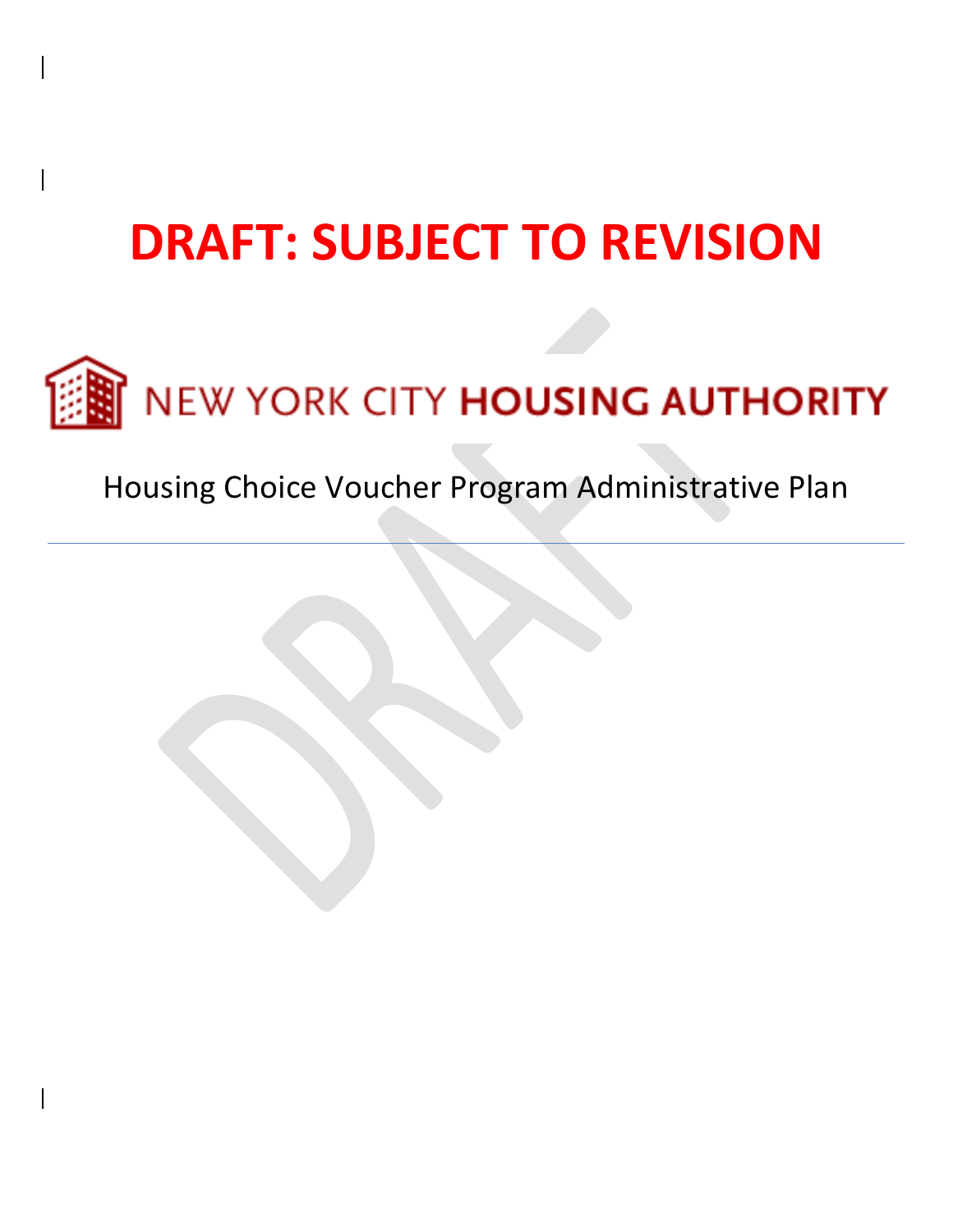# DRAFT: SUBJECT TO REVISION

NEW YORK CITY **HOUSING AUTHORITY**

Housing Choice Voucher Program Administrative Plan

---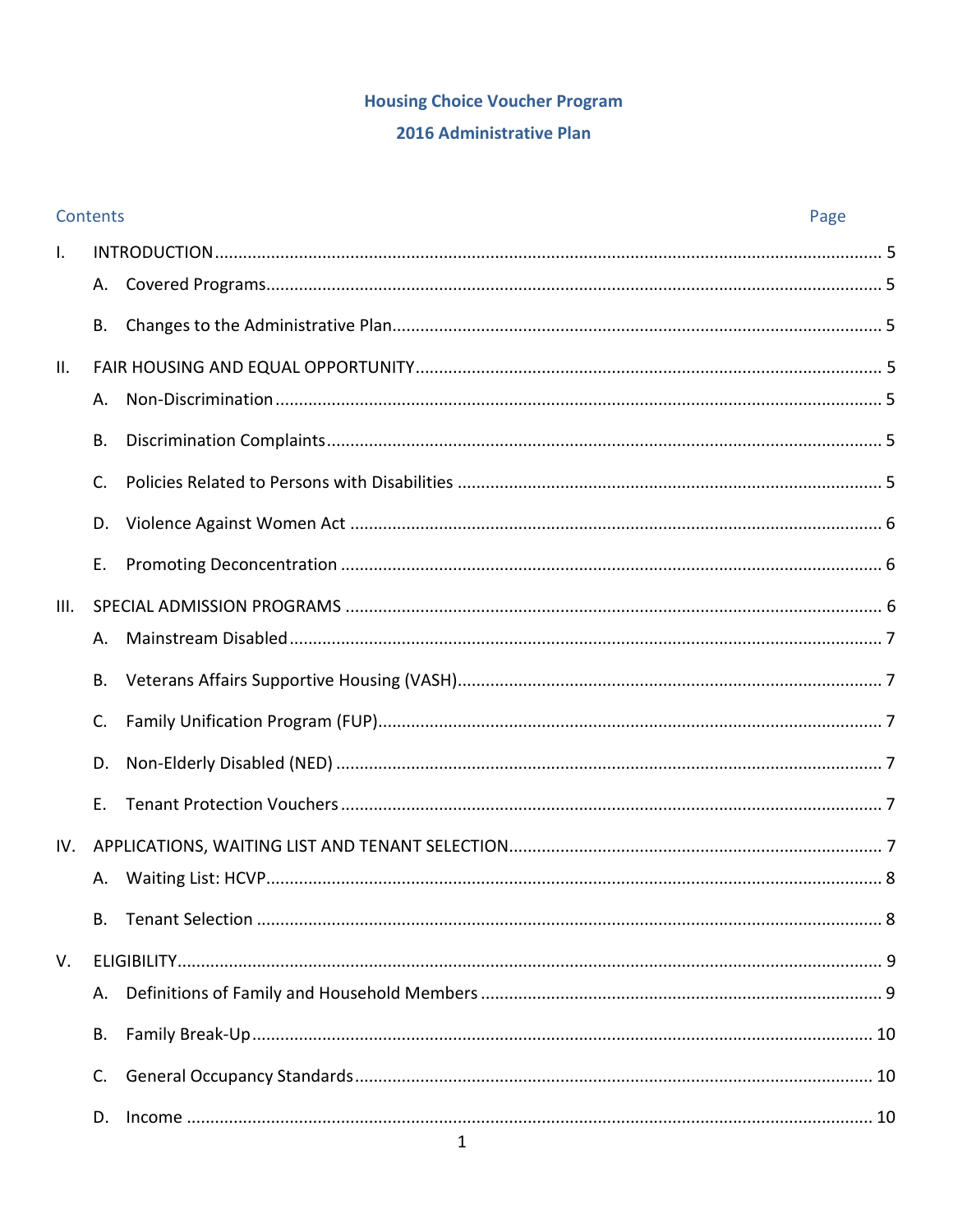# Housing Choice Voucher Program

## 2016 Administrative Plan

Contents — Page

I. INTRODUCTION .......... 5
- A. Covered Programs .......... 5
- B. Changes to the Administrative Plan .......... 5

II. FAIR HOUSING AND EQUAL OPPORTUNITY .......... 5
- A. Non-Discrimination .......... 5
- B. Discrimination Complaints .......... 5
- C. Policies Related to Persons with Disabilities .......... 5
- D. Violence Against Women Act .......... 6
- E. Promoting Deconcentration .......... 6

III. SPECIAL ADMISSION PROGRAMS .......... 6
- A. Mainstream Disabled .......... 7
- B. Veterans Affairs Supportive Housing (VASH) .......... 7
- C. Family Unification Program (FUP) .......... 7
- D. Non-Elderly Disabled (NED) .......... 7
- E. Tenant Protection Vouchers .......... 7

IV. APPLICATIONS, WAITING LIST AND TENANT SELECTION .......... 7
- A. Waiting List: HCVP .......... 8
- B. Tenant Selection .......... 8

V. ELIGIBILITY .......... 9
- A. Definitions of Family and Household Members .......... 9
- B. Family Break-Up .......... 10
- C. General Occupancy Standards .......... 10
- D. Income .......... 10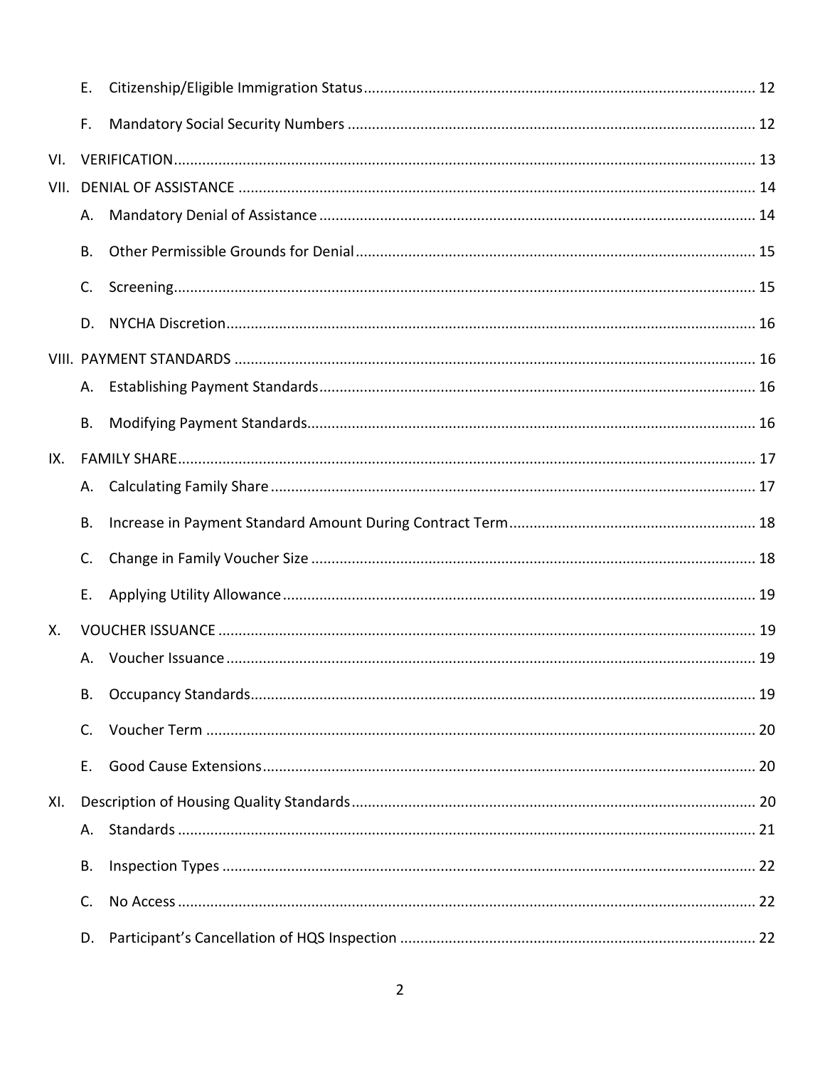E. Citizenship/Eligible Immigration Status ............................................................................................... 12

F. Mandatory Social Security Numbers ................................................................................................... 12

VI. VERIFICATION ........................................................................................................................................ 13

VII. DENIAL OF ASSISTANCE ........................................................................................................................ 14

A. Mandatory Denial of Assistance .......................................................................................................... 14

B. Other Permissible Grounds for Denial ................................................................................................. 15

C. Screening ............................................................................................................................................. 15

D. NYCHA Discretion ................................................................................................................................ 16

VIII. PAYMENT STANDARDS ........................................................................................................................ 16

A. Establishing Payment Standards .......................................................................................................... 16

B. Modifying Payment Standards ............................................................................................................ 16

IX. FAMILY SHARE ....................................................................................................................................... 17

A. Calculating Family Share ..................................................................................................................... 17

B. Increase in Payment Standard Amount During Contract Term ............................................................ 18

C. Change in Family Voucher Size ............................................................................................................ 18

E. Applying Utility Allowance ................................................................................................................... 19

X. VOUCHER ISSUANCE .............................................................................................................................. 19

A. Voucher Issuance ................................................................................................................................ 19

B. Occupancy Standards ........................................................................................................................... 19

C. Voucher Term ...................................................................................................................................... 20

E. Good Cause Extensions ........................................................................................................................ 20

XI. Description of Housing Quality Standards .............................................................................................. 20

A. Standards ............................................................................................................................................ 21

B. Inspection Types .................................................................................................................................. 22

C. No Access ............................................................................................................................................. 22

D. Participant's Cancellation of HQS Inspection ...................................................................................... 22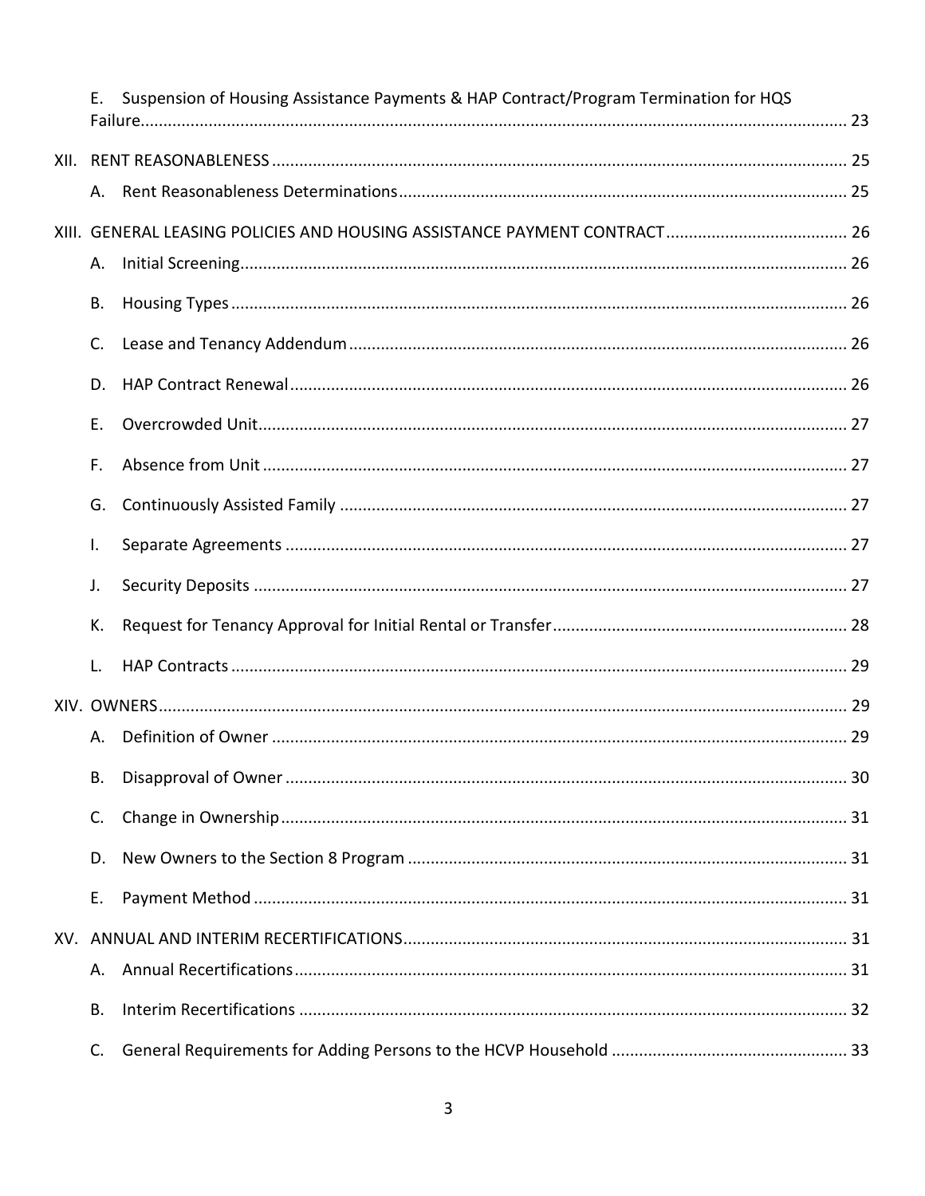E. Suspension of Housing Assistance Payments & HAP Contract/Program Termination for HQS Failure ........ 23

XII. RENT REASONABLENESS ........ 25

A. Rent Reasonableness Determinations ........ 25

XIII. GENERAL LEASING POLICIES AND HOUSING ASSISTANCE PAYMENT CONTRACT ........ 26

A. Initial Screening ........ 26

B. Housing Types ........ 26

C. Lease and Tenancy Addendum ........ 26

D. HAP Contract Renewal ........ 26

E. Overcrowded Unit ........ 27

F. Absence from Unit ........ 27

G. Continuously Assisted Family ........ 27

I. Separate Agreements ........ 27

J. Security Deposits ........ 27

K. Request for Tenancy Approval for Initial Rental or Transfer ........ 28

L. HAP Contracts ........ 29

XIV. OWNERS ........ 29

A. Definition of Owner ........ 29

B. Disapproval of Owner ........ 30

C. Change in Ownership ........ 31

D. New Owners to the Section 8 Program ........ 31

E. Payment Method ........ 31

XV. ANNUAL AND INTERIM RECERTIFICATIONS ........ 31

A. Annual Recertifications ........ 31

B. Interim Recertifications ........ 32

C. General Requirements for Adding Persons to the HCVP Household ........ 33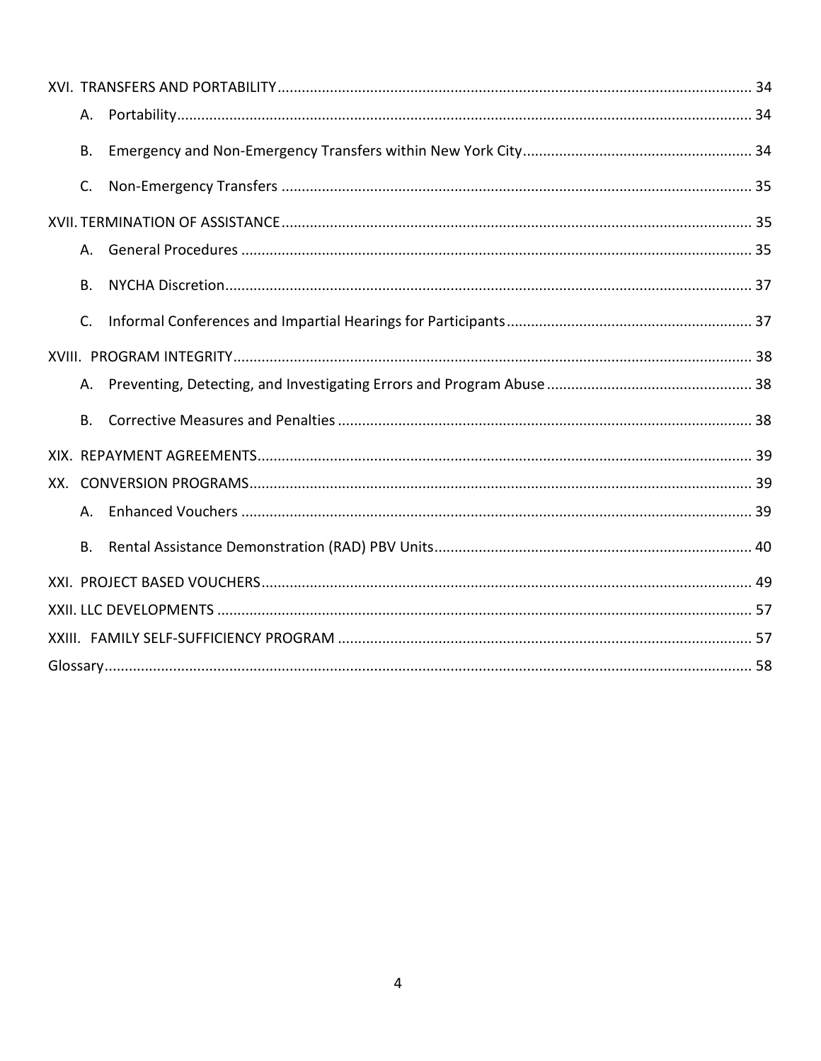XVI. TRANSFERS AND PORTABILITY ..... 34

- A. Portability ..... 34
- B. Emergency and Non-Emergency Transfers within New York City ..... 34
- C. Non-Emergency Transfers ..... 35

XVII. TERMINATION OF ASSISTANCE ..... 35

- A. General Procedures ..... 35
- B. NYCHA Discretion ..... 37
- C. Informal Conferences and Impartial Hearings for Participants ..... 37

XVIII. PROGRAM INTEGRITY ..... 38

- A. Preventing, Detecting, and Investigating Errors and Program Abuse ..... 38
- B. Corrective Measures and Penalties ..... 38

XIX. REPAYMENT AGREEMENTS ..... 39

XX. CONVERSION PROGRAMS ..... 39

- A. Enhanced Vouchers ..... 39
- B. Rental Assistance Demonstration (RAD) PBV Units ..... 40

XXI. PROJECT BASED VOUCHERS ..... 49

XXII. LLC DEVELOPMENTS ..... 57

XXIII. FAMILY SELF-SUFFICIENCY PROGRAM ..... 57

Glossary ..... 58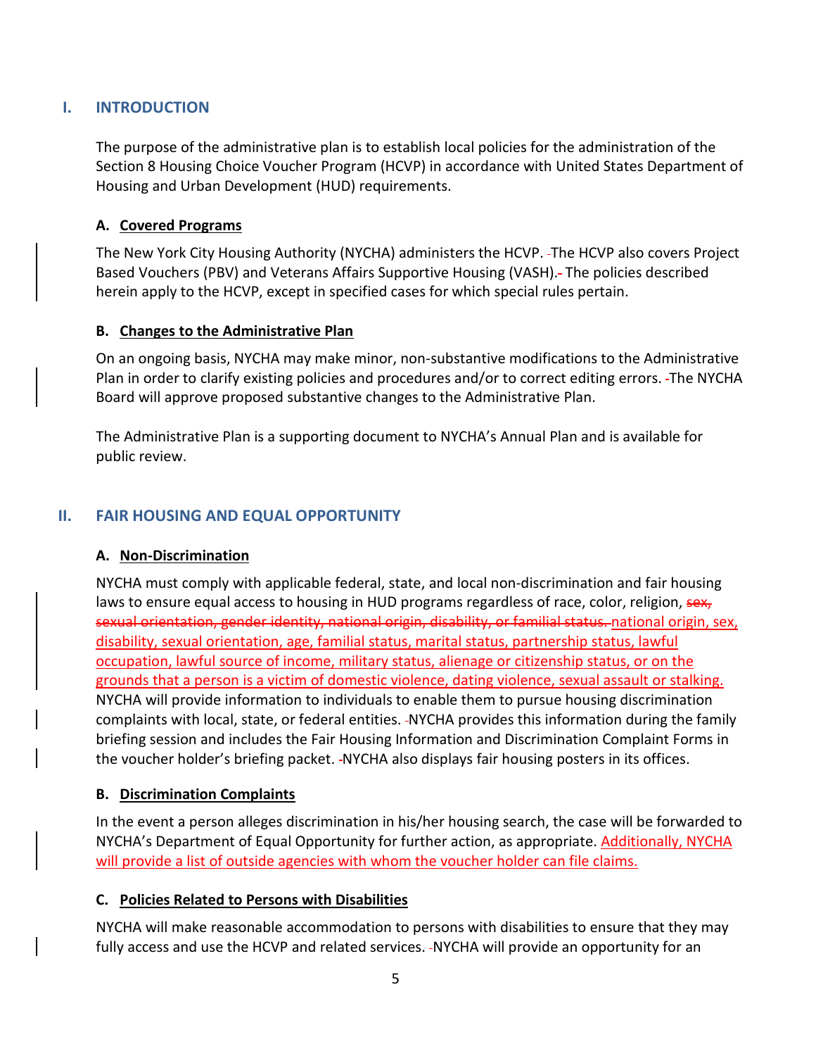## I. INTRODUCTION

The purpose of the administrative plan is to establish local policies for the administration of the Section 8 Housing Choice Voucher Program (HCVP) in accordance with United States Department of Housing and Urban Development (HUD) requirements.

### A. Covered Programs

The New York City Housing Authority (NYCHA) administers the HCVP. The HCVP also covers Project Based Vouchers (PBV) and Veterans Affairs Supportive Housing (VASH). The policies described herein apply to the HCVP, except in specified cases for which special rules pertain.

### B. Changes to the Administrative Plan

On an ongoing basis, NYCHA may make minor, non-substantive modifications to the Administrative Plan in order to clarify existing policies and procedures and/or to correct editing errors. The NYCHA Board will approve proposed substantive changes to the Administrative Plan.

The Administrative Plan is a supporting document to NYCHA's Annual Plan and is available for public review.

## II. FAIR HOUSING AND EQUAL OPPORTUNITY

### A. Non-Discrimination

NYCHA must comply with applicable federal, state, and local non-discrimination and fair housing laws to ensure equal access to housing in HUD programs regardless of race, color, religion, ~~sex, sexual orientation, gender identity, national origin, disability, or familial status.~~ national origin, sex, disability, sexual orientation, age, familial status, marital status, partnership status, lawful occupation, lawful source of income, military status, alienage or citizenship status, or on the grounds that a person is a victim of domestic violence, dating violence, sexual assault or stalking. NYCHA will provide information to individuals to enable them to pursue housing discrimination complaints with local, state, or federal entities. NYCHA provides this information during the family briefing session and includes the Fair Housing Information and Discrimination Complaint Forms in the voucher holder's briefing packet. NYCHA also displays fair housing posters in its offices.

### B. Discrimination Complaints

In the event a person alleges discrimination in his/her housing search, the case will be forwarded to NYCHA's Department of Equal Opportunity for further action, as appropriate. Additionally, NYCHA will provide a list of outside agencies with whom the voucher holder can file claims.

### C. Policies Related to Persons with Disabilities

NYCHA will make reasonable accommodation to persons with disabilities to ensure that they may fully access and use the HCVP and related services. NYCHA will provide an opportunity for an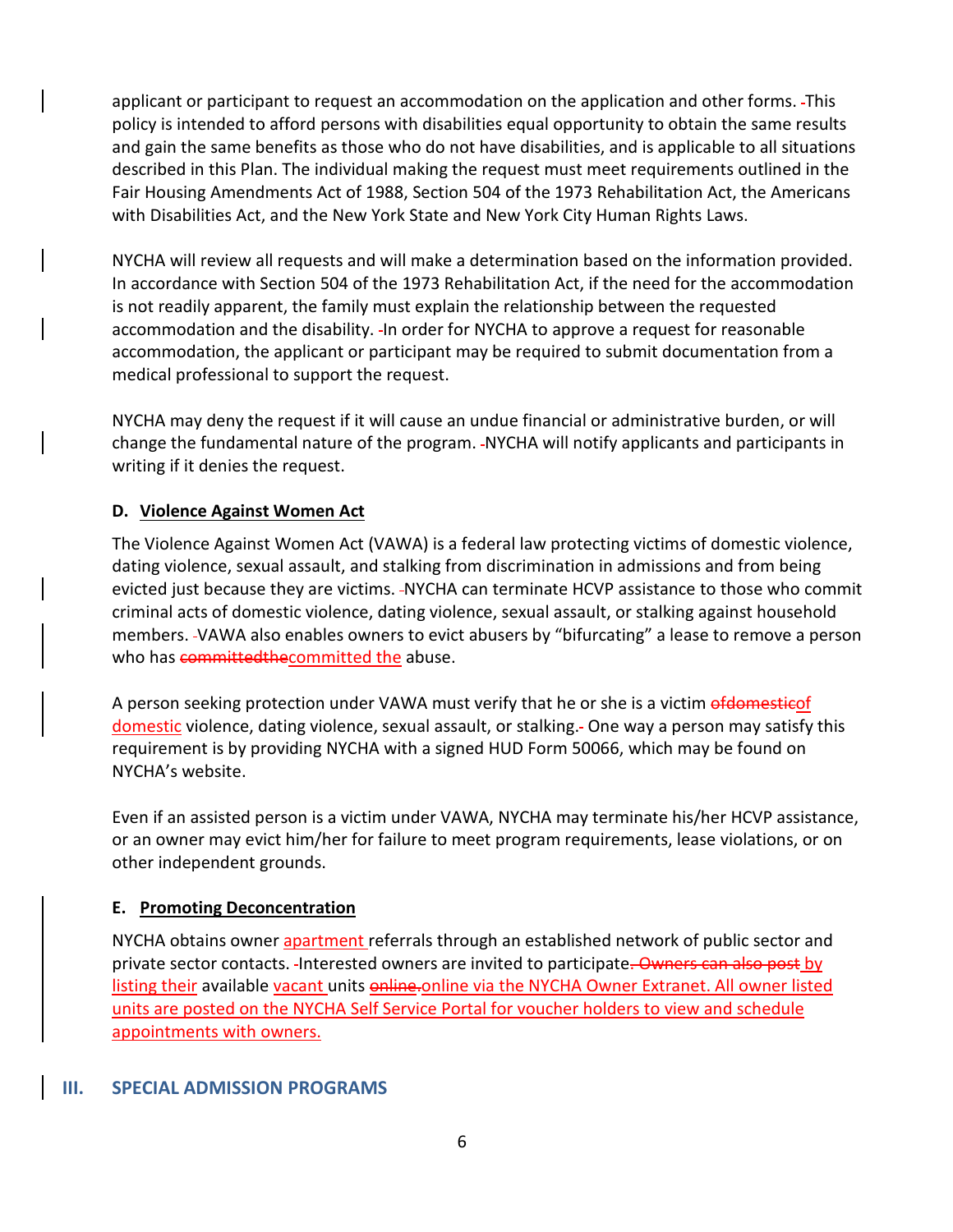applicant or participant to request an accommodation on the application and other forms. This policy is intended to afford persons with disabilities equal opportunity to obtain the same results and gain the same benefits as those who do not have disabilities, and is applicable to all situations described in this Plan. The individual making the request must meet requirements outlined in the Fair Housing Amendments Act of 1988, Section 504 of the 1973 Rehabilitation Act, the Americans with Disabilities Act, and the New York State and New York City Human Rights Laws.

NYCHA will review all requests and will make a determination based on the information provided. In accordance with Section 504 of the 1973 Rehabilitation Act, if the need for the accommodation is not readily apparent, the family must explain the relationship between the requested accommodation and the disability. In order for NYCHA to approve a request for reasonable accommodation, the applicant or participant may be required to submit documentation from a medical professional to support the request.

NYCHA may deny the request if it will cause an undue financial or administrative burden, or will change the fundamental nature of the program. NYCHA will notify applicants and participants in writing if it denies the request.

### D. Violence Against Women Act

The Violence Against Women Act (VAWA) is a federal law protecting victims of domestic violence, dating violence, sexual assault, and stalking from discrimination in admissions and from being evicted just because they are victims. NYCHA can terminate HCVP assistance to those who commit criminal acts of domestic violence, dating violence, sexual assault, or stalking against household members. VAWA also enables owners to evict abusers by "bifurcating" a lease to remove a person who has committed the abuse.

A person seeking protection under VAWA must verify that he or she is a victim of domestic violence, dating violence, sexual assault, or stalking. One way a person may satisfy this requirement is by providing NYCHA with a signed HUD Form 50066, which may be found on NYCHA's website.

Even if an assisted person is a victim under VAWA, NYCHA may terminate his/her HCVP assistance, or an owner may evict him/her for failure to meet program requirements, lease violations, or on other independent grounds.

### E. Promoting Deconcentration

NYCHA obtains owner apartment referrals through an established network of public sector and private sector contacts. Interested owners are invited to participate by listing their available vacant units online via the NYCHA Owner Extranet. All owner listed units are posted on the NYCHA Self Service Portal for voucher holders to view and schedule appointments with owners.

## III. SPECIAL ADMISSION PROGRAMS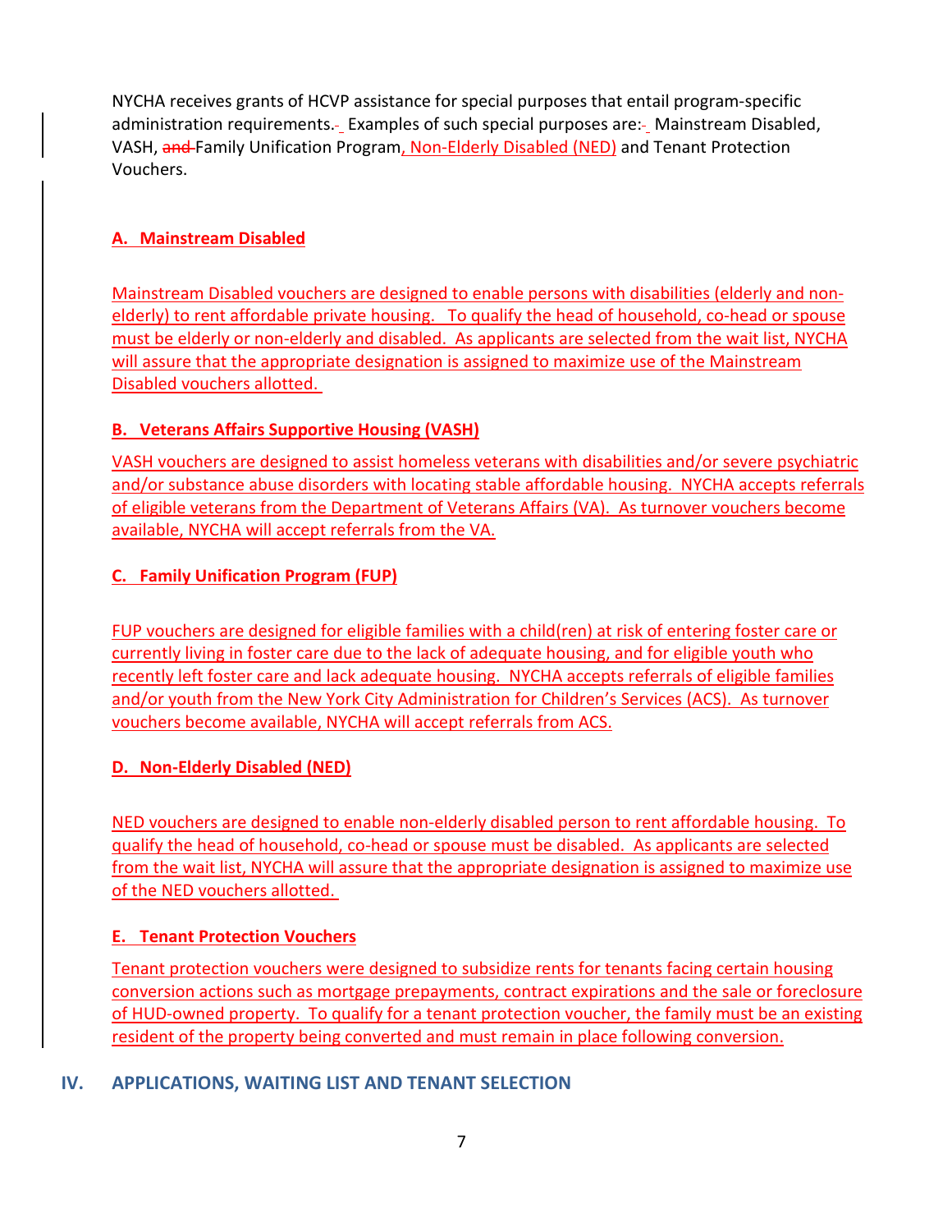NYCHA receives grants of HCVP assistance for special purposes that entail program-specific administration requirements. Examples of such special purposes are: Mainstream Disabled, VASH, Family Unification Program, Non-Elderly Disabled (NED) and Tenant Protection Vouchers.

### A. Mainstream Disabled

Mainstream Disabled vouchers are designed to enable persons with disabilities (elderly and non-elderly) to rent affordable private housing. To qualify the head of household, co-head or spouse must be elderly or non-elderly and disabled. As applicants are selected from the wait list, NYCHA will assure that the appropriate designation is assigned to maximize use of the Mainstream Disabled vouchers allotted.

### B. Veterans Affairs Supportive Housing (VASH)

VASH vouchers are designed to assist homeless veterans with disabilities and/or severe psychiatric and/or substance abuse disorders with locating stable affordable housing. NYCHA accepts referrals of eligible veterans from the Department of Veterans Affairs (VA). As turnover vouchers become available, NYCHA will accept referrals from the VA.

### C. Family Unification Program (FUP)

FUP vouchers are designed for eligible families with a child(ren) at risk of entering foster care or currently living in foster care due to the lack of adequate housing, and for eligible youth who recently left foster care and lack adequate housing. NYCHA accepts referrals of eligible families and/or youth from the New York City Administration for Children's Services (ACS). As turnover vouchers become available, NYCHA will accept referrals from ACS.

### D. Non-Elderly Disabled (NED)

NED vouchers are designed to enable non-elderly disabled person to rent affordable housing. To qualify the head of household, co-head or spouse must be disabled. As applicants are selected from the wait list, NYCHA will assure that the appropriate designation is assigned to maximize use of the NED vouchers allotted.

### E. Tenant Protection Vouchers

Tenant protection vouchers were designed to subsidize rents for tenants facing certain housing conversion actions such as mortgage prepayments, contract expirations and the sale or foreclosure of HUD-owned property. To qualify for a tenant protection voucher, the family must be an existing resident of the property being converted and must remain in place following conversion.

## IV. APPLICATIONS, WAITING LIST AND TENANT SELECTION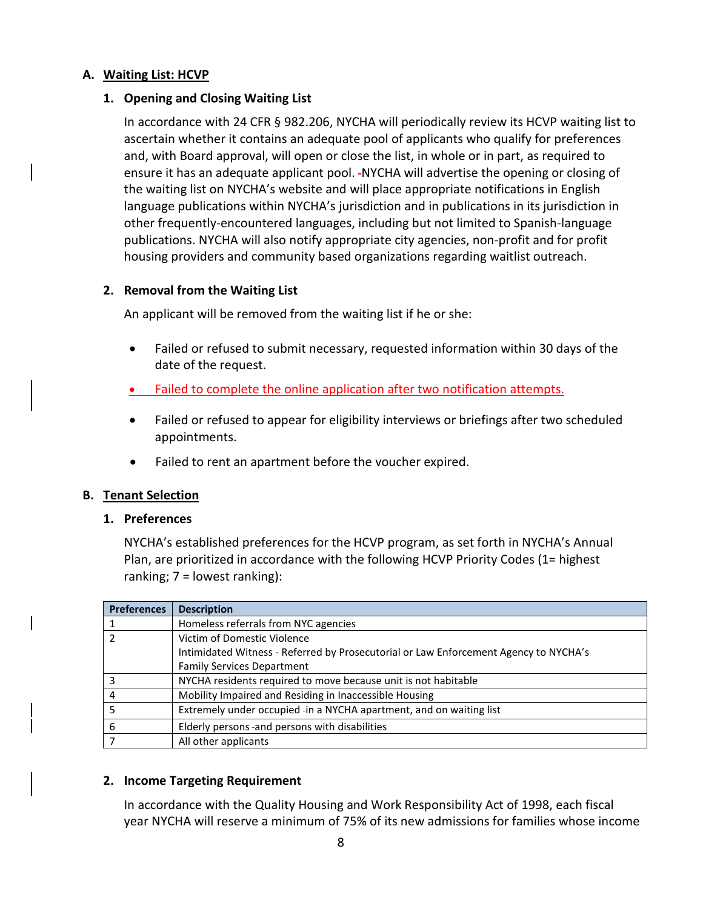## A. Waiting List: HCVP

### 1. Opening and Closing Waiting List

In accordance with 24 CFR § 982.206, NYCHA will periodically review its HCVP waiting list to ascertain whether it contains an adequate pool of applicants who qualify for preferences and, with Board approval, will open or close the list, in whole or in part, as required to ensure it has an adequate applicant pool. NYCHA will advertise the opening or closing of the waiting list on NYCHA's website and will place appropriate notifications in English language publications within NYCHA's jurisdiction and in publications in its jurisdiction in other frequently-encountered languages, including but not limited to Spanish-language publications. NYCHA will also notify appropriate city agencies, non-profit and for profit housing providers and community based organizations regarding waitlist outreach.

### 2. Removal from the Waiting List

An applicant will be removed from the waiting list if he or she:

- Failed or refused to submit necessary, requested information within 30 days of the date of the request.
- Failed to complete the online application after two notification attempts.
- Failed or refused to appear for eligibility interviews or briefings after two scheduled appointments.
- Failed to rent an apartment before the voucher expired.

## B. Tenant Selection

### 1. Preferences

NYCHA's established preferences for the HCVP program, as set forth in NYCHA's Annual Plan, are prioritized in accordance with the following HCVP Priority Codes (1= highest ranking; 7 = lowest ranking):

| Preferences | Description |
|---|---|
| 1 | Homeless referrals from NYC agencies |
| 2 | Victim of Domestic Violence<br>Intimidated Witness - Referred by Prosecutorial or Law Enforcement Agency to NYCHA's Family Services Department |
| 3 | NYCHA residents required to move because unit is not habitable |
| 4 | Mobility Impaired and Residing in Inaccessible Housing |
| 5 | Extremely under occupied in a NYCHA apartment, and on waiting list |
| 6 | Elderly persons and persons with disabilities |
| 7 | All other applicants |

### 2. Income Targeting Requirement

In accordance with the Quality Housing and Work Responsibility Act of 1998, each fiscal year NYCHA will reserve a minimum of 75% of its new admissions for families whose income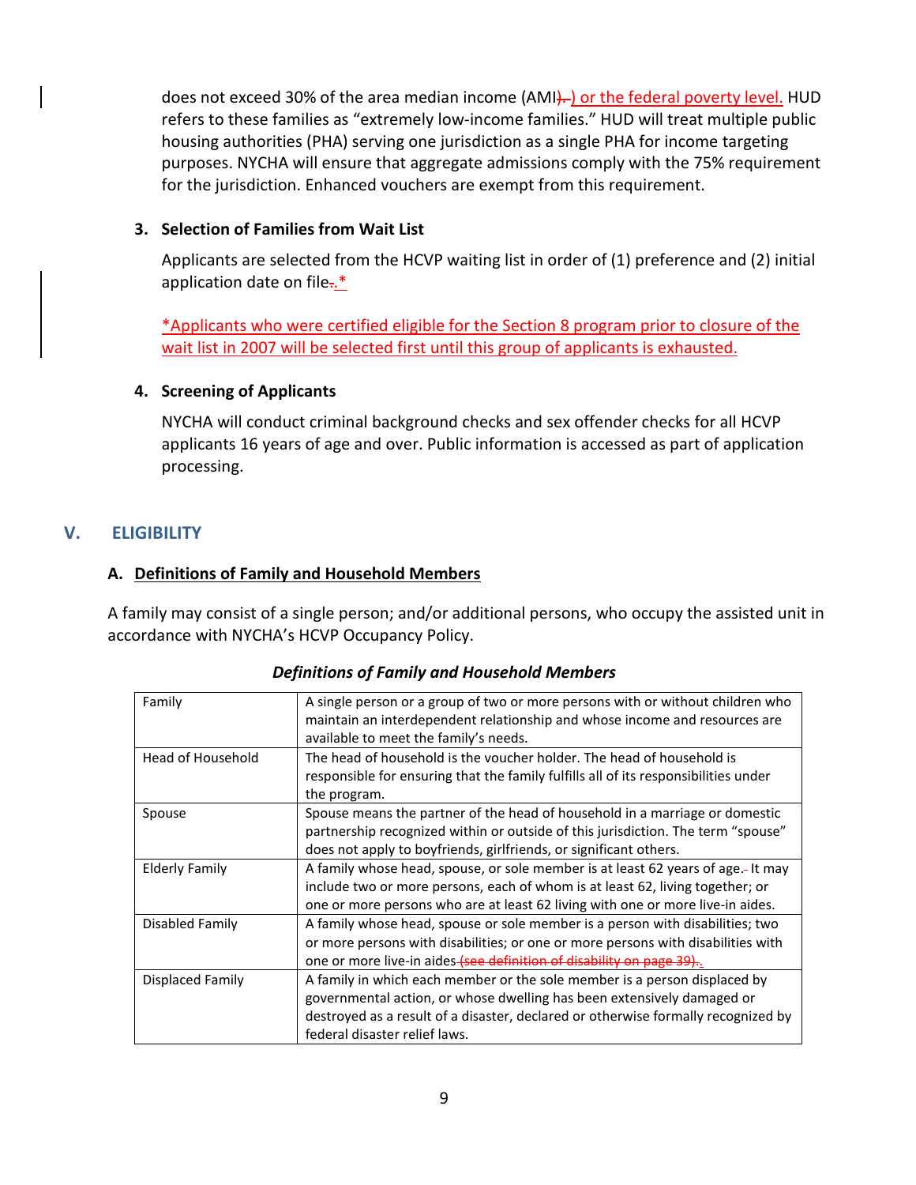does not exceed 30% of the area median income (AMI) or the federal poverty level. HUD refers to these families as "extremely low-income families." HUD will treat multiple public housing authorities (PHA) serving one jurisdiction as a single PHA for income targeting purposes. NYCHA will ensure that aggregate admissions comply with the 75% requirement for the jurisdiction. Enhanced vouchers are exempt from this requirement.

**3. Selection of Families from Wait List**

Applicants are selected from the HCVP waiting list in order of (1) preference and (2) initial application date on file.*

*Applicants who were certified eligible for the Section 8 program prior to closure of the wait list in 2007 will be selected first until this group of applicants is exhausted.

**4. Screening of Applicants**

NYCHA will conduct criminal background checks and sex offender checks for all HCVP applicants 16 years of age and over. Public information is accessed as part of application processing.

## V. ELIGIBILITY

### A. Definitions of Family and Household Members

A family may consist of a single person; and/or additional persons, who occupy the assisted unit in accordance with NYCHA's HCVP Occupancy Policy.

***Definitions of Family and Household Members***

| | |
|---|---|
| Family | A single person or a group of two or more persons with or without children who maintain an interdependent relationship and whose income and resources are available to meet the family's needs. |
| Head of Household | The head of household is the voucher holder. The head of household is responsible for ensuring that the family fulfills all of its responsibilities under the program. |
| Spouse | Spouse means the partner of the head of household in a marriage or domestic partnership recognized within or outside of this jurisdiction. The term "spouse" does not apply to boyfriends, girlfriends, or significant others. |
| Elderly Family | A family whose head, spouse, or sole member is at least 62 years of age. It may include two or more persons, each of whom is at least 62, living together; or one or more persons who are at least 62 living with one or more live-in aides. |
| Disabled Family | A family whose head, spouse or sole member is a person with disabilities; two or more persons with disabilities; or one or more persons with disabilities with one or more live-in aides. |
| Displaced Family | A family in which each member or the sole member is a person displaced by governmental action, or whose dwelling has been extensively damaged or destroyed as a result of a disaster, declared or otherwise formally recognized by federal disaster relief laws. |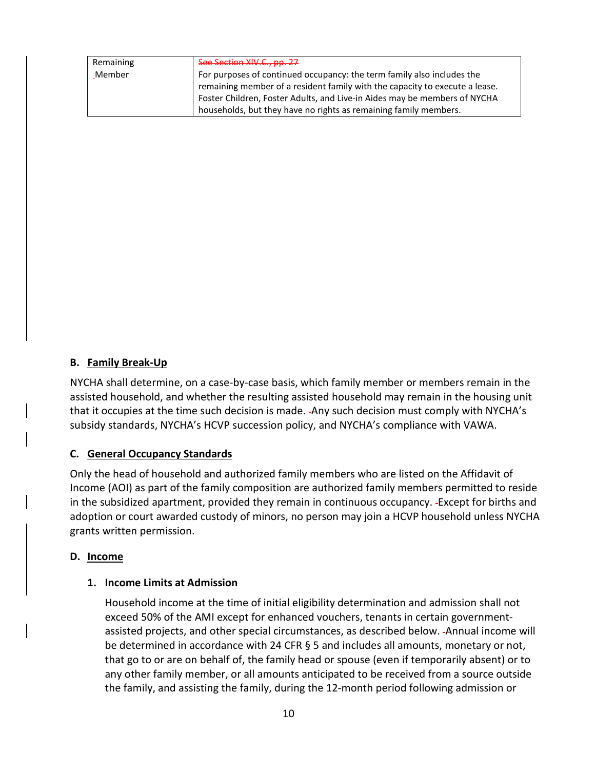| Remaining Member | ~~See Section XIV.C., pp. 27~~<br>For purposes of continued occupancy: the term family also includes the remaining member of a resident family with the capacity to execute a lease. Foster Children, Foster Adults, and Live-in Aides may be members of NYCHA households, but they have no rights as remaining family members. |
|---|---|

### B. Family Break-Up

NYCHA shall determine, on a case-by-case basis, which family member or members remain in the assisted household, and whether the resulting assisted household may remain in the housing unit that it occupies at the time such decision is made. Any such decision must comply with NYCHA's subsidy standards, NYCHA's HCVP succession policy, and NYCHA's compliance with VAWA.

### C. General Occupancy Standards

Only the head of household and authorized family members who are listed on the Affidavit of Income (AOI) as part of the family composition are authorized family members permitted to reside in the subsidized apartment, provided they remain in continuous occupancy. Except for births and adoption or court awarded custody of minors, no person may join a HCVP household unless NYCHA grants written permission.

### D. Income

#### 1. Income Limits at Admission

Household income at the time of initial eligibility determination and admission shall not exceed 50% of the AMI except for enhanced vouchers, tenants in certain government-assisted projects, and other special circumstances, as described below. Annual income will be determined in accordance with 24 CFR § 5 and includes all amounts, monetary or not, that go to or are on behalf of, the family head or spouse (even if temporarily absent) or to any other family member, or all amounts anticipated to be received from a source outside the family, and assisting the family, during the 12-month period following admission or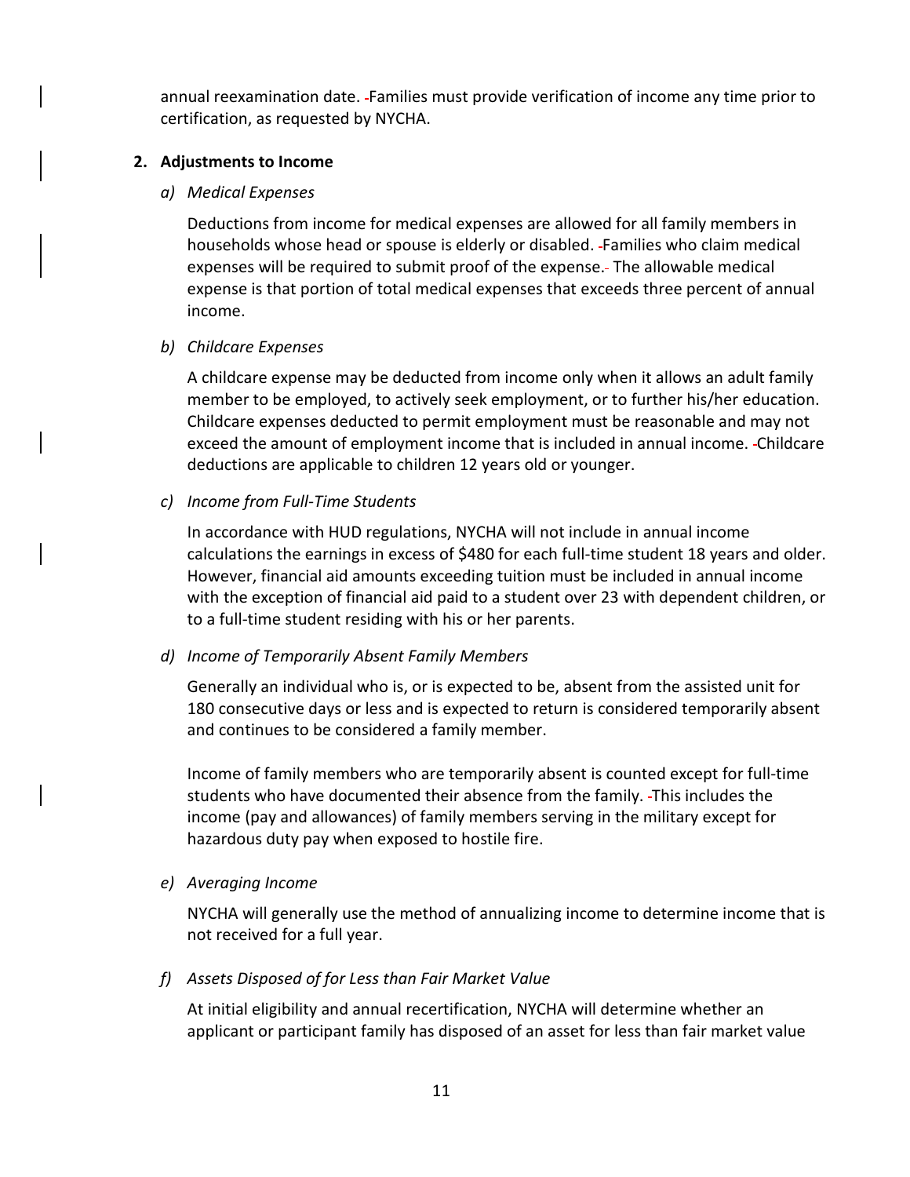annual reexamination date. Families must provide verification of income any time prior to certification, as requested by NYCHA.

### 2. Adjustments to Income

#### *a) Medical Expenses*

Deductions from income for medical expenses are allowed for all family members in households whose head or spouse is elderly or disabled. Families who claim medical expenses will be required to submit proof of the expense. The allowable medical expense is that portion of total medical expenses that exceeds three percent of annual income.

#### *b) Childcare Expenses*

A childcare expense may be deducted from income only when it allows an adult family member to be employed, to actively seek employment, or to further his/her education. Childcare expenses deducted to permit employment must be reasonable and may not exceed the amount of employment income that is included in annual income. Childcare deductions are applicable to children 12 years old or younger.

#### *c) Income from Full-Time Students*

In accordance with HUD regulations, NYCHA will not include in annual income calculations the earnings in excess of $480 for each full-time student 18 years and older. However, financial aid amounts exceeding tuition must be included in annual income with the exception of financial aid paid to a student over 23 with dependent children, or to a full-time student residing with his or her parents.

#### *d) Income of Temporarily Absent Family Members*

Generally an individual who is, or is expected to be, absent from the assisted unit for 180 consecutive days or less and is expected to return is considered temporarily absent and continues to be considered a family member.

Income of family members who are temporarily absent is counted except for full-time students who have documented their absence from the family. This includes the income (pay and allowances) of family members serving in the military except for hazardous duty pay when exposed to hostile fire.

#### *e) Averaging Income*

NYCHA will generally use the method of annualizing income to determine income that is not received for a full year.

#### *f) Assets Disposed of for Less than Fair Market Value*

At initial eligibility and annual recertification, NYCHA will determine whether an applicant or participant family has disposed of an asset for less than fair market value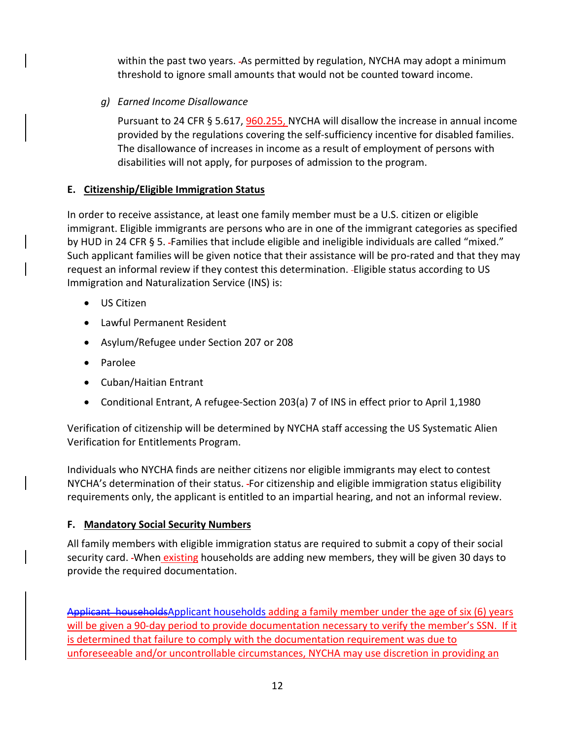within the past two years. As permitted by regulation, NYCHA may adopt a minimum threshold to ignore small amounts that would not be counted toward income.

*g) Earned Income Disallowance*

Pursuant to 24 CFR § 5.617, 960.255, NYCHA will disallow the increase in annual income provided by the regulations covering the self-sufficiency incentive for disabled families. The disallowance of increases in income as a result of employment of persons with disabilities will not apply, for purposes of admission to the program.

**E. Citizenship/Eligible Immigration Status**

In order to receive assistance, at least one family member must be a U.S. citizen or eligible immigrant. Eligible immigrants are persons who are in one of the immigrant categories as specified by HUD in 24 CFR § 5. Families that include eligible and ineligible individuals are called "mixed." Such applicant families will be given notice that their assistance will be pro-rated and that they may request an informal review if they contest this determination. Eligible status according to US Immigration and Naturalization Service (INS) is:

- US Citizen
- Lawful Permanent Resident
- Asylum/Refugee under Section 207 or 208
- Parolee
- Cuban/Haitian Entrant
- Conditional Entrant, A refugee-Section 203(a) 7 of INS in effect prior to April 1,1980

Verification of citizenship will be determined by NYCHA staff accessing the US Systematic Alien Verification for Entitlements Program.

Individuals who NYCHA finds are neither citizens nor eligible immigrants may elect to contest NYCHA's determination of their status. For citizenship and eligible immigration status eligibility requirements only, the applicant is entitled to an impartial hearing, and not an informal review.

**F. Mandatory Social Security Numbers**

All family members with eligible immigration status are required to submit a copy of their social security card. When existing households are adding new members, they will be given 30 days to provide the required documentation.

~~Applicant households~~Applicant households adding a family member under the age of six (6) years will be given a 90-day period to provide documentation necessary to verify the member's SSN. If it is determined that failure to comply with the documentation requirement was due to unforeseeable and/or uncontrollable circumstances, NYCHA may use discretion in providing an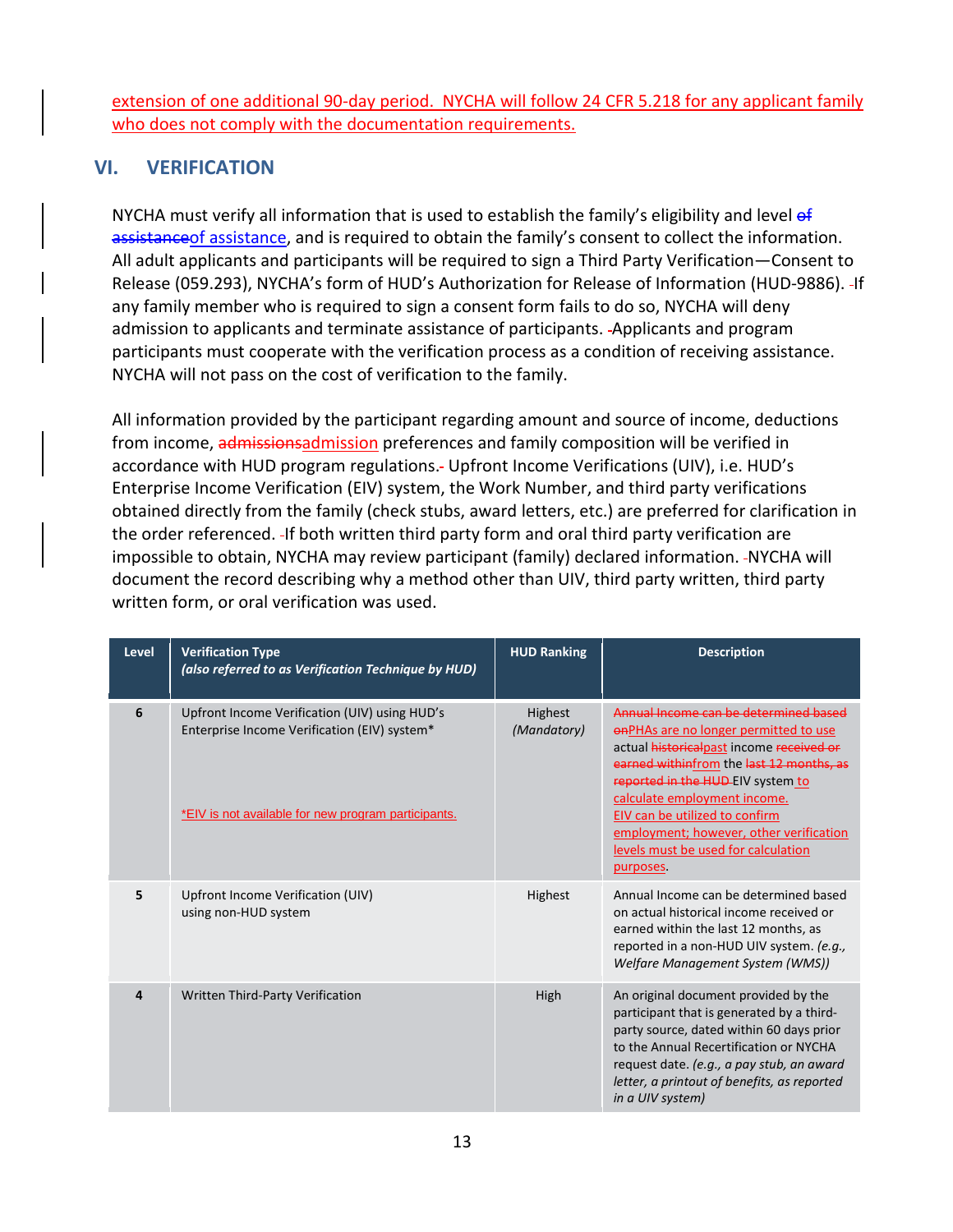extension of one additional 90-day period. NYCHA will follow 24 CFR 5.218 for any applicant family who does not comply with the documentation requirements.

## VI. VERIFICATION

NYCHA must verify all information that is used to establish the family's eligibility and level ~~of assistance~~of assistance, and is required to obtain the family's consent to collect the information. All adult applicants and participants will be required to sign a Third Party Verification—Consent to Release (059.293), NYCHA's form of HUD's Authorization for Release of Information (HUD-9886). If any family member who is required to sign a consent form fails to do so, NYCHA will deny admission to applicants and terminate assistance of participants. Applicants and program participants must cooperate with the verification process as a condition of receiving assistance. NYCHA will not pass on the cost of verification to the family.

All information provided by the participant regarding amount and source of income, deductions from income, ~~admissions~~admission preferences and family composition will be verified in accordance with HUD program regulations. Upfront Income Verifications (UIV), i.e. HUD's Enterprise Income Verification (EIV) system, the Work Number, and third party verifications obtained directly from the family (check stubs, award letters, etc.) are preferred for clarification in the order referenced. If both written third party form and oral third party verification are impossible to obtain, NYCHA may review participant (family) declared information. NYCHA will document the record describing why a method other than UIV, third party written, third party written form, or oral verification was used.

| Level | Verification Type *(also referred to as Verification Technique by HUD)* | HUD Ranking | Description |
|---|---|---|---|
| 6 | Upfront Income Verification (UIV) using HUD's Enterprise Income Verification (EIV) system* <br><br> *EIV is not available for new program participants. | Highest *(Mandatory)* | ~~Annual Income can be determined based on~~PHAs are no longer permitted to use actual ~~historical~~past income ~~received or earned within~~from the ~~last 12 months, as reported in the HUD~~ EIV system to calculate employment income. EIV can be utilized to confirm employment; however, other verification levels must be used for calculation purposes. |
| 5 | Upfront Income Verification (UIV) using non-HUD system | Highest | Annual Income can be determined based on actual historical income received or earned within the last 12 months, as reported in a non-HUD UIV system. *(e.g., Welfare Management System (WMS))* |
| 4 | Written Third-Party Verification | High | An original document provided by the participant that is generated by a third-party source, dated within 60 days prior to the Annual Recertification or NYCHA request date. *(e.g., a pay stub, an award letter, a printout of benefits, as reported in a UIV system)* |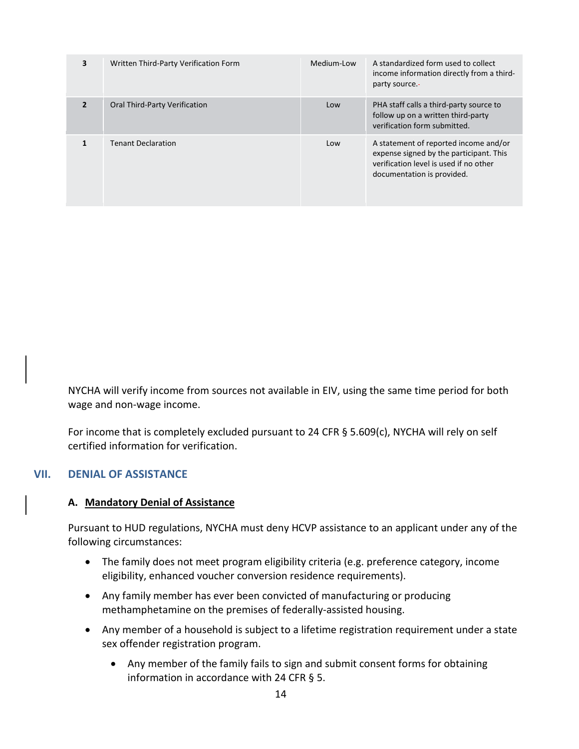| 3 | Written Third-Party Verification Form | Medium-Low | A standardized form used to collect income information directly from a third-party source. |
|---|---|---|---|
| 2 | Oral Third-Party Verification | Low | PHA staff calls a third-party source to follow up on a written third-party verification form submitted. |
| 1 | Tenant Declaration | Low | A statement of reported income and/or expense signed by the participant. This verification level is used if no other documentation is provided. |

NYCHA will verify income from sources not available in EIV, using the same time period for both wage and non-wage income.

For income that is completely excluded pursuant to 24 CFR § 5.609(c), NYCHA will rely on self certified information for verification.

## VII. DENIAL OF ASSISTANCE

### A. Mandatory Denial of Assistance

Pursuant to HUD regulations, NYCHA must deny HCVP assistance to an applicant under any of the following circumstances:

- The family does not meet program eligibility criteria (e.g. preference category, income eligibility, enhanced voucher conversion residence requirements).
- Any family member has ever been convicted of manufacturing or producing methamphetamine on the premises of federally-assisted housing.
- Any member of a household is subject to a lifetime registration requirement under a state sex offender registration program.
    - Any member of the family fails to sign and submit consent forms for obtaining information in accordance with 24 CFR § 5.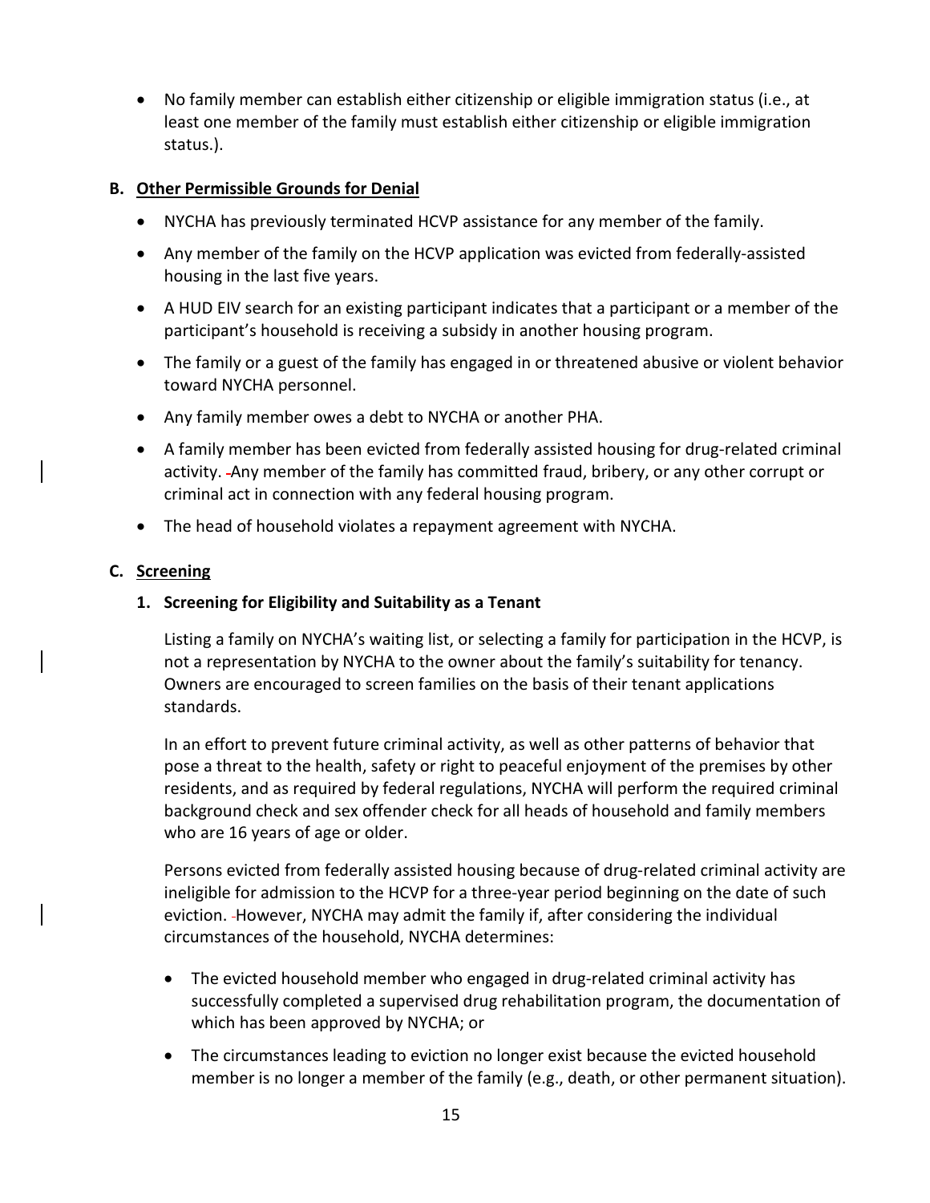- No family member can establish either citizenship or eligible immigration status (i.e., at least one member of the family must establish either citizenship or eligible immigration status.).

## B. Other Permissible Grounds for Denial

- NYCHA has previously terminated HCVP assistance for any member of the family.
- Any member of the family on the HCVP application was evicted from federally-assisted housing in the last five years.
- A HUD EIV search for an existing participant indicates that a participant or a member of the participant's household is receiving a subsidy in another housing program.
- The family or a guest of the family has engaged in or threatened abusive or violent behavior toward NYCHA personnel.
- Any family member owes a debt to NYCHA or another PHA.
- A family member has been evicted from federally assisted housing for drug-related criminal activity. Any member of the family has committed fraud, bribery, or any other corrupt or criminal act in connection with any federal housing program.
- The head of household violates a repayment agreement with NYCHA.

## C. Screening

### 1. Screening for Eligibility and Suitability as a Tenant

Listing a family on NYCHA's waiting list, or selecting a family for participation in the HCVP, is not a representation by NYCHA to the owner about the family's suitability for tenancy. Owners are encouraged to screen families on the basis of their tenant applications standards.

In an effort to prevent future criminal activity, as well as other patterns of behavior that pose a threat to the health, safety or right to peaceful enjoyment of the premises by other residents, and as required by federal regulations, NYCHA will perform the required criminal background check and sex offender check for all heads of household and family members who are 16 years of age or older.

Persons evicted from federally assisted housing because of drug-related criminal activity are ineligible for admission to the HCVP for a three-year period beginning on the date of such eviction. However, NYCHA may admit the family if, after considering the individual circumstances of the household, NYCHA determines:

- The evicted household member who engaged in drug-related criminal activity has successfully completed a supervised drug rehabilitation program, the documentation of which has been approved by NYCHA; or
- The circumstances leading to eviction no longer exist because the evicted household member is no longer a member of the family (e.g., death, or other permanent situation).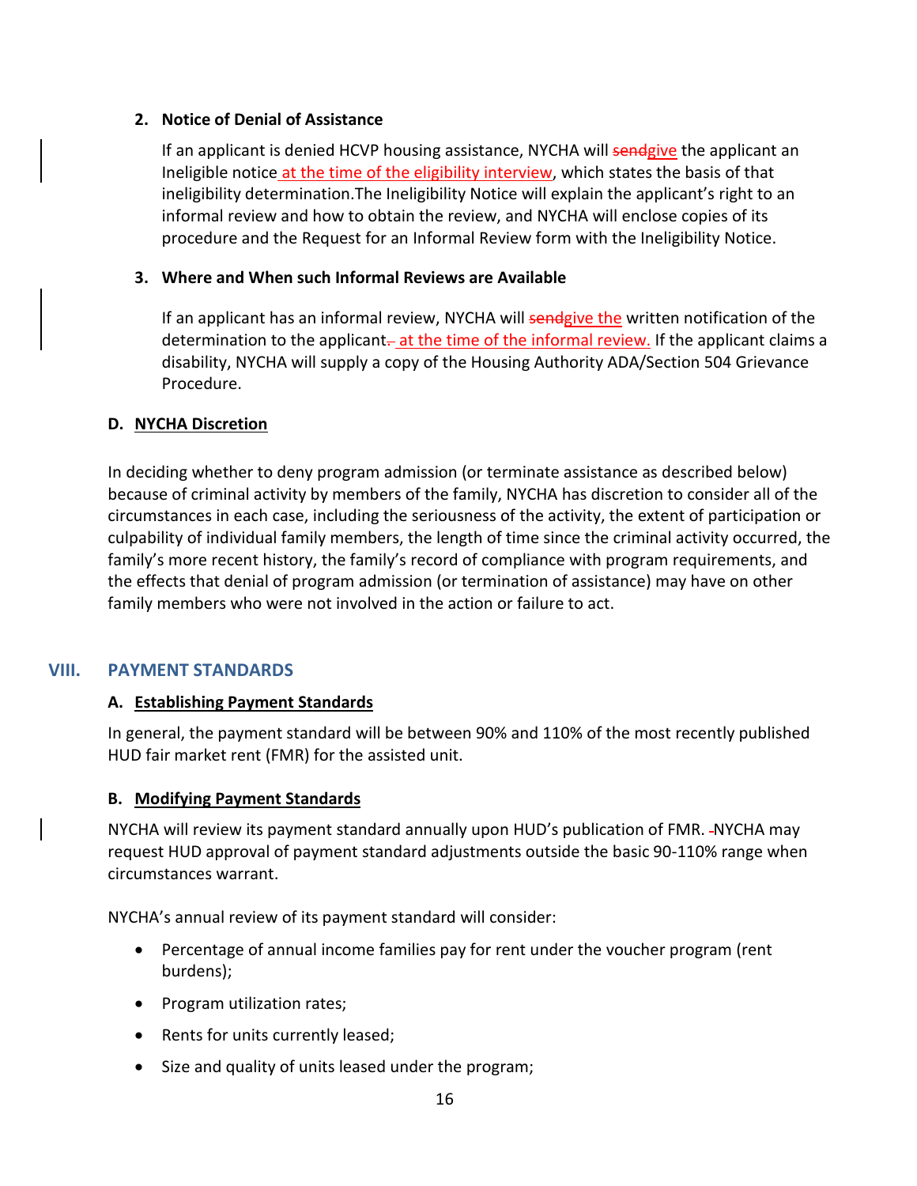2. **Notice of Denial of Assistance**

   If an applicant is denied HCVP housing assistance, NYCHA will ~~send~~give the applicant an Ineligible notice at the time of the eligibility interview, which states the basis of that ineligibility determination.The Ineligibility Notice will explain the applicant's right to an informal review and how to obtain the review, and NYCHA will enclose copies of its procedure and the Request for an Informal Review form with the Ineligibility Notice.

3. **Where and When such Informal Reviews are Available**

   If an applicant has an informal review, NYCHA will ~~send~~give the written notification of the determination to the applicant~~.~~ at the time of the informal review. If the applicant claims a disability, NYCHA will supply a copy of the Housing Authority ADA/Section 504 Grievance Procedure.

### D. NYCHA Discretion

In deciding whether to deny program admission (or terminate assistance as described below) because of criminal activity by members of the family, NYCHA has discretion to consider all of the circumstances in each case, including the seriousness of the activity, the extent of participation or culpability of individual family members, the length of time since the criminal activity occurred, the family's more recent history, the family's record of compliance with program requirements, and the effects that denial of program admission (or termination of assistance) may have on other family members who were not involved in the action or failure to act.

## VIII. PAYMENT STANDARDS

### A. Establishing Payment Standards

In general, the payment standard will be between 90% and 110% of the most recently published HUD fair market rent (FMR) for the assisted unit.

### B. Modifying Payment Standards

NYCHA will review its payment standard annually upon HUD's publication of FMR. NYCHA may request HUD approval of payment standard adjustments outside the basic 90-110% range when circumstances warrant.

NYCHA's annual review of its payment standard will consider:

- Percentage of annual income families pay for rent under the voucher program (rent burdens);
- Program utilization rates;
- Rents for units currently leased;
- Size and quality of units leased under the program;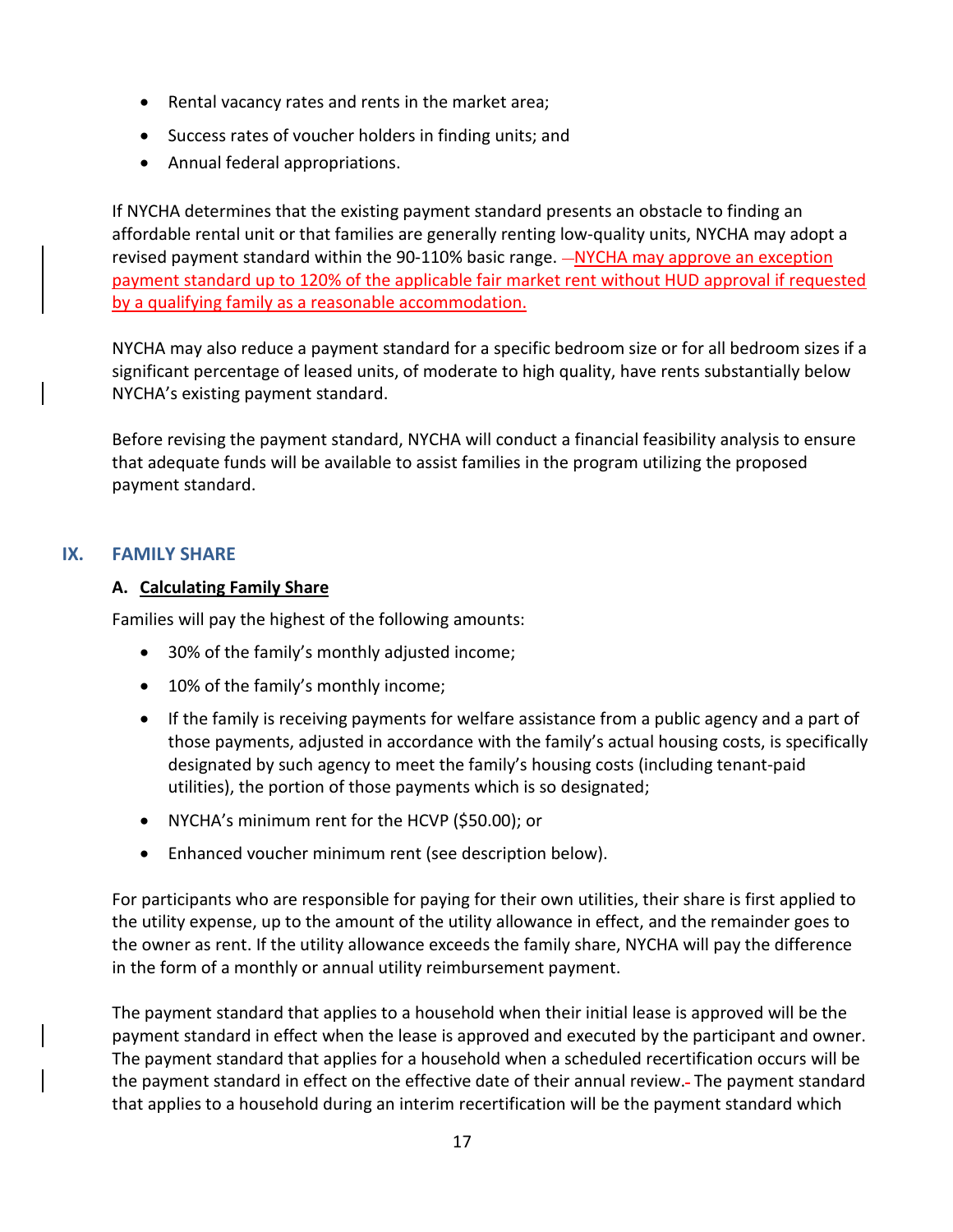- Rental vacancy rates and rents in the market area;
- Success rates of voucher holders in finding units; and
- Annual federal appropriations.

If NYCHA determines that the existing payment standard presents an obstacle to finding an affordable rental unit or that families are generally renting low-quality units, NYCHA may adopt a revised payment standard within the 90-110% basic range. NYCHA may approve an exception payment standard up to 120% of the applicable fair market rent without HUD approval if requested by a qualifying family as a reasonable accommodation.

NYCHA may also reduce a payment standard for a specific bedroom size or for all bedroom sizes if a significant percentage of leased units, of moderate to high quality, have rents substantially below NYCHA's existing payment standard.

Before revising the payment standard, NYCHA will conduct a financial feasibility analysis to ensure that adequate funds will be available to assist families in the program utilizing the proposed payment standard.

## IX. FAMILY SHARE

### A. Calculating Family Share

Families will pay the highest of the following amounts:

- 30% of the family's monthly adjusted income;
- 10% of the family's monthly income;
- If the family is receiving payments for welfare assistance from a public agency and a part of those payments, adjusted in accordance with the family's actual housing costs, is specifically designated by such agency to meet the family's housing costs (including tenant-paid utilities), the portion of those payments which is so designated;
- NYCHA's minimum rent for the HCVP ($50.00); or
- Enhanced voucher minimum rent (see description below).

For participants who are responsible for paying for their own utilities, their share is first applied to the utility expense, up to the amount of the utility allowance in effect, and the remainder goes to the owner as rent. If the utility allowance exceeds the family share, NYCHA will pay the difference in the form of a monthly or annual utility reimbursement payment.

The payment standard that applies to a household when their initial lease is approved will be the payment standard in effect when the lease is approved and executed by the participant and owner. The payment standard that applies for a household when a scheduled recertification occurs will be the payment standard in effect on the effective date of their annual review. The payment standard that applies to a household during an interim recertification will be the payment standard which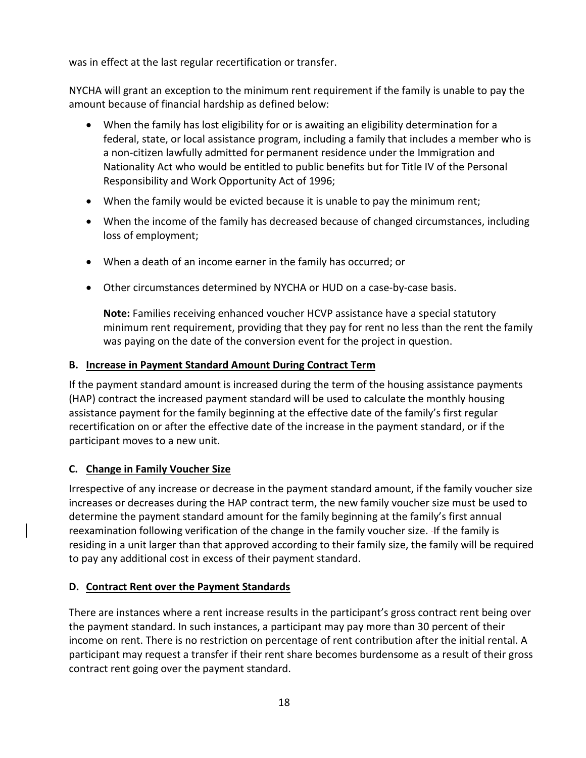was in effect at the last regular recertification or transfer.

NYCHA will grant an exception to the minimum rent requirement if the family is unable to pay the amount because of financial hardship as defined below:

- When the family has lost eligibility for or is awaiting an eligibility determination for a federal, state, or local assistance program, including a family that includes a member who is a non-citizen lawfully admitted for permanent residence under the Immigration and Nationality Act who would be entitled to public benefits but for Title IV of the Personal Responsibility and Work Opportunity Act of 1996;
- When the family would be evicted because it is unable to pay the minimum rent;
- When the income of the family has decreased because of changed circumstances, including loss of employment;
- When a death of an income earner in the family has occurred; or
- Other circumstances determined by NYCHA or HUD on a case-by-case basis.

  **Note:** Families receiving enhanced voucher HCVP assistance have a special statutory minimum rent requirement, providing that they pay for rent no less than the rent the family was paying on the date of the conversion event for the project in question.

### B. Increase in Payment Standard Amount During Contract Term

If the payment standard amount is increased during the term of the housing assistance payments (HAP) contract the increased payment standard will be used to calculate the monthly housing assistance payment for the family beginning at the effective date of the family's first regular recertification on or after the effective date of the increase in the payment standard, or if the participant moves to a new unit.

### C. Change in Family Voucher Size

Irrespective of any increase or decrease in the payment standard amount, if the family voucher size increases or decreases during the HAP contract term, the new family voucher size must be used to determine the payment standard amount for the family beginning at the family's first annual reexamination following verification of the change in the family voucher size. If the family is residing in a unit larger than that approved according to their family size, the family will be required to pay any additional cost in excess of their payment standard.

### D. Contract Rent over the Payment Standards

There are instances where a rent increase results in the participant's gross contract rent being over the payment standard. In such instances, a participant may pay more than 30 percent of their income on rent. There is no restriction on percentage of rent contribution after the initial rental. A participant may request a transfer if their rent share becomes burdensome as a result of their gross contract rent going over the payment standard.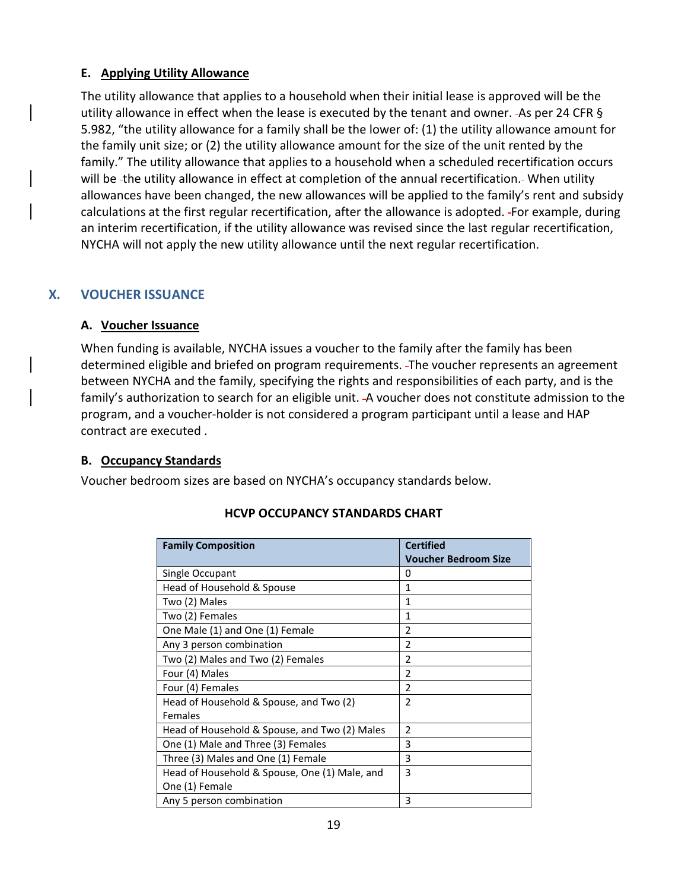### E. Applying Utility Allowance

The utility allowance that applies to a household when their initial lease is approved will be the utility allowance in effect when the lease is executed by the tenant and owner. As per 24 CFR § 5.982, "the utility allowance for a family shall be the lower of: (1) the utility allowance amount for the family unit size; or (2) the utility allowance amount for the size of the unit rented by the family." The utility allowance that applies to a household when a scheduled recertification occurs will be the utility allowance in effect at completion of the annual recertification. When utility allowances have been changed, the new allowances will be applied to the family's rent and subsidy calculations at the first regular recertification, after the allowance is adopted. For example, during an interim recertification, if the utility allowance was revised since the last regular recertification, NYCHA will not apply the new utility allowance until the next regular recertification.

## X. VOUCHER ISSUANCE

### A. Voucher Issuance

When funding is available, NYCHA issues a voucher to the family after the family has been determined eligible and briefed on program requirements. The voucher represents an agreement between NYCHA and the family, specifying the rights and responsibilities of each party, and is the family's authorization to search for an eligible unit. A voucher does not constitute admission to the program, and a voucher-holder is not considered a program participant until a lease and HAP contract are executed .

### B. Occupancy Standards

Voucher bedroom sizes are based on NYCHA's occupancy standards below.

**HCVP OCCUPANCY STANDARDS CHART**

| Family Composition | Certified Voucher Bedroom Size |
|---|---|
| Single Occupant | 0 |
| Head of Household & Spouse | 1 |
| Two (2) Males | 1 |
| Two (2) Females | 1 |
| One Male (1) and One (1) Female | 2 |
| Any 3 person combination | 2 |
| Two (2) Males and Two (2) Females | 2 |
| Four (4) Males | 2 |
| Four (4) Females | 2 |
| Head of Household & Spouse, and Two (2) Females | 2 |
| Head of Household & Spouse, and Two (2) Males | 2 |
| One (1) Male and Three (3) Females | 3 |
| Three (3) Males and One (1) Female | 3 |
| Head of Household & Spouse, One (1) Male, and One (1) Female | 3 |
| Any 5 person combination | 3 |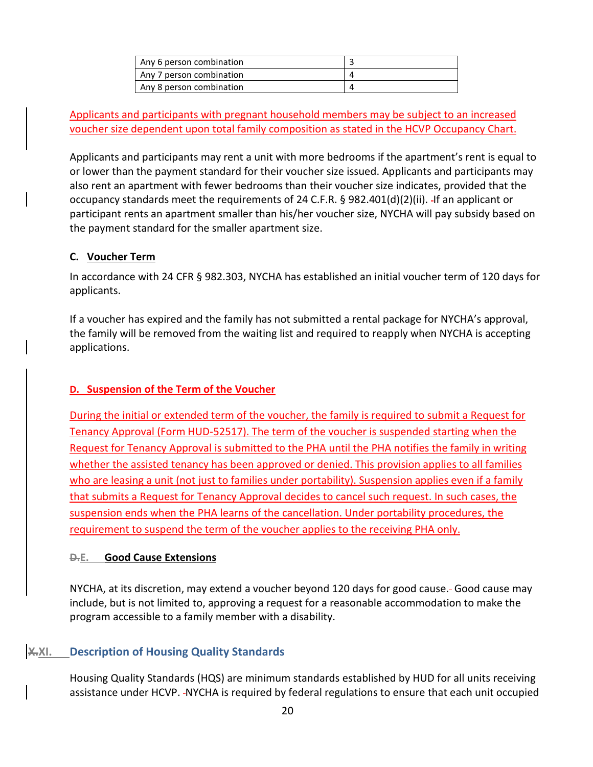| Any 6 person combination | 3 |
|---|---|
| Any 7 person combination | 4 |
| Any 8 person combination | 4 |

Applicants and participants with pregnant household members may be subject to an increased voucher size dependent upon total family composition as stated in the HCVP Occupancy Chart.

Applicants and participants may rent a unit with more bedrooms if the apartment's rent is equal to or lower than the payment standard for their voucher size issued. Applicants and participants may also rent an apartment with fewer bedrooms than their voucher size indicates, provided that the occupancy standards meet the requirements of 24 C.F.R. § 982.401(d)(2)(ii). If an applicant or participant rents an apartment smaller than his/her voucher size, NYCHA will pay subsidy based on the payment standard for the smaller apartment size.

### C. Voucher Term

In accordance with 24 CFR § 982.303, NYCHA has established an initial voucher term of 120 days for applicants.

If a voucher has expired and the family has not submitted a rental package for NYCHA's approval, the family will be removed from the waiting list and required to reapply when NYCHA is accepting applications.

### D. Suspension of the Term of the Voucher

During the initial or extended term of the voucher, the family is required to submit a Request for Tenancy Approval (Form HUD-52517). The term of the voucher is suspended starting when the Request for Tenancy Approval is submitted to the PHA until the PHA notifies the family in writing whether the assisted tenancy has been approved or denied. This provision applies to all families who are leasing a unit (not just to families under portability). Suspension applies even if a family that submits a Request for Tenancy Approval decides to cancel such request. In such cases, the suspension ends when the PHA learns of the cancellation. Under portability procedures, the requirement to suspend the term of the voucher applies to the receiving PHA only.

### ~~D.~~E. Good Cause Extensions

NYCHA, at its discretion, may extend a voucher beyond 120 days for good cause. Good cause may include, but is not limited to, approving a request for a reasonable accommodation to make the program accessible to a family member with a disability.

## ~~X.~~XI. Description of Housing Quality Standards

Housing Quality Standards (HQS) are minimum standards established by HUD for all units receiving assistance under HCVP. NYCHA is required by federal regulations to ensure that each unit occupied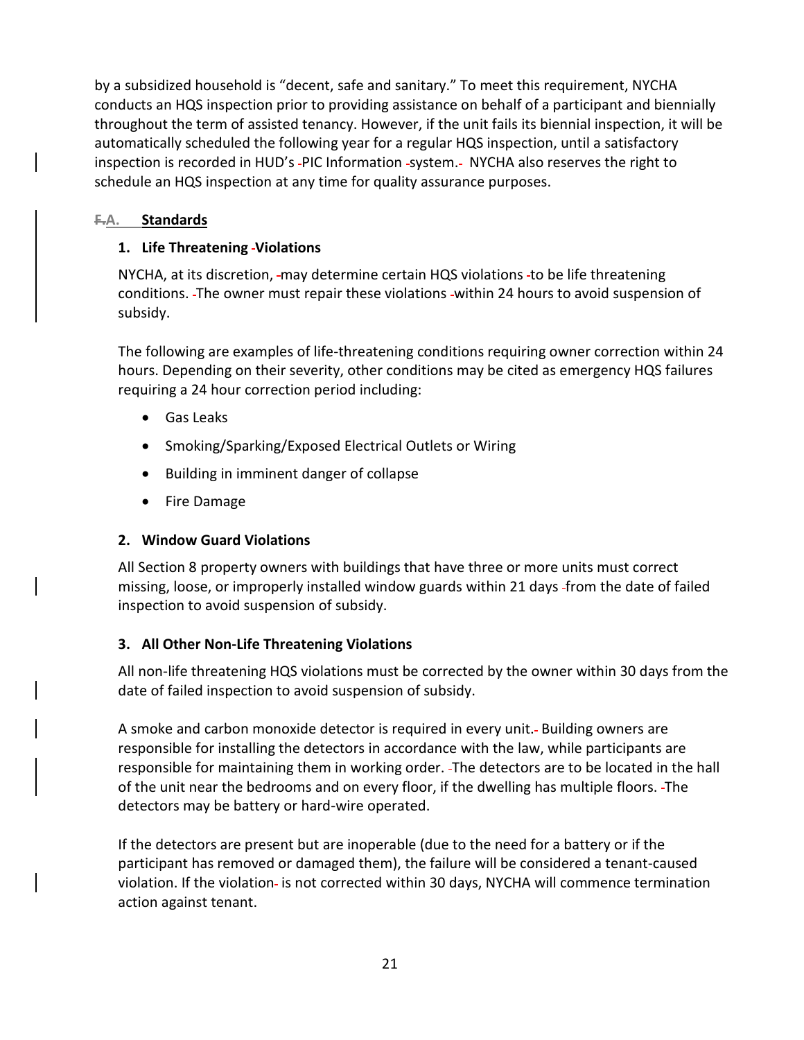by a subsidized household is "decent, safe and sanitary." To meet this requirement, NYCHA conducts an HQS inspection prior to providing assistance on behalf of a participant and biennially throughout the term of assisted tenancy. However, if the unit fails its biennial inspection, it will be automatically scheduled the following year for a regular HQS inspection, until a satisfactory inspection is recorded in HUD's PIC Information system. NYCHA also reserves the right to schedule an HQS inspection at any time for quality assurance purposes.

## A. Standards

### 1. Life Threatening Violations

NYCHA, at its discretion, may determine certain HQS violations to be life threatening conditions. The owner must repair these violations within 24 hours to avoid suspension of subsidy.

The following are examples of life-threatening conditions requiring owner correction within 24 hours. Depending on their severity, other conditions may be cited as emergency HQS failures requiring a 24 hour correction period including:

- Gas Leaks
- Smoking/Sparking/Exposed Electrical Outlets or Wiring
- Building in imminent danger of collapse
- Fire Damage

### 2. Window Guard Violations

All Section 8 property owners with buildings that have three or more units must correct missing, loose, or improperly installed window guards within 21 days from the date of failed inspection to avoid suspension of subsidy.

### 3. All Other Non-Life Threatening Violations

All non-life threatening HQS violations must be corrected by the owner within 30 days from the date of failed inspection to avoid suspension of subsidy.

A smoke and carbon monoxide detector is required in every unit. Building owners are responsible for installing the detectors in accordance with the law, while participants are responsible for maintaining them in working order. The detectors are to be located in the hall of the unit near the bedrooms and on every floor, if the dwelling has multiple floors. The detectors may be battery or hard-wire operated.

If the detectors are present but are inoperable (due to the need for a battery or if the participant has removed or damaged them), the failure will be considered a tenant-caused violation. If the violation is not corrected within 30 days, NYCHA will commence termination action against tenant.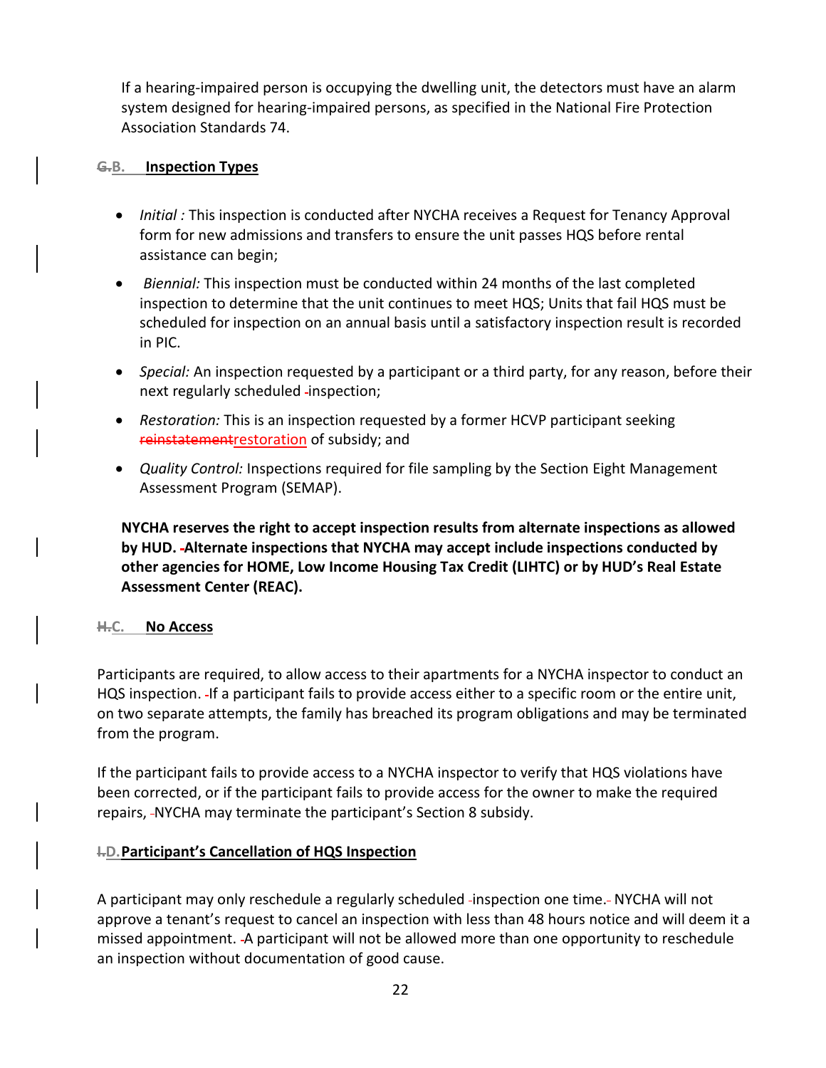If a hearing-impaired person is occupying the dwelling unit, the detectors must have an alarm system designed for hearing-impaired persons, as specified in the National Fire Protection Association Standards 74.

### ~~G.~~B. Inspection Types

- *Initial :* This inspection is conducted after NYCHA receives a Request for Tenancy Approval form for new admissions and transfers to ensure the unit passes HQS before rental assistance can begin;
- *Biennial:* This inspection must be conducted within 24 months of the last completed inspection to determine that the unit continues to meet HQS; Units that fail HQS must be scheduled for inspection on an annual basis until a satisfactory inspection result is recorded in PIC.
- *Special:* An inspection requested by a participant or a third party, for any reason, before their next regularly scheduled inspection;
- *Restoration:* This is an inspection requested by a former HCVP participant seeking ~~reinstatement~~restoration of subsidy; and
- *Quality Control:* Inspections required for file sampling by the Section Eight Management Assessment Program (SEMAP).

**NYCHA reserves the right to accept inspection results from alternate inspections as allowed by HUD. Alternate inspections that NYCHA may accept include inspections conducted by other agencies for HOME, Low Income Housing Tax Credit (LIHTC) or by HUD's Real Estate Assessment Center (REAC).**

### ~~H.~~C. No Access

Participants are required, to allow access to their apartments for a NYCHA inspector to conduct an HQS inspection. If a participant fails to provide access either to a specific room or the entire unit, on two separate attempts, the family has breached its program obligations and may be terminated from the program.

If the participant fails to provide access to a NYCHA inspector to verify that HQS violations have been corrected, or if the participant fails to provide access for the owner to make the required repairs, NYCHA may terminate the participant's Section 8 subsidy.

### ~~I.~~D. Participant's Cancellation of HQS Inspection

A participant may only reschedule a regularly scheduled inspection one time. NYCHA will not approve a tenant's request to cancel an inspection with less than 48 hours notice and will deem it a missed appointment. A participant will not be allowed more than one opportunity to reschedule an inspection without documentation of good cause.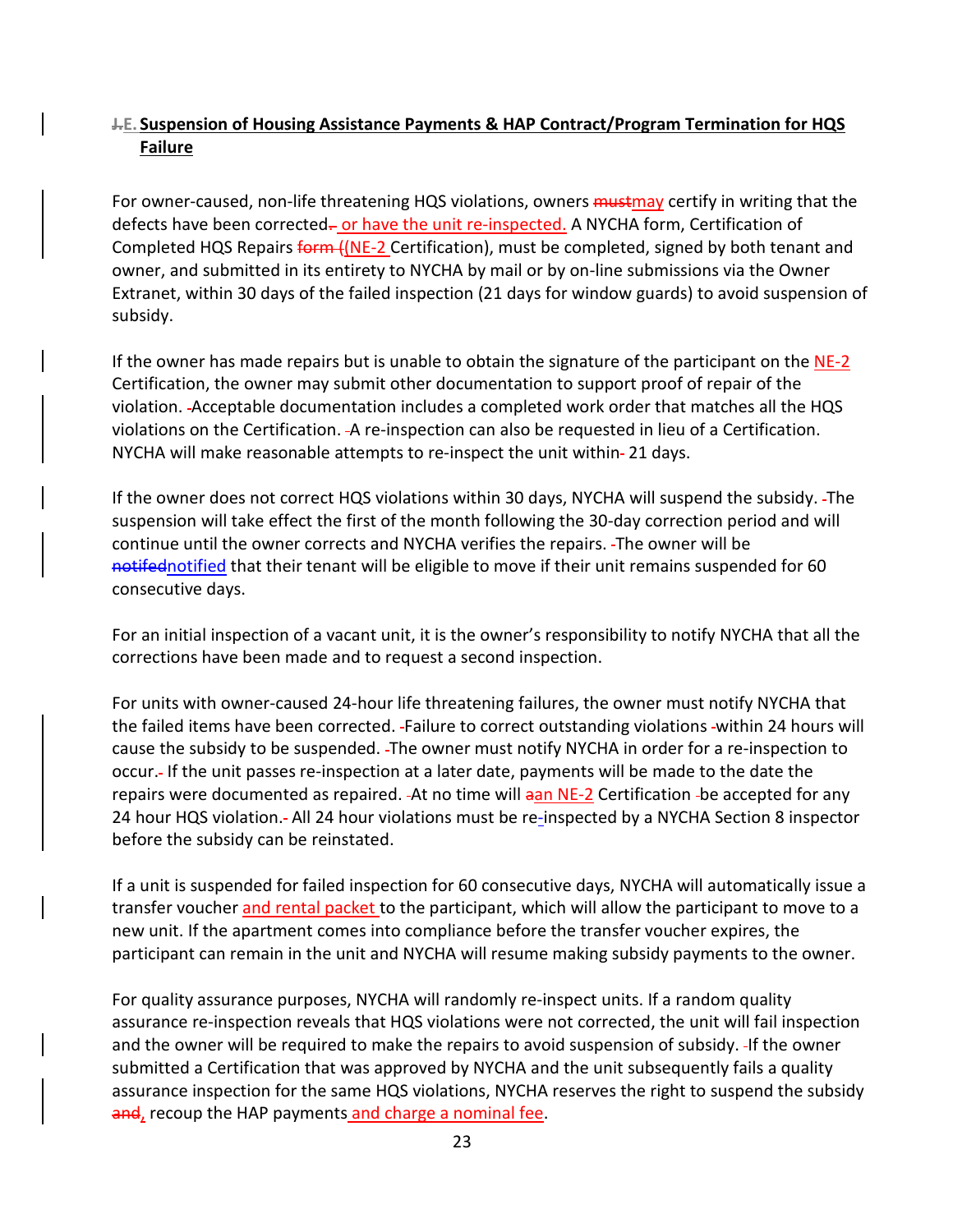## E. Suspension of Housing Assistance Payments & HAP Contract/Program Termination for HQS Failure

For owner-caused, non-life threatening HQS violations, owners may certify in writing that the defects have been corrected or have the unit re-inspected. A NYCHA form, Certification of Completed HQS Repairs (NE-2 Certification), must be completed, signed by both tenant and owner, and submitted in its entirety to NYCHA by mail or by on-line submissions via the Owner Extranet, within 30 days of the failed inspection (21 days for window guards) to avoid suspension of subsidy.

If the owner has made repairs but is unable to obtain the signature of the participant on the NE-2 Certification, the owner may submit other documentation to support proof of repair of the violation. Acceptable documentation includes a completed work order that matches all the HQS violations on the Certification. A re-inspection can also be requested in lieu of a Certification. NYCHA will make reasonable attempts to re-inspect the unit within 21 days.

If the owner does not correct HQS violations within 30 days, NYCHA will suspend the subsidy. The suspension will take effect the first of the month following the 30-day correction period and will continue until the owner corrects and NYCHA verifies the repairs. The owner will be notified that their tenant will be eligible to move if their unit remains suspended for 60 consecutive days.

For an initial inspection of a vacant unit, it is the owner's responsibility to notify NYCHA that all the corrections have been made and to request a second inspection.

For units with owner-caused 24-hour life threatening failures, the owner must notify NYCHA that the failed items have been corrected. Failure to correct outstanding violations within 24 hours will cause the subsidy to be suspended. The owner must notify NYCHA in order for a re-inspection to occur. If the unit passes re-inspection at a later date, payments will be made to the date the repairs were documented as repaired. At no time will an NE-2 Certification be accepted for any 24 hour HQS violation. All 24 hour violations must be re-inspected by a NYCHA Section 8 inspector before the subsidy can be reinstated.

If a unit is suspended for failed inspection for 60 consecutive days, NYCHA will automatically issue a transfer voucher and rental packet to the participant, which will allow the participant to move to a new unit. If the apartment comes into compliance before the transfer voucher expires, the participant can remain in the unit and NYCHA will resume making subsidy payments to the owner.

For quality assurance purposes, NYCHA will randomly re-inspect units. If a random quality assurance re-inspection reveals that HQS violations were not corrected, the unit will fail inspection and the owner will be required to make the repairs to avoid suspension of subsidy. If the owner submitted a Certification that was approved by NYCHA and the unit subsequently fails a quality assurance inspection for the same HQS violations, NYCHA reserves the right to suspend the subsidy, recoup the HAP payments and charge a nominal fee.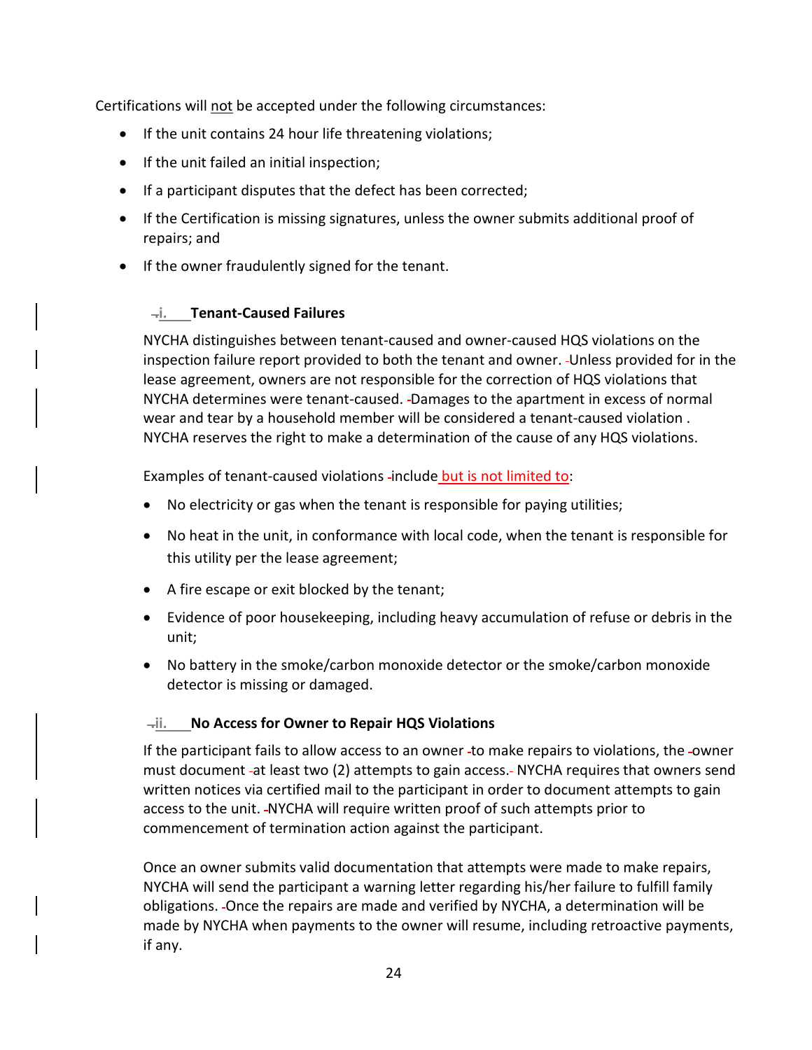Certifications will not be accepted under the following circumstances:

- If the unit contains 24 hour life threatening violations;
- If the unit failed an initial inspection;
- If a participant disputes that the defect has been corrected;
- If the Certification is missing signatures, unless the owner submits additional proof of repairs; and
- If the owner fraudulently signed for the tenant.

#### i. Tenant-Caused Failures

NYCHA distinguishes between tenant-caused and owner-caused HQS violations on the inspection failure report provided to both the tenant and owner. Unless provided for in the lease agreement, owners are not responsible for the correction of HQS violations that NYCHA determines were tenant-caused. Damages to the apartment in excess of normal wear and tear by a household member will be considered a tenant-caused violation . NYCHA reserves the right to make a determination of the cause of any HQS violations.

Examples of tenant-caused violations include but is not limited to:

- No electricity or gas when the tenant is responsible for paying utilities;
- No heat in the unit, in conformance with local code, when the tenant is responsible for this utility per the lease agreement;
- A fire escape or exit blocked by the tenant;
- Evidence of poor housekeeping, including heavy accumulation of refuse or debris in the unit;
- No battery in the smoke/carbon monoxide detector or the smoke/carbon monoxide detector is missing or damaged.

#### ii. No Access for Owner to Repair HQS Violations

If the participant fails to allow access to an owner to make repairs to violations, the owner must document at least two (2) attempts to gain access. NYCHA requires that owners send written notices via certified mail to the participant in order to document attempts to gain access to the unit. NYCHA will require written proof of such attempts prior to commencement of termination action against the participant.

Once an owner submits valid documentation that attempts were made to make repairs, NYCHA will send the participant a warning letter regarding his/her failure to fulfill family obligations. Once the repairs are made and verified by NYCHA, a determination will be made by NYCHA when payments to the owner will resume, including retroactive payments, if any.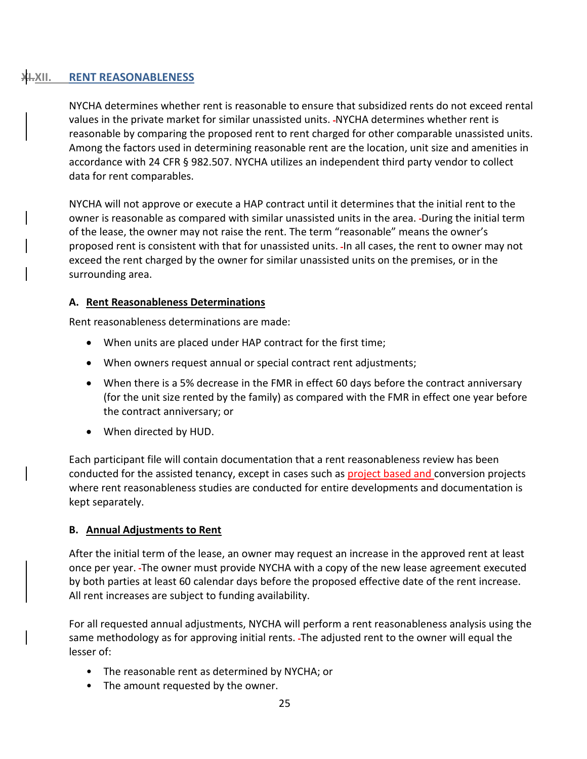## XII. RENT REASONABLENESS

NYCHA determines whether rent is reasonable to ensure that subsidized rents do not exceed rental values in the private market for similar unassisted units. NYCHA determines whether rent is reasonable by comparing the proposed rent to rent charged for other comparable unassisted units. Among the factors used in determining reasonable rent are the location, unit size and amenities in accordance with 24 CFR § 982.507. NYCHA utilizes an independent third party vendor to collect data for rent comparables.

NYCHA will not approve or execute a HAP contract until it determines that the initial rent to the owner is reasonable as compared with similar unassisted units in the area. During the initial term of the lease, the owner may not raise the rent. The term "reasonable" means the owner's proposed rent is consistent with that for unassisted units. In all cases, the rent to owner may not exceed the rent charged by the owner for similar unassisted units on the premises, or in the surrounding area.

### A. Rent Reasonableness Determinations

Rent reasonableness determinations are made:

- When units are placed under HAP contract for the first time;
- When owners request annual or special contract rent adjustments;
- When there is a 5% decrease in the FMR in effect 60 days before the contract anniversary (for the unit size rented by the family) as compared with the FMR in effect one year before the contract anniversary; or
- When directed by HUD.

Each participant file will contain documentation that a rent reasonableness review has been conducted for the assisted tenancy, except in cases such as project based and conversion projects where rent reasonableness studies are conducted for entire developments and documentation is kept separately.

### B. Annual Adjustments to Rent

After the initial term of the lease, an owner may request an increase in the approved rent at least once per year. The owner must provide NYCHA with a copy of the new lease agreement executed by both parties at least 60 calendar days before the proposed effective date of the rent increase. All rent increases are subject to funding availability.

For all requested annual adjustments, NYCHA will perform a rent reasonableness analysis using the same methodology as for approving initial rents. The adjusted rent to the owner will equal the lesser of:

- The reasonable rent as determined by NYCHA; or
- The amount requested by the owner.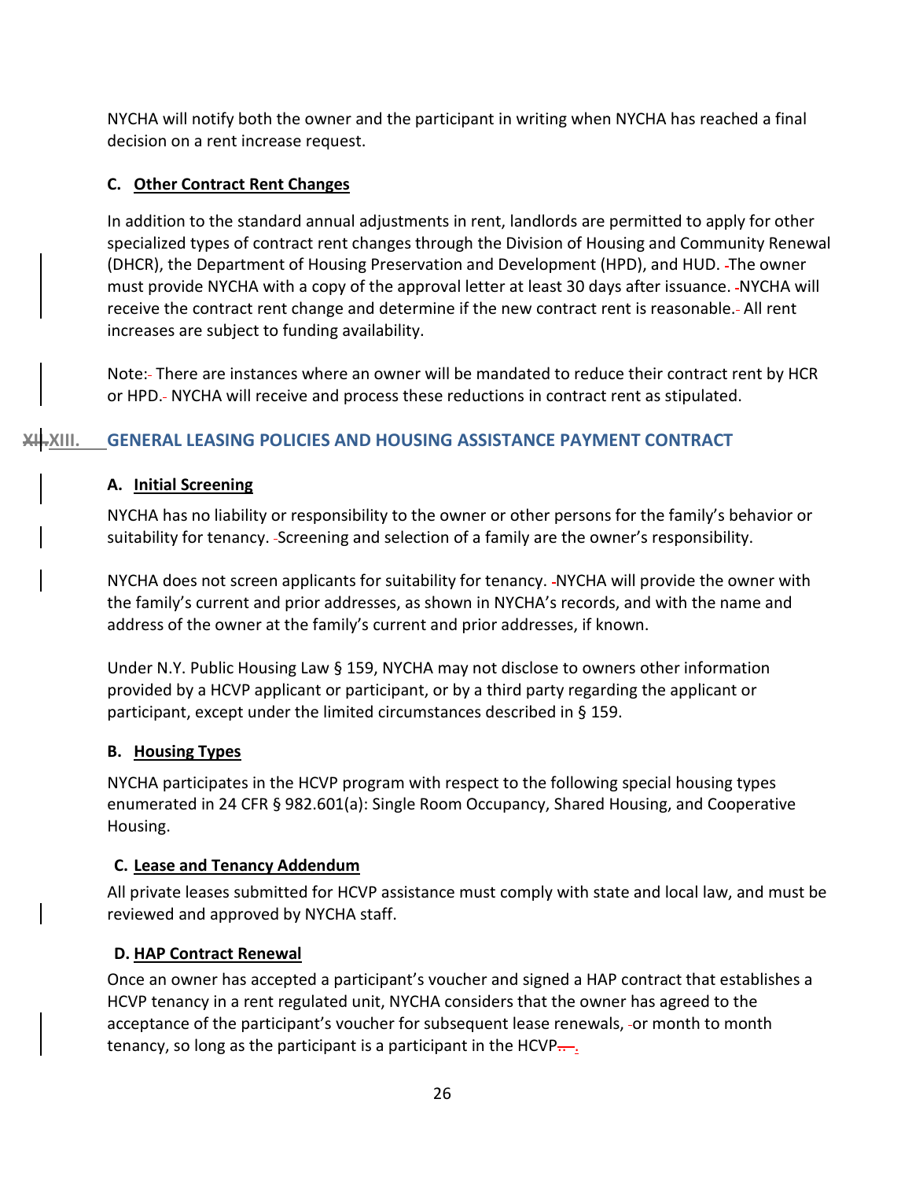NYCHA will notify both the owner and the participant in writing when NYCHA has reached a final decision on a rent increase request.

### C. Other Contract Rent Changes

In addition to the standard annual adjustments in rent, landlords are permitted to apply for other specialized types of contract rent changes through the Division of Housing and Community Renewal (DHCR), the Department of Housing Preservation and Development (HPD), and HUD. The owner must provide NYCHA with a copy of the approval letter at least 30 days after issuance. NYCHA will receive the contract rent change and determine if the new contract rent is reasonable. All rent increases are subject to funding availability.

Note: There are instances where an owner will be mandated to reduce their contract rent by HCR or HPD. NYCHA will receive and process these reductions in contract rent as stipulated.

## XIII. GENERAL LEASING POLICIES AND HOUSING ASSISTANCE PAYMENT CONTRACT

### A. Initial Screening

NYCHA has no liability or responsibility to the owner or other persons for the family's behavior or suitability for tenancy. Screening and selection of a family are the owner's responsibility.

NYCHA does not screen applicants for suitability for tenancy. NYCHA will provide the owner with the family's current and prior addresses, as shown in NYCHA's records, and with the name and address of the owner at the family's current and prior addresses, if known.

Under N.Y. Public Housing Law § 159, NYCHA may not disclose to owners other information provided by a HCVP applicant or participant, or by a third party regarding the applicant or participant, except under the limited circumstances described in § 159.

### B. Housing Types

NYCHA participates in the HCVP program with respect to the following special housing types enumerated in 24 CFR § 982.601(a): Single Room Occupancy, Shared Housing, and Cooperative Housing.

### C. Lease and Tenancy Addendum

All private leases submitted for HCVP assistance must comply with state and local law, and must be reviewed and approved by NYCHA staff.

### D. HAP Contract Renewal

Once an owner has accepted a participant's voucher and signed a HAP contract that establishes a HCVP tenancy in a rent regulated unit, NYCHA considers that the owner has agreed to the acceptance of the participant's voucher for subsequent lease renewals, or month to month tenancy, so long as the participant is a participant in the HCVP.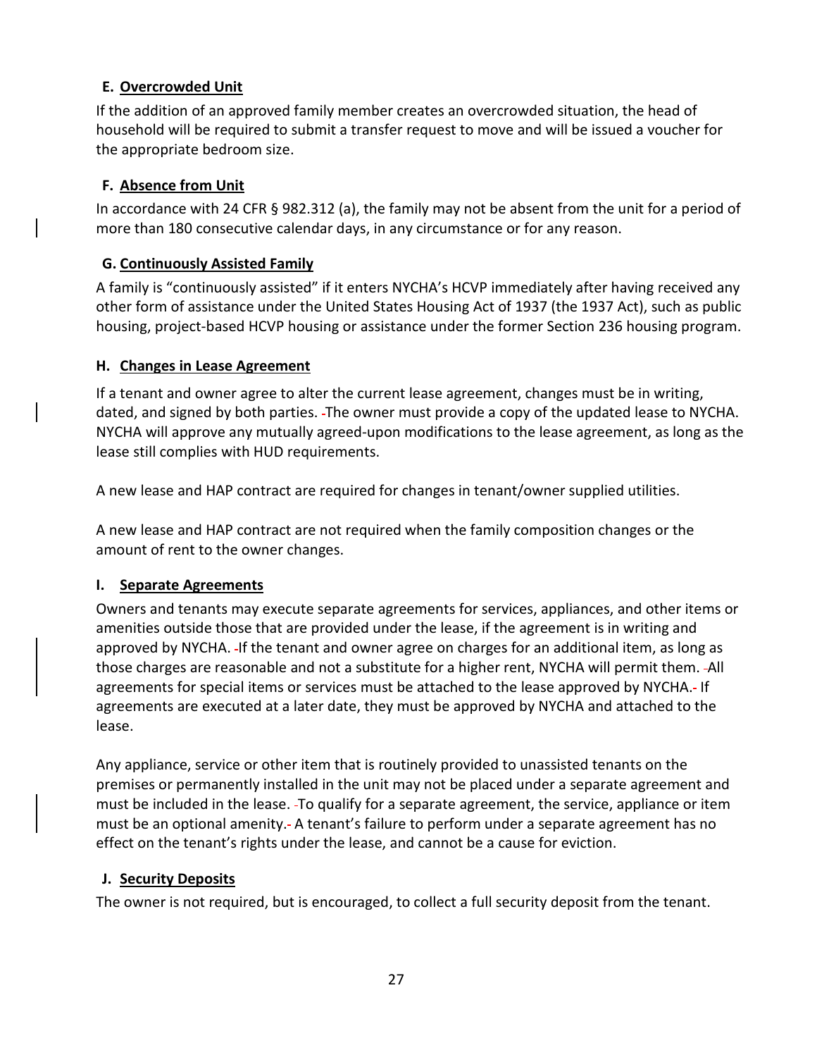### E. Overcrowded Unit

If the addition of an approved family member creates an overcrowded situation, the head of household will be required to submit a transfer request to move and will be issued a voucher for the appropriate bedroom size.

### F. Absence from Unit

In accordance with 24 CFR § 982.312 (a), the family may not be absent from the unit for a period of more than 180 consecutive calendar days, in any circumstance or for any reason.

### G. Continuously Assisted Family

A family is "continuously assisted" if it enters NYCHA's HCVP immediately after having received any other form of assistance under the United States Housing Act of 1937 (the 1937 Act), such as public housing, project-based HCVP housing or assistance under the former Section 236 housing program.

### H. Changes in Lease Agreement

If a tenant and owner agree to alter the current lease agreement, changes must be in writing, dated, and signed by both parties. The owner must provide a copy of the updated lease to NYCHA. NYCHA will approve any mutually agreed-upon modifications to the lease agreement, as long as the lease still complies with HUD requirements.

A new lease and HAP contract are required for changes in tenant/owner supplied utilities.

A new lease and HAP contract are not required when the family composition changes or the amount of rent to the owner changes.

### I. Separate Agreements

Owners and tenants may execute separate agreements for services, appliances, and other items or amenities outside those that are provided under the lease, if the agreement is in writing and approved by NYCHA. If the tenant and owner agree on charges for an additional item, as long as those charges are reasonable and not a substitute for a higher rent, NYCHA will permit them. All agreements for special items or services must be attached to the lease approved by NYCHA. If agreements are executed at a later date, they must be approved by NYCHA and attached to the lease.

Any appliance, service or other item that is routinely provided to unassisted tenants on the premises or permanently installed in the unit may not be placed under a separate agreement and must be included in the lease. To qualify for a separate agreement, the service, appliance or item must be an optional amenity. A tenant's failure to perform under a separate agreement has no effect on the tenant's rights under the lease, and cannot be a cause for eviction.

### J. Security Deposits

The owner is not required, but is encouraged, to collect a full security deposit from the tenant.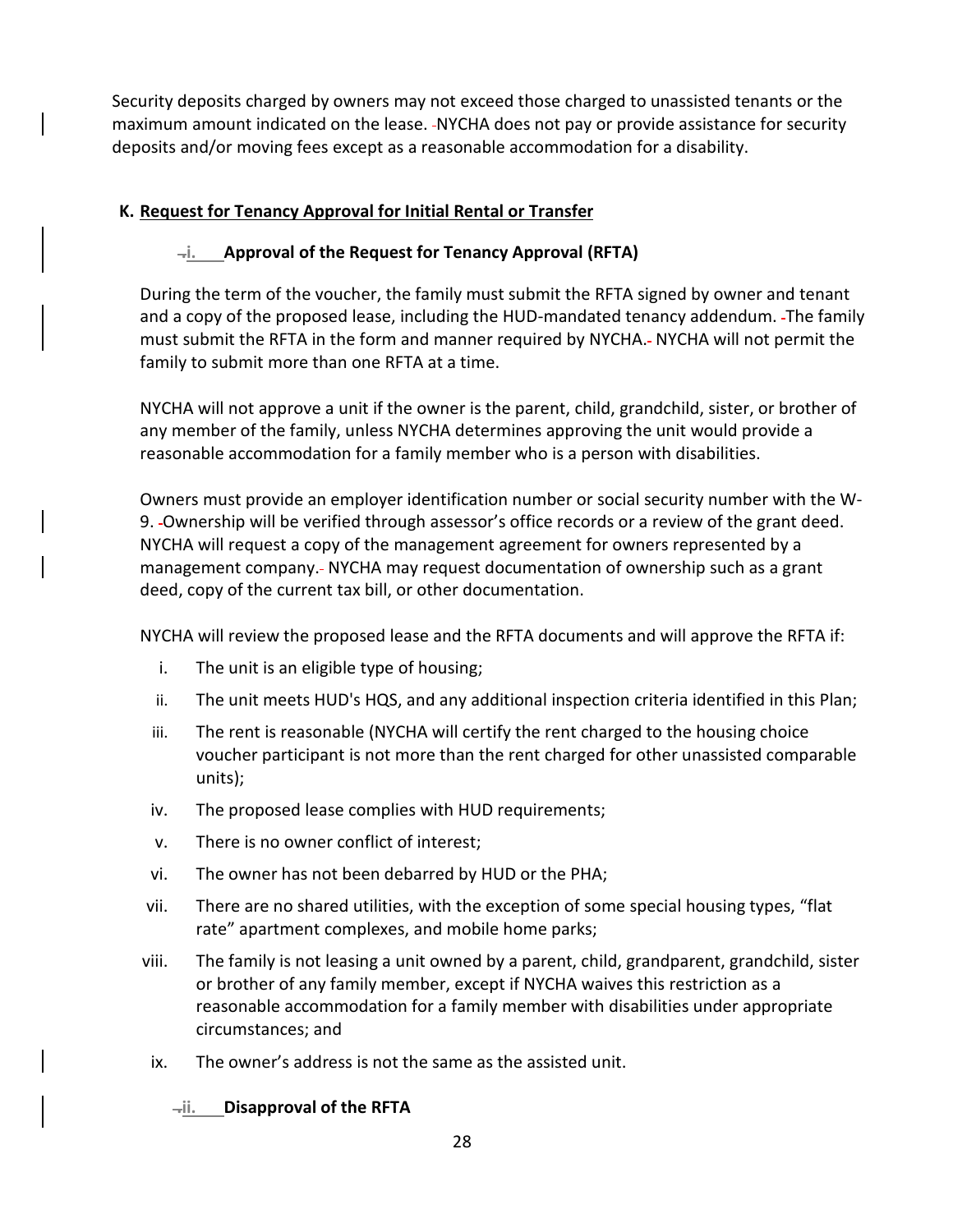Security deposits charged by owners may not exceed those charged to unassisted tenants or the maximum amount indicated on the lease. NYCHA does not pay or provide assistance for security deposits and/or moving fees except as a reasonable accommodation for a disability.

## K. Request for Tenancy Approval for Initial Rental or Transfer

### i. Approval of the Request for Tenancy Approval (RFTA)

During the term of the voucher, the family must submit the RFTA signed by owner and tenant and a copy of the proposed lease, including the HUD-mandated tenancy addendum. The family must submit the RFTA in the form and manner required by NYCHA. NYCHA will not permit the family to submit more than one RFTA at a time.

NYCHA will not approve a unit if the owner is the parent, child, grandchild, sister, or brother of any member of the family, unless NYCHA determines approving the unit would provide a reasonable accommodation for a family member who is a person with disabilities.

Owners must provide an employer identification number or social security number with the W-9. Ownership will be verified through assessor's office records or a review of the grant deed. NYCHA will request a copy of the management agreement for owners represented by a management company. NYCHA may request documentation of ownership such as a grant deed, copy of the current tax bill, or other documentation.

NYCHA will review the proposed lease and the RFTA documents and will approve the RFTA if:

i. The unit is an eligible type of housing;

ii. The unit meets HUD's HQS, and any additional inspection criteria identified in this Plan;

iii. The rent is reasonable (NYCHA will certify the rent charged to the housing choice voucher participant is not more than the rent charged for other unassisted comparable units);

iv. The proposed lease complies with HUD requirements;

v. There is no owner conflict of interest;

vi. The owner has not been debarred by HUD or the PHA;

vii. There are no shared utilities, with the exception of some special housing types, "flat rate" apartment complexes, and mobile home parks;

viii. The family is not leasing a unit owned by a parent, child, grandparent, grandchild, sister or brother of any family member, except if NYCHA waives this restriction as a reasonable accommodation for a family member with disabilities under appropriate circumstances; and

ix. The owner's address is not the same as the assisted unit.

### ii. Disapproval of the RFTA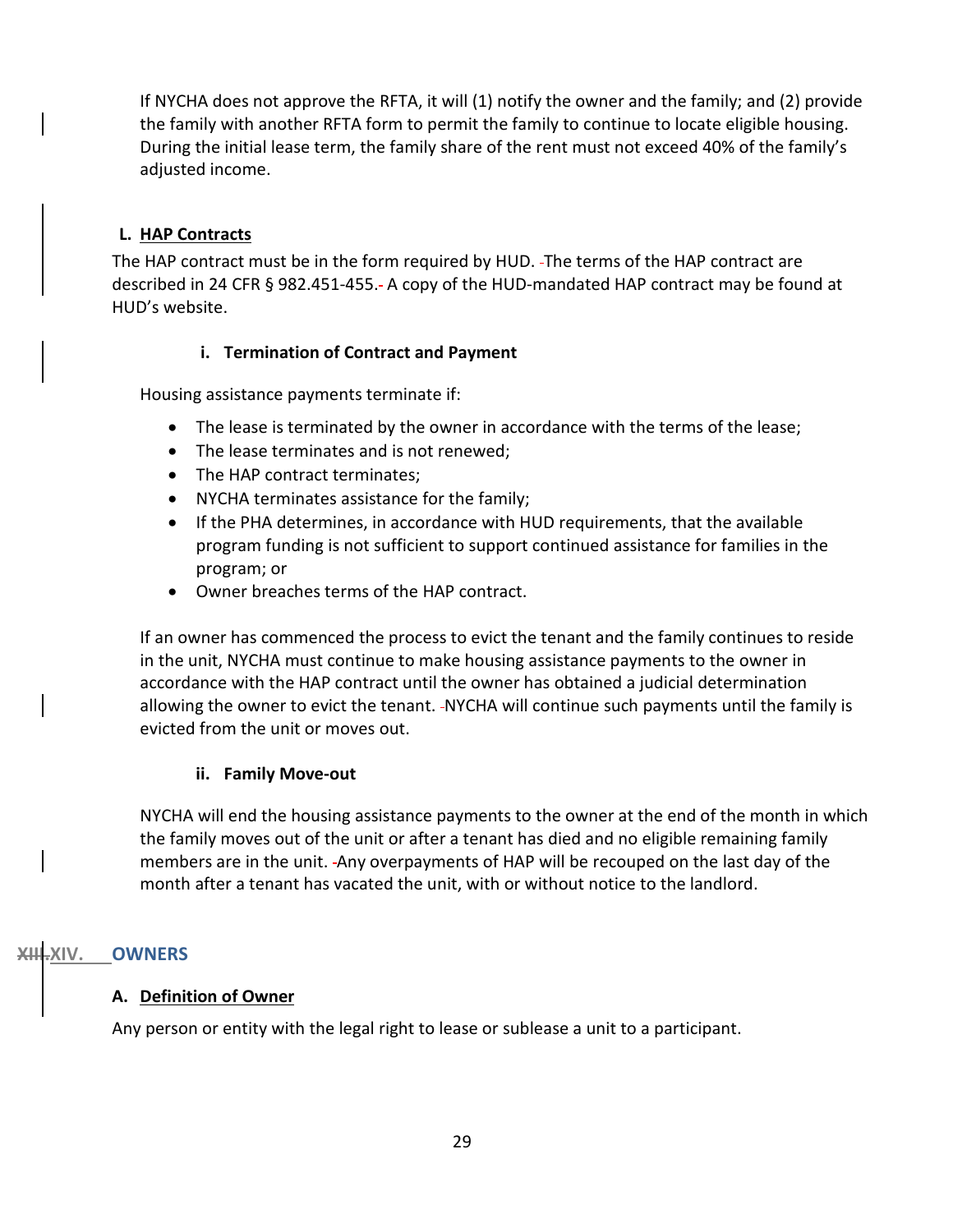If NYCHA does not approve the RFTA, it will (1) notify the owner and the family; and (2) provide the family with another RFTA form to permit the family to continue to locate eligible housing. During the initial lease term, the family share of the rent must not exceed 40% of the family's adjusted income.

### L. HAP Contracts

The HAP contract must be in the form required by HUD. The terms of the HAP contract are described in 24 CFR § 982.451-455. A copy of the HUD-mandated HAP contract may be found at HUD's website.

#### i. Termination of Contract and Payment

Housing assistance payments terminate if:

- The lease is terminated by the owner in accordance with the terms of the lease;
- The lease terminates and is not renewed;
- The HAP contract terminates;
- NYCHA terminates assistance for the family;
- If the PHA determines, in accordance with HUD requirements, that the available program funding is not sufficient to support continued assistance for families in the program; or
- Owner breaches terms of the HAP contract.

If an owner has commenced the process to evict the tenant and the family continues to reside in the unit, NYCHA must continue to make housing assistance payments to the owner in accordance with the HAP contract until the owner has obtained a judicial determination allowing the owner to evict the tenant. NYCHA will continue such payments until the family is evicted from the unit or moves out.

#### ii. Family Move-out

NYCHA will end the housing assistance payments to the owner at the end of the month in which the family moves out of the unit or after a tenant has died and no eligible remaining family members are in the unit. Any overpayments of HAP will be recouped on the last day of the month after a tenant has vacated the unit, with or without notice to the landlord.

## ~~XIII.~~XIV. OWNERS

### A. Definition of Owner

Any person or entity with the legal right to lease or sublease a unit to a participant.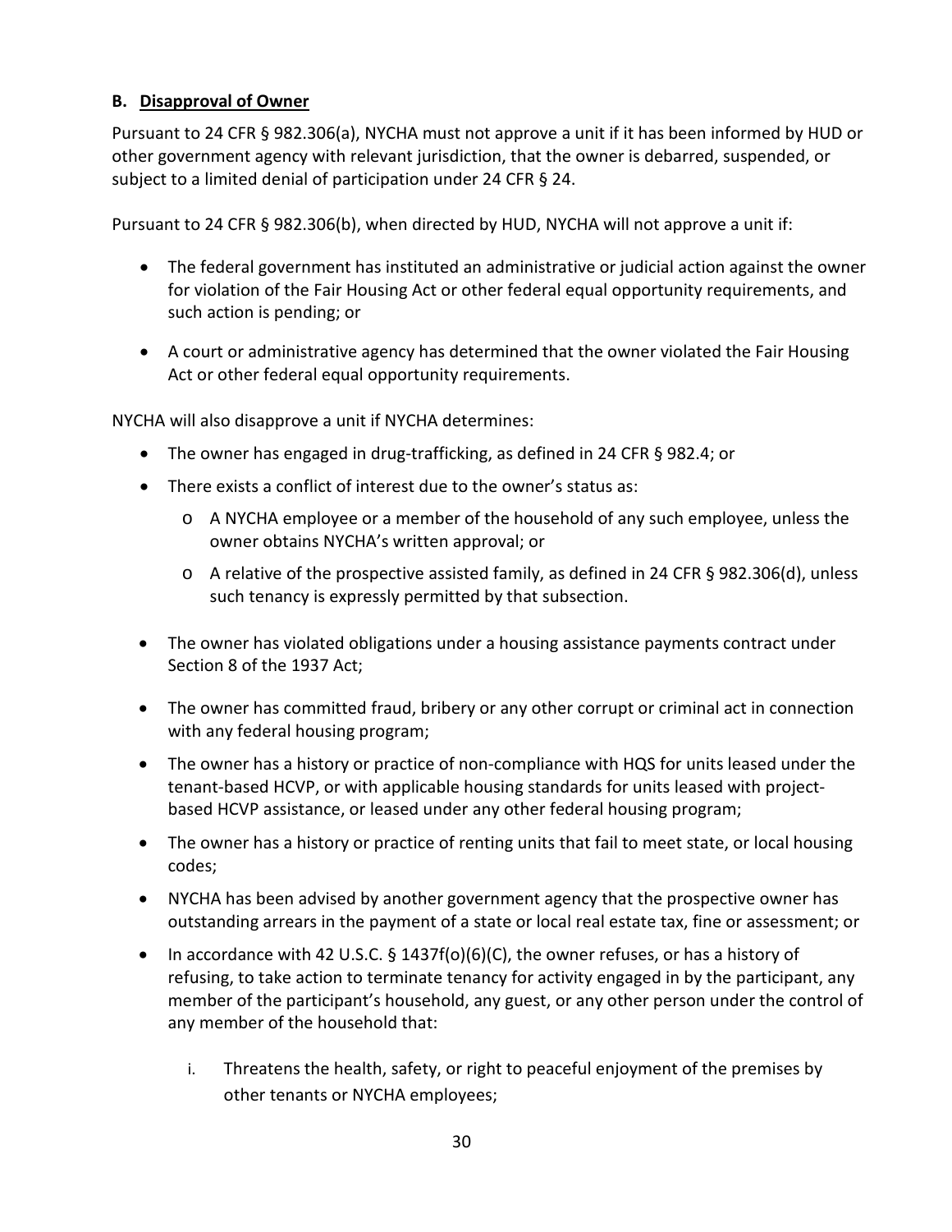### B. Disapproval of Owner

Pursuant to 24 CFR § 982.306(a), NYCHA must not approve a unit if it has been informed by HUD or other government agency with relevant jurisdiction, that the owner is debarred, suspended, or subject to a limited denial of participation under 24 CFR § 24.

Pursuant to 24 CFR § 982.306(b), when directed by HUD, NYCHA will not approve a unit if:

- The federal government has instituted an administrative or judicial action against the owner for violation of the Fair Housing Act or other federal equal opportunity requirements, and such action is pending; or
- A court or administrative agency has determined that the owner violated the Fair Housing Act or other federal equal opportunity requirements.

NYCHA will also disapprove a unit if NYCHA determines:

- The owner has engaged in drug-trafficking, as defined in 24 CFR § 982.4; or
- There exists a conflict of interest due to the owner's status as:
  - A NYCHA employee or a member of the household of any such employee, unless the owner obtains NYCHA's written approval; or
  - A relative of the prospective assisted family, as defined in 24 CFR § 982.306(d), unless such tenancy is expressly permitted by that subsection.
- The owner has violated obligations under a housing assistance payments contract under Section 8 of the 1937 Act;
- The owner has committed fraud, bribery or any other corrupt or criminal act in connection with any federal housing program;
- The owner has a history or practice of non-compliance with HQS for units leased under the tenant-based HCVP, or with applicable housing standards for units leased with project-based HCVP assistance, or leased under any other federal housing program;
- The owner has a history or practice of renting units that fail to meet state, or local housing codes;
- NYCHA has been advised by another government agency that the prospective owner has outstanding arrears in the payment of a state or local real estate tax, fine or assessment; or
- In accordance with 42 U.S.C. § 1437f(o)(6)(C), the owner refuses, or has a history of refusing, to take action to terminate tenancy for activity engaged in by the participant, any member of the participant's household, any guest, or any other person under the control of any member of the household that:
  1. Threatens the health, safety, or right to peaceful enjoyment of the premises by other tenants or NYCHA employees;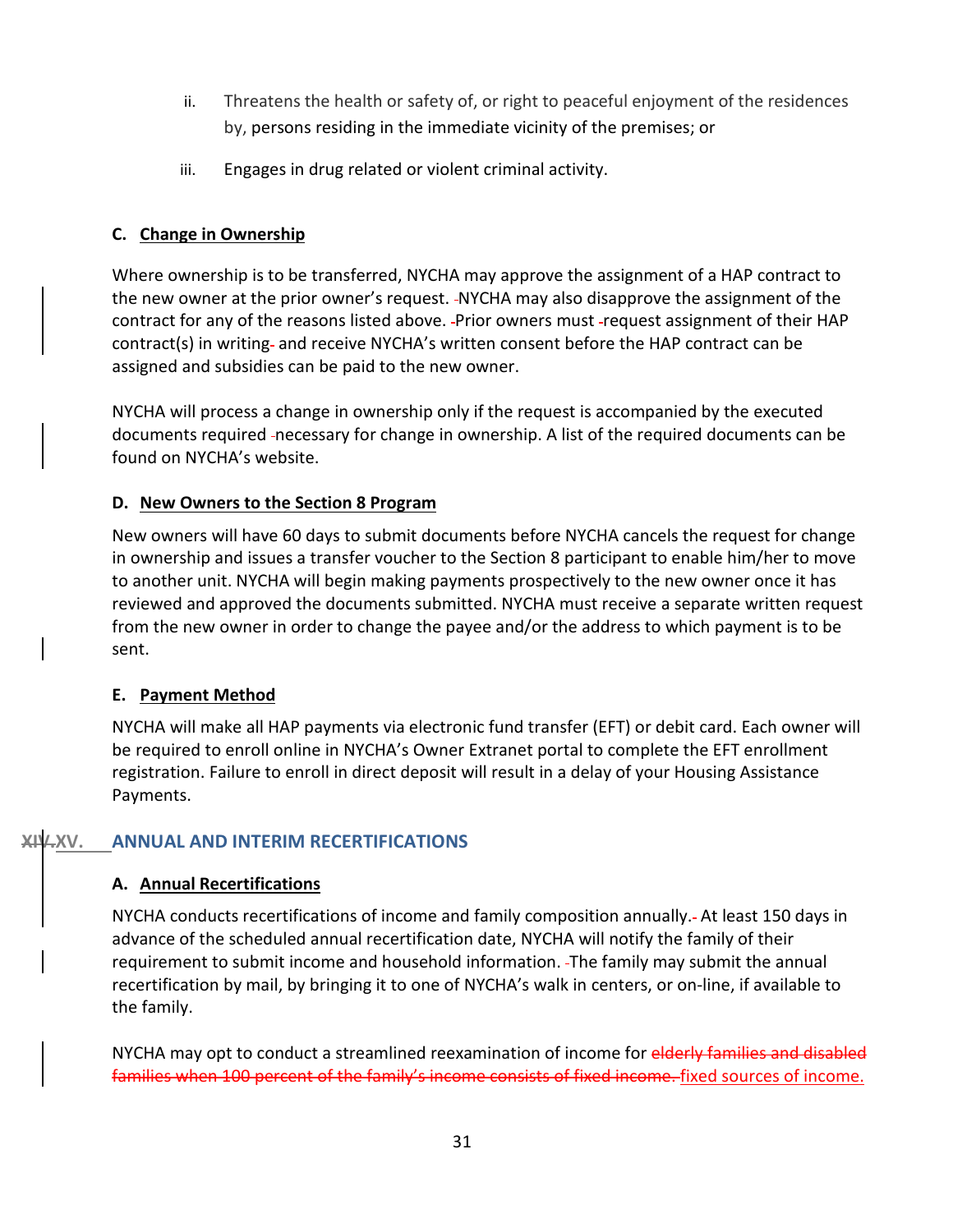ii. Threatens the health or safety of, or right to peaceful enjoyment of the residences by, persons residing in the immediate vicinity of the premises; or

iii. Engages in drug related or violent criminal activity.

### C. Change in Ownership

Where ownership is to be transferred, NYCHA may approve the assignment of a HAP contract to the new owner at the prior owner's request. NYCHA may also disapprove the assignment of the contract for any of the reasons listed above. Prior owners must request assignment of their HAP contract(s) in writing and receive NYCHA's written consent before the HAP contract can be assigned and subsidies can be paid to the new owner.

NYCHA will process a change in ownership only if the request is accompanied by the executed documents required necessary for change in ownership. A list of the required documents can be found on NYCHA's website.

### D. New Owners to the Section 8 Program

New owners will have 60 days to submit documents before NYCHA cancels the request for change in ownership and issues a transfer voucher to the Section 8 participant to enable him/her to move to another unit. NYCHA will begin making payments prospectively to the new owner once it has reviewed and approved the documents submitted. NYCHA must receive a separate written request from the new owner in order to change the payee and/or the address to which payment is to be sent.

### E. Payment Method

NYCHA will make all HAP payments via electronic fund transfer (EFT) or debit card. Each owner will be required to enroll online in NYCHA's Owner Extranet portal to complete the EFT enrollment registration. Failure to enroll in direct deposit will result in a delay of your Housing Assistance Payments.

## ~~XIV.~~ XV. ANNUAL AND INTERIM RECERTIFICATIONS

### A. Annual Recertifications

NYCHA conducts recertifications of income and family composition annually. At least 150 days in advance of the scheduled annual recertification date, NYCHA will notify the family of their requirement to submit income and household information. The family may submit the annual recertification by mail, by bringing it to one of NYCHA's walk in centers, or on-line, if available to the family.

NYCHA may opt to conduct a streamlined reexamination of income for ~~elderly families and disabled families when 100 percent of the family's income consists of fixed income.~~ fixed sources of income.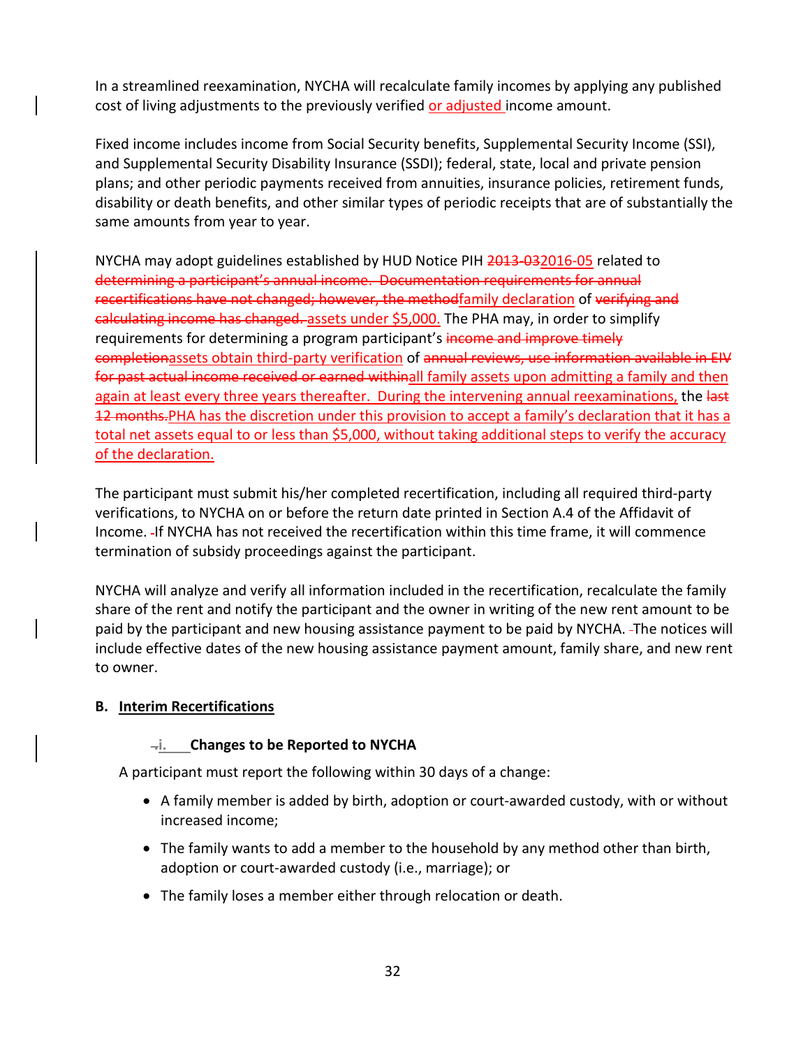In a streamlined reexamination, NYCHA will recalculate family incomes by applying any published cost of living adjustments to the previously verified or adjusted income amount.

Fixed income includes income from Social Security benefits, Supplemental Security Income (SSI), and Supplemental Security Disability Insurance (SSDI); federal, state, local and private pension plans; and other periodic payments received from annuities, insurance policies, retirement funds, disability or death benefits, and other similar types of periodic receipts that are of substantially the same amounts from year to year.

NYCHA may adopt guidelines established by HUD Notice PIH ~~2013-03~~2016-05 related to ~~determining a participant's annual income. Documentation requirements for annual recertifications have not changed; however, the method~~family declaration of ~~verifying and calculating income has changed.~~ assets under $5,000. The PHA may, in order to simplify requirements for determining a program participant's ~~income and improve timely completion~~assets obtain third-party verification of ~~annual reviews, use information available in EIV for past actual income received or earned within~~all family assets upon admitting a family and then again at least every three years thereafter. During the intervening annual reexaminations, the ~~last 12 months.~~PHA has the discretion under this provision to accept a family's declaration that it has a total net assets equal to or less than $5,000, without taking additional steps to verify the accuracy of the declaration.

The participant must submit his/her completed recertification, including all required third-party verifications, to NYCHA on or before the return date printed in Section A.4 of the Affidavit of Income. If NYCHA has not received the recertification within this time frame, it will commence termination of subsidy proceedings against the participant.

NYCHA will analyze and verify all information included in the recertification, recalculate the family share of the rent and notify the participant and the owner in writing of the new rent amount to be paid by the participant and new housing assistance payment to be paid by NYCHA. The notices will include effective dates of the new housing assistance payment amount, family share, and new rent to owner.

## B. Interim Recertifications

### i. Changes to be Reported to NYCHA

A participant must report the following within 30 days of a change:

- A family member is added by birth, adoption or court-awarded custody, with or without increased income;
- The family wants to add a member to the household by any method other than birth, adoption or court-awarded custody (i.e., marriage); or
- The family loses a member either through relocation or death.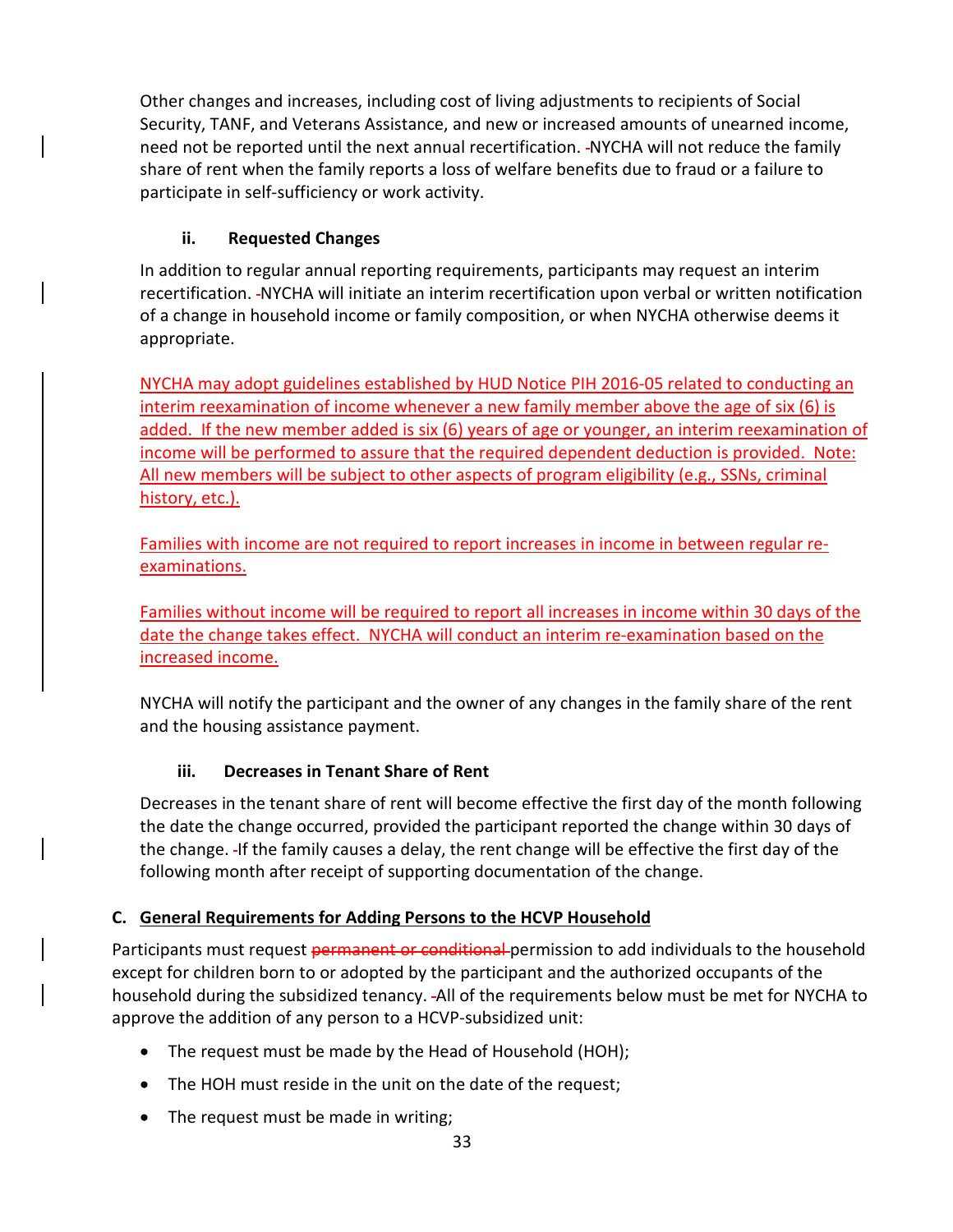Other changes and increases, including cost of living adjustments to recipients of Social Security, TANF, and Veterans Assistance, and new or increased amounts of unearned income, need not be reported until the next annual recertification. NYCHA will not reduce the family share of rent when the family reports a loss of welfare benefits due to fraud or a failure to participate in self-sufficiency or work activity.

### ii. Requested Changes

In addition to regular annual reporting requirements, participants may request an interim recertification. NYCHA will initiate an interim recertification upon verbal or written notification of a change in household income or family composition, or when NYCHA otherwise deems it appropriate.

NYCHA may adopt guidelines established by HUD Notice PIH 2016-05 related to conducting an interim reexamination of income whenever a new family member above the age of six (6) is added. If the new member added is six (6) years of age or younger, an interim reexamination of income will be performed to assure that the required dependent deduction is provided. Note: All new members will be subject to other aspects of program eligibility (e.g., SSNs, criminal history, etc.).

Families with income are not required to report increases in income in between regular re-examinations.

Families without income will be required to report all increases in income within 30 days of the date the change takes effect. NYCHA will conduct an interim re-examination based on the increased income.

NYCHA will notify the participant and the owner of any changes in the family share of the rent and the housing assistance payment.

### iii. Decreases in Tenant Share of Rent

Decreases in the tenant share of rent will become effective the first day of the month following the date the change occurred, provided the participant reported the change within 30 days of the change. If the family causes a delay, the rent change will be effective the first day of the following month after receipt of supporting documentation of the change.

## C. General Requirements for Adding Persons to the HCVP Household

Participants must request ~~permanent or conditional~~ permission to add individuals to the household except for children born to or adopted by the participant and the authorized occupants of the household during the subsidized tenancy. All of the requirements below must be met for NYCHA to approve the addition of any person to a HCVP-subsidized unit:

- The request must be made by the Head of Household (HOH);
- The HOH must reside in the unit on the date of the request;
- The request must be made in writing;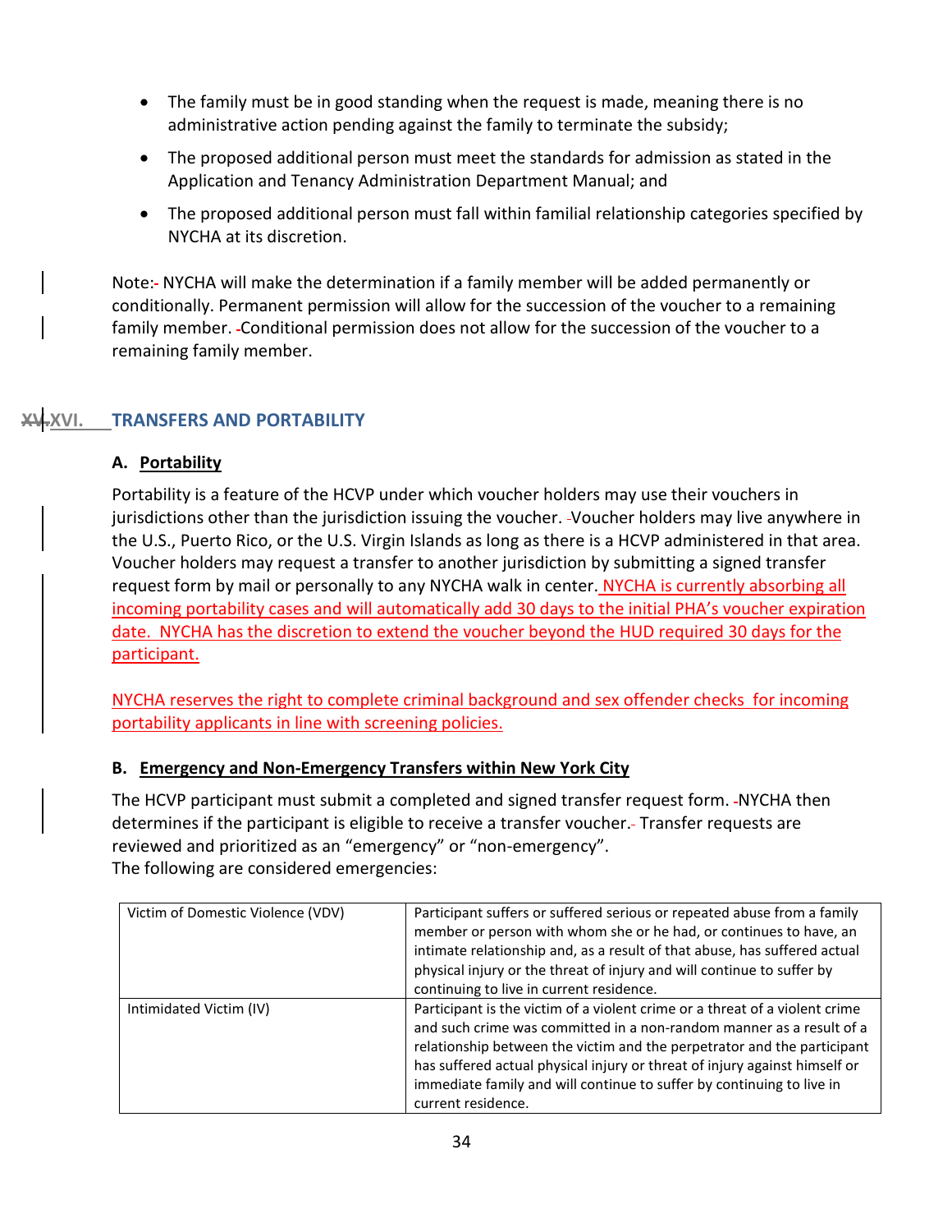- The family must be in good standing when the request is made, meaning there is no administrative action pending against the family to terminate the subsidy;
- The proposed additional person must meet the standards for admission as stated in the Application and Tenancy Administration Department Manual; and
- The proposed additional person must fall within familial relationship categories specified by NYCHA at its discretion.

Note: NYCHA will make the determination if a family member will be added permanently or conditionally. Permanent permission will allow for the succession of the voucher to a remaining family member. Conditional permission does not allow for the succession of the voucher to a remaining family member.

## XVI. TRANSFERS AND PORTABILITY

### A. Portability

Portability is a feature of the HCVP under which voucher holders may use their vouchers in jurisdictions other than the jurisdiction issuing the voucher. Voucher holders may live anywhere in the U.S., Puerto Rico, or the U.S. Virgin Islands as long as there is a HCVP administered in that area. Voucher holders may request a transfer to another jurisdiction by submitting a signed transfer request form by mail or personally to any NYCHA walk in center. NYCHA is currently absorbing all incoming portability cases and will automatically add 30 days to the initial PHA's voucher expiration date. NYCHA has the discretion to extend the voucher beyond the HUD required 30 days for the participant.

NYCHA reserves the right to complete criminal background and sex offender checks for incoming portability applicants in line with screening policies.

### B. Emergency and Non-Emergency Transfers within New York City

The HCVP participant must submit a completed and signed transfer request form. NYCHA then determines if the participant is eligible to receive a transfer voucher. Transfer requests are reviewed and prioritized as an "emergency" or "non-emergency".
The following are considered emergencies:

| | |
|---|---|
| Victim of Domestic Violence (VDV) | Participant suffers or suffered serious or repeated abuse from a family member or person with whom she or he had, or continues to have, an intimate relationship and, as a result of that abuse, has suffered actual physical injury or the threat of injury and will continue to suffer by continuing to live in current residence. |
| Intimidated Victim (IV) | Participant is the victim of a violent crime or a threat of a violent crime and such crime was committed in a non-random manner as a result of a relationship between the victim and the perpetrator and the participant has suffered actual physical injury or threat of injury against himself or immediate family and will continue to suffer by continuing to live in current residence. |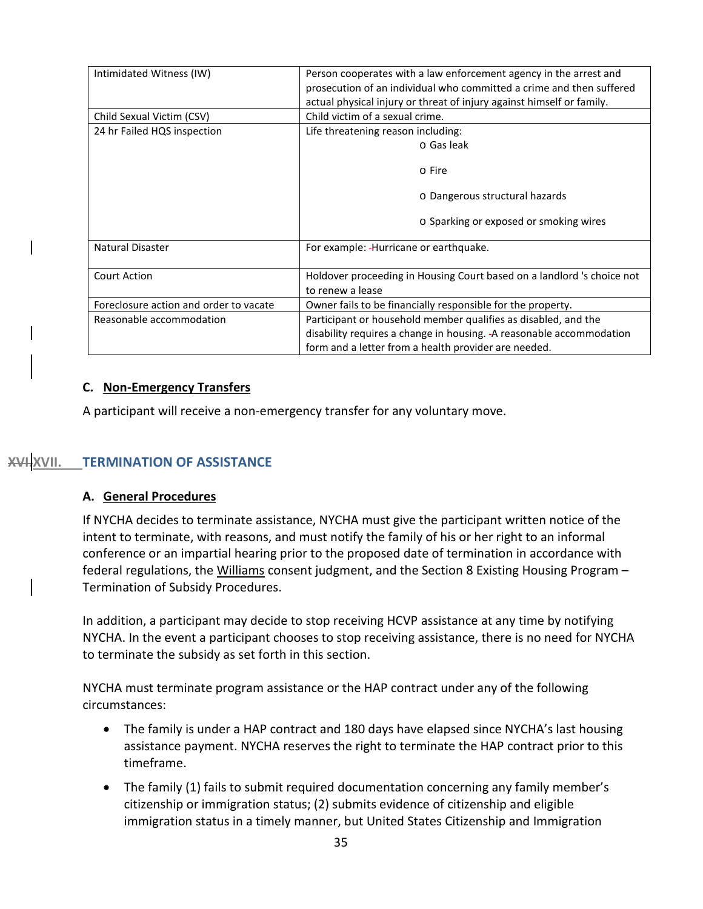| Intimidated Witness (IW) | Person cooperates with a law enforcement agency in the arrest and prosecution of an individual who committed a crime and then suffered actual physical injury or threat of injury against himself or family. |
|---|---|
| Child Sexual Victim (CSV) | Child victim of a sexual crime. |
| 24 hr Failed HQS inspection | Life threatening reason including:<br>o Gas leak<br>o Fire<br>o Dangerous structural hazards<br>o Sparking or exposed or smoking wires |
| Natural Disaster | For example: Hurricane or earthquake. |
| Court Action | Holdover proceeding in Housing Court based on a landlord 's choice not to renew a lease |
| Foreclosure action and order to vacate | Owner fails to be financially responsible for the property. |
| Reasonable accommodation | Participant or household member qualifies as disabled, and the disability requires a change in housing. A reasonable accommodation form and a letter from a health provider are needed. |

### C. Non-Emergency Transfers

A participant will receive a non-emergency transfer for any voluntary move.

## ~~XVI.~~XVII. TERMINATION OF ASSISTANCE

### A. General Procedures

If NYCHA decides to terminate assistance, NYCHA must give the participant written notice of the intent to terminate, with reasons, and must notify the family of his or her right to an informal conference or an impartial hearing prior to the proposed date of termination in accordance with federal regulations, the Williams consent judgment, and the Section 8 Existing Housing Program – Termination of Subsidy Procedures.

In addition, a participant may decide to stop receiving HCVP assistance at any time by notifying NYCHA. In the event a participant chooses to stop receiving assistance, there is no need for NYCHA to terminate the subsidy as set forth in this section.

NYCHA must terminate program assistance or the HAP contract under any of the following circumstances:

- The family is under a HAP contract and 180 days have elapsed since NYCHA's last housing assistance payment. NYCHA reserves the right to terminate the HAP contract prior to this timeframe.
- The family (1) fails to submit required documentation concerning any family member's citizenship or immigration status; (2) submits evidence of citizenship and eligible immigration status in a timely manner, but United States Citizenship and Immigration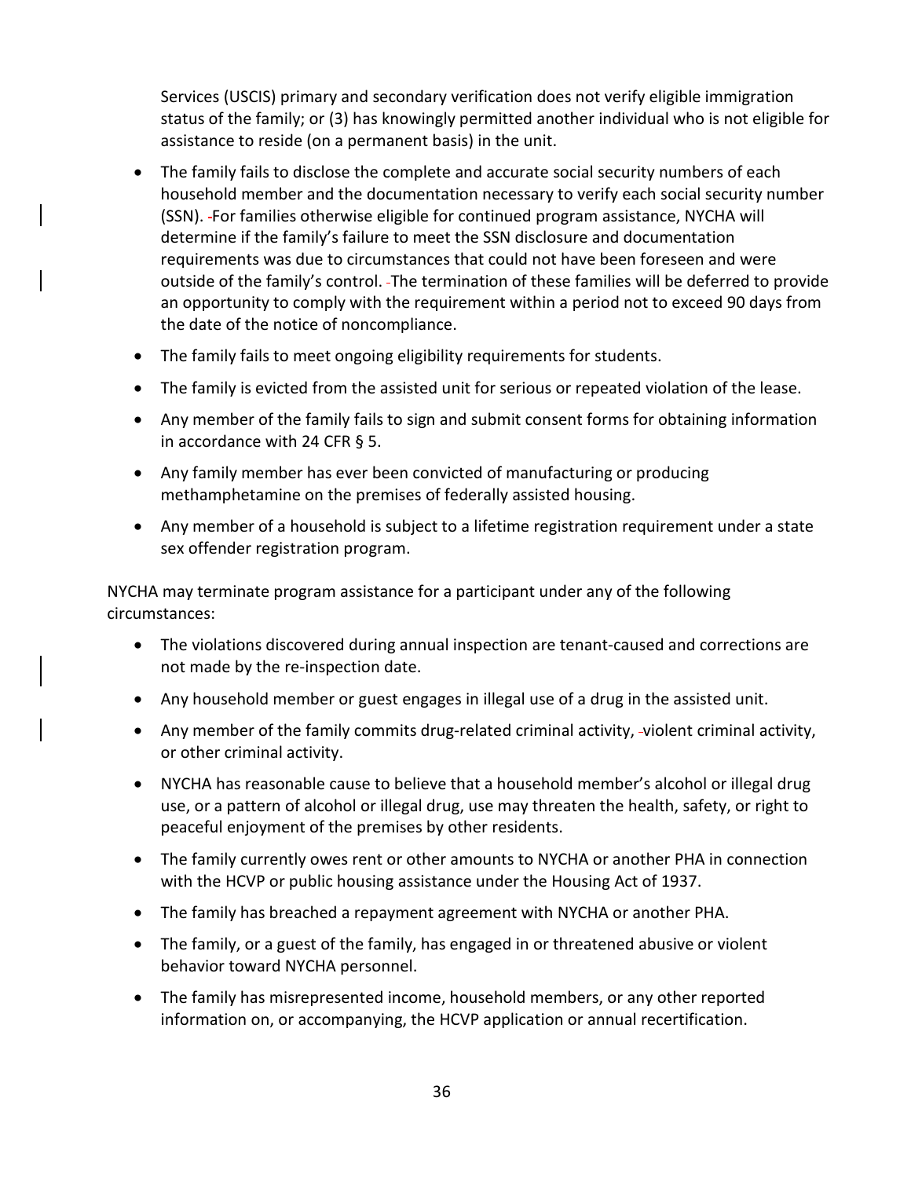Services (USCIS) primary and secondary verification does not verify eligible immigration status of the family; or (3) has knowingly permitted another individual who is not eligible for assistance to reside (on a permanent basis) in the unit.

- The family fails to disclose the complete and accurate social security numbers of each household member and the documentation necessary to verify each social security number (SSN). For families otherwise eligible for continued program assistance, NYCHA will determine if the family's failure to meet the SSN disclosure and documentation requirements was due to circumstances that could not have been foreseen and were outside of the family's control. The termination of these families will be deferred to provide an opportunity to comply with the requirement within a period not to exceed 90 days from the date of the notice of noncompliance.
- The family fails to meet ongoing eligibility requirements for students.
- The family is evicted from the assisted unit for serious or repeated violation of the lease.
- Any member of the family fails to sign and submit consent forms for obtaining information in accordance with 24 CFR § 5.
- Any family member has ever been convicted of manufacturing or producing methamphetamine on the premises of federally assisted housing.
- Any member of a household is subject to a lifetime registration requirement under a state sex offender registration program.

NYCHA may terminate program assistance for a participant under any of the following circumstances:

- The violations discovered during annual inspection are tenant-caused and corrections are not made by the re-inspection date.
- Any household member or guest engages in illegal use of a drug in the assisted unit.
- Any member of the family commits drug-related criminal activity, violent criminal activity, or other criminal activity.
- NYCHA has reasonable cause to believe that a household member's alcohol or illegal drug use, or a pattern of alcohol or illegal drug, use may threaten the health, safety, or right to peaceful enjoyment of the premises by other residents.
- The family currently owes rent or other amounts to NYCHA or another PHA in connection with the HCVP or public housing assistance under the Housing Act of 1937.
- The family has breached a repayment agreement with NYCHA or another PHA.
- The family, or a guest of the family, has engaged in or threatened abusive or violent behavior toward NYCHA personnel.
- The family has misrepresented income, household members, or any other reported information on, or accompanying, the HCVP application or annual recertification.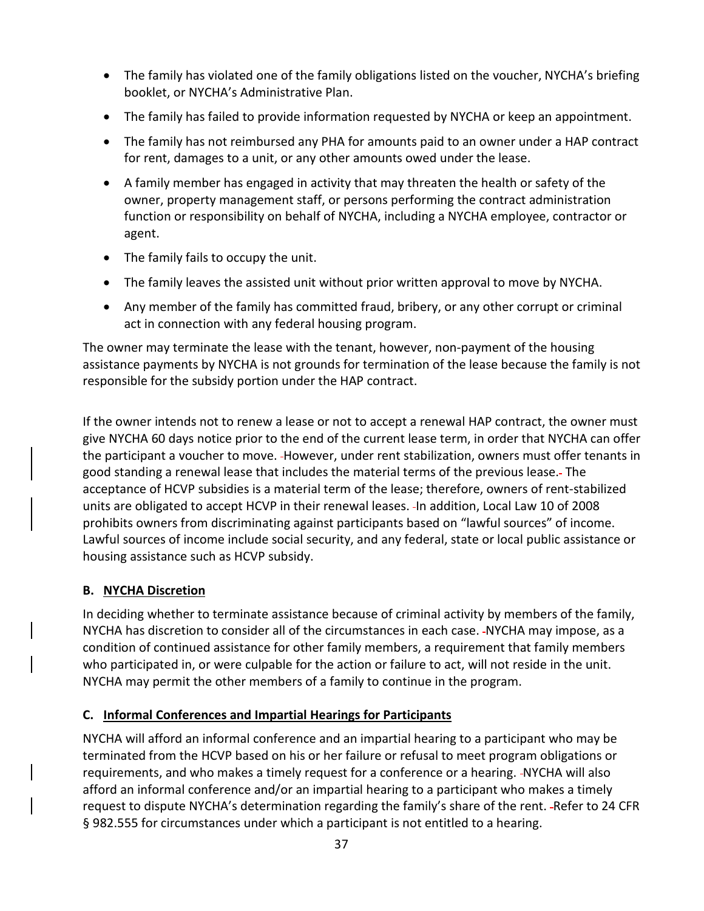- The family has violated one of the family obligations listed on the voucher, NYCHA's briefing booklet, or NYCHA's Administrative Plan.
- The family has failed to provide information requested by NYCHA or keep an appointment.
- The family has not reimbursed any PHA for amounts paid to an owner under a HAP contract for rent, damages to a unit, or any other amounts owed under the lease.
- A family member has engaged in activity that may threaten the health or safety of the owner, property management staff, or persons performing the contract administration function or responsibility on behalf of NYCHA, including a NYCHA employee, contractor or agent.
- The family fails to occupy the unit.
- The family leaves the assisted unit without prior written approval to move by NYCHA.
- Any member of the family has committed fraud, bribery, or any other corrupt or criminal act in connection with any federal housing program.

The owner may terminate the lease with the tenant, however, non-payment of the housing assistance payments by NYCHA is not grounds for termination of the lease because the family is not responsible for the subsidy portion under the HAP contract.

If the owner intends not to renew a lease or not to accept a renewal HAP contract, the owner must give NYCHA 60 days notice prior to the end of the current lease term, in order that NYCHA can offer the participant a voucher to move. However, under rent stabilization, owners must offer tenants in good standing a renewal lease that includes the material terms of the previous lease. The acceptance of HCVP subsidies is a material term of the lease; therefore, owners of rent-stabilized units are obligated to accept HCVP in their renewal leases. In addition, Local Law 10 of 2008 prohibits owners from discriminating against participants based on "lawful sources" of income. Lawful sources of income include social security, and any federal, state or local public assistance or housing assistance such as HCVP subsidy.

### B. NYCHA Discretion

In deciding whether to terminate assistance because of criminal activity by members of the family, NYCHA has discretion to consider all of the circumstances in each case. NYCHA may impose, as a condition of continued assistance for other family members, a requirement that family members who participated in, or were culpable for the action or failure to act, will not reside in the unit. NYCHA may permit the other members of a family to continue in the program.

### C. Informal Conferences and Impartial Hearings for Participants

NYCHA will afford an informal conference and an impartial hearing to a participant who may be terminated from the HCVP based on his or her failure or refusal to meet program obligations or requirements, and who makes a timely request for a conference or a hearing. NYCHA will also afford an informal conference and/or an impartial hearing to a participant who makes a timely request to dispute NYCHA's determination regarding the family's share of the rent. Refer to 24 CFR § 982.555 for circumstances under which a participant is not entitled to a hearing.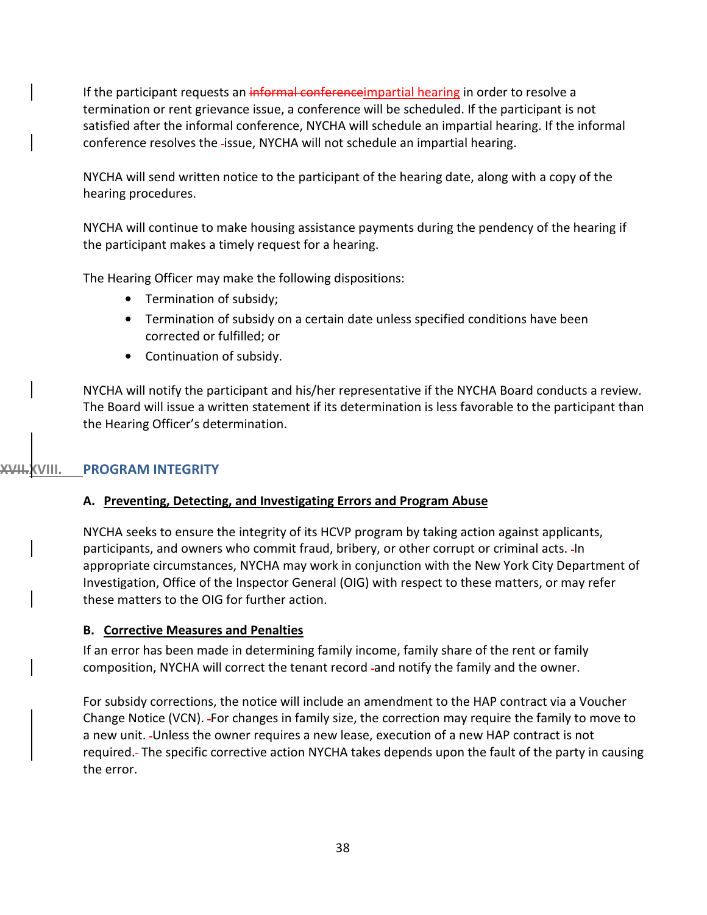If the participant requests an ~~informal conference~~impartial hearing in order to resolve a termination or rent grievance issue, a conference will be scheduled. If the participant is not satisfied after the informal conference, NYCHA will schedule an impartial hearing. If the informal conference resolves the issue, NYCHA will not schedule an impartial hearing.

NYCHA will send written notice to the participant of the hearing date, along with a copy of the hearing procedures.

NYCHA will continue to make housing assistance payments during the pendency of the hearing if the participant makes a timely request for a hearing.

The Hearing Officer may make the following dispositions:

- Termination of subsidy;
- Termination of subsidy on a certain date unless specified conditions have been corrected or fulfilled; or
- Continuation of subsidy.

NYCHA will notify the participant and his/her representative if the NYCHA Board conducts a review. The Board will issue a written statement if its determination is less favorable to the participant than the Hearing Officer's determination.

## ~~XVII.~~XVIII. PROGRAM INTEGRITY

### A. Preventing, Detecting, and Investigating Errors and Program Abuse

NYCHA seeks to ensure the integrity of its HCVP program by taking action against applicants, participants, and owners who commit fraud, bribery, or other corrupt or criminal acts. In appropriate circumstances, NYCHA may work in conjunction with the New York City Department of Investigation, Office of the Inspector General (OIG) with respect to these matters, or may refer these matters to the OIG for further action.

### B. Corrective Measures and Penalties

If an error has been made in determining family income, family share of the rent or family composition, NYCHA will correct the tenant record and notify the family and the owner.

For subsidy corrections, the notice will include an amendment to the HAP contract via a Voucher Change Notice (VCN). For changes in family size, the correction may require the family to move to a new unit. Unless the owner requires a new lease, execution of a new HAP contract is not required. The specific corrective action NYCHA takes depends upon the fault of the party in causing the error.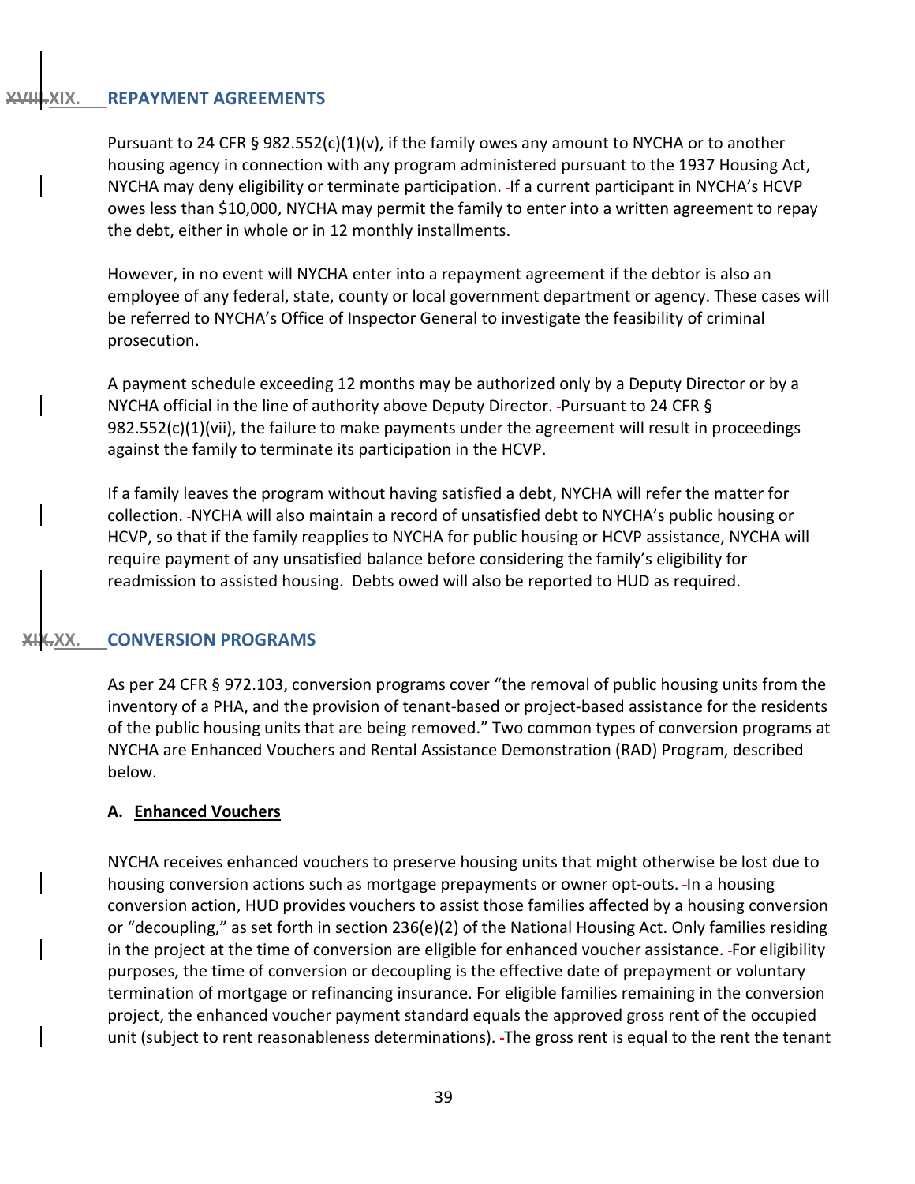## XIX. REPAYMENT AGREEMENTS

Pursuant to 24 CFR § 982.552(c)(1)(v), if the family owes any amount to NYCHA or to another housing agency in connection with any program administered pursuant to the 1937 Housing Act, NYCHA may deny eligibility or terminate participation. If a current participant in NYCHA's HCVP owes less than $10,000, NYCHA may permit the family to enter into a written agreement to repay the debt, either in whole or in 12 monthly installments.

However, in no event will NYCHA enter into a repayment agreement if the debtor is also an employee of any federal, state, county or local government department or agency. These cases will be referred to NYCHA's Office of Inspector General to investigate the feasibility of criminal prosecution.

A payment schedule exceeding 12 months may be authorized only by a Deputy Director or by a NYCHA official in the line of authority above Deputy Director. Pursuant to 24 CFR § 982.552(c)(1)(vii), the failure to make payments under the agreement will result in proceedings against the family to terminate its participation in the HCVP.

If a family leaves the program without having satisfied a debt, NYCHA will refer the matter for collection. NYCHA will also maintain a record of unsatisfied debt to NYCHA's public housing or HCVP, so that if the family reapplies to NYCHA for public housing or HCVP assistance, NYCHA will require payment of any unsatisfied balance before considering the family's eligibility for readmission to assisted housing. Debts owed will also be reported to HUD as required.

## XX. CONVERSION PROGRAMS

As per 24 CFR § 972.103, conversion programs cover "the removal of public housing units from the inventory of a PHA, and the provision of tenant-based or project-based assistance for the residents of the public housing units that are being removed." Two common types of conversion programs at NYCHA are Enhanced Vouchers and Rental Assistance Demonstration (RAD) Program, described below.

### A. Enhanced Vouchers

NYCHA receives enhanced vouchers to preserve housing units that might otherwise be lost due to housing conversion actions such as mortgage prepayments or owner opt-outs. In a housing conversion action, HUD provides vouchers to assist those families affected by a housing conversion or "decoupling," as set forth in section 236(e)(2) of the National Housing Act. Only families residing in the project at the time of conversion are eligible for enhanced voucher assistance. For eligibility purposes, the time of conversion or decoupling is the effective date of prepayment or voluntary termination of mortgage or refinancing insurance. For eligible families remaining in the conversion project, the enhanced voucher payment standard equals the approved gross rent of the occupied unit (subject to rent reasonableness determinations). The gross rent is equal to the rent the tenant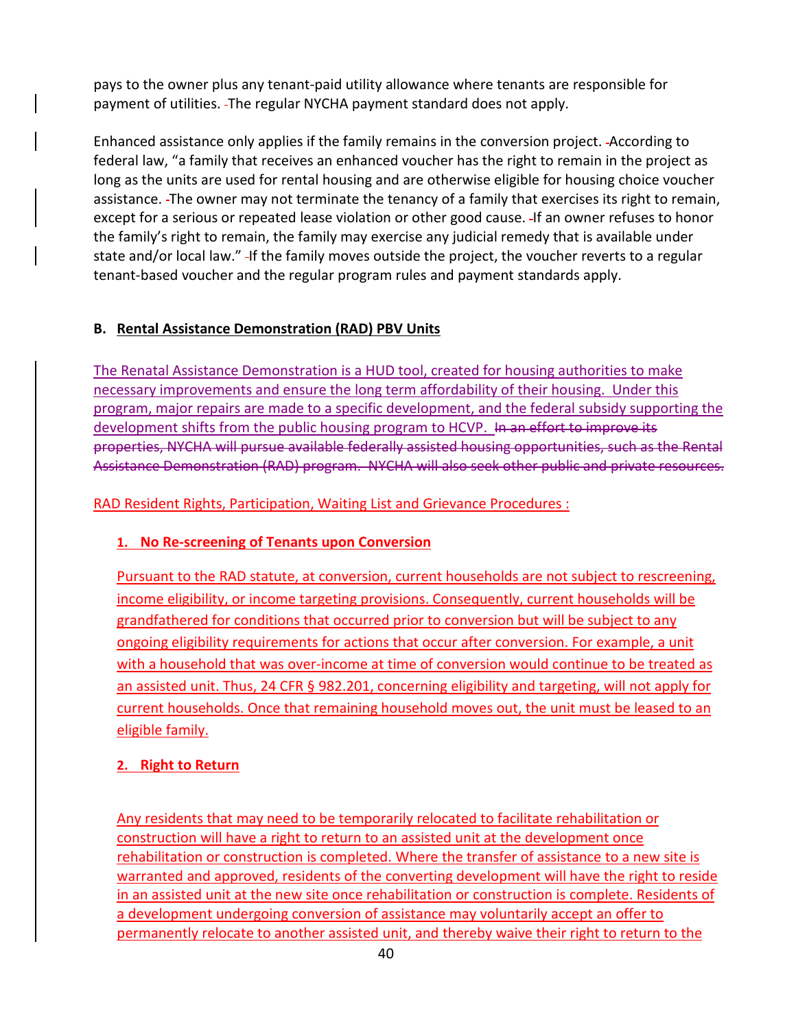pays to the owner plus any tenant-paid utility allowance where tenants are responsible for payment of utilities. The regular NYCHA payment standard does not apply.

Enhanced assistance only applies if the family remains in the conversion project. According to federal law, "a family that receives an enhanced voucher has the right to remain in the project as long as the units are used for rental housing and are otherwise eligible for housing choice voucher assistance. The owner may not terminate the tenancy of a family that exercises its right to remain, except for a serious or repeated lease violation or other good cause. If an owner refuses to honor the family's right to remain, the family may exercise any judicial remedy that is available under state and/or local law." If the family moves outside the project, the voucher reverts to a regular tenant-based voucher and the regular program rules and payment standards apply.

**B. Rental Assistance Demonstration (RAD) PBV Units**

The Renatal Assistance Demonstration is a HUD tool, created for housing authorities to make necessary improvements and ensure the long term affordability of their housing. Under this program, major repairs are made to a specific development, and the federal subsidy supporting the development shifts from the public housing program to HCVP. ~~In an effort to improve its properties, NYCHA will pursue available federally assisted housing opportunities, such as the Rental Assistance Demonstration (RAD) program. NYCHA will also seek other public and private resources.~~

RAD Resident Rights, Participation, Waiting List and Grievance Procedures :

**1. No Re-screening of Tenants upon Conversion**

Pursuant to the RAD statute, at conversion, current households are not subject to rescreening, income eligibility, or income targeting provisions. Consequently, current households will be grandfathered for conditions that occurred prior to conversion but will be subject to any ongoing eligibility requirements for actions that occur after conversion. For example, a unit with a household that was over-income at time of conversion would continue to be treated as an assisted unit. Thus, 24 CFR § 982.201, concerning eligibility and targeting, will not apply for current households. Once that remaining household moves out, the unit must be leased to an eligible family.

**2. Right to Return**

Any residents that may need to be temporarily relocated to facilitate rehabilitation or construction will have a right to return to an assisted unit at the development once rehabilitation or construction is completed. Where the transfer of assistance to a new site is warranted and approved, residents of the converting development will have the right to reside in an assisted unit at the new site once rehabilitation or construction is complete. Residents of a development undergoing conversion of assistance may voluntarily accept an offer to permanently relocate to another assisted unit, and thereby waive their right to return to the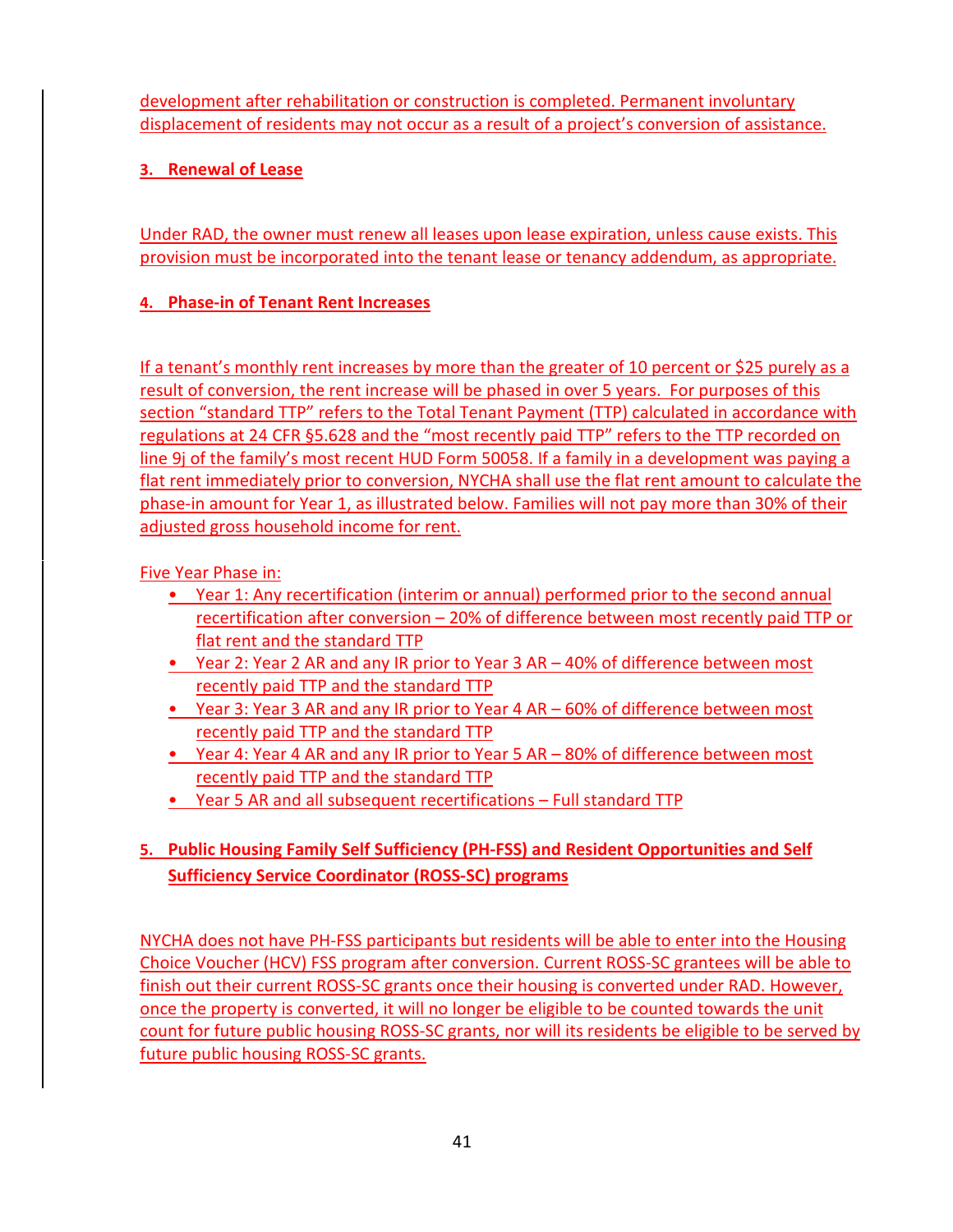development after rehabilitation or construction is completed. Permanent involuntary displacement of residents may not occur as a result of a project's conversion of assistance.

### 3. Renewal of Lease

Under RAD, the owner must renew all leases upon lease expiration, unless cause exists. This provision must be incorporated into the tenant lease or tenancy addendum, as appropriate.

### 4. Phase-in of Tenant Rent Increases

If a tenant's monthly rent increases by more than the greater of 10 percent or $25 purely as a result of conversion, the rent increase will be phased in over 5 years. For purposes of this section "standard TTP" refers to the Total Tenant Payment (TTP) calculated in accordance with regulations at 24 CFR §5.628 and the "most recently paid TTP" refers to the TTP recorded on line 9j of the family's most recent HUD Form 50058. If a family in a development was paying a flat rent immediately prior to conversion, NYCHA shall use the flat rent amount to calculate the phase-in amount for Year 1, as illustrated below. Families will not pay more than 30% of their adjusted gross household income for rent.

Five Year Phase in:

- Year 1: Any recertification (interim or annual) performed prior to the second annual recertification after conversion – 20% of difference between most recently paid TTP or flat rent and the standard TTP
- Year 2: Year 2 AR and any IR prior to Year 3 AR – 40% of difference between most recently paid TTP and the standard TTP
- Year 3: Year 3 AR and any IR prior to Year 4 AR – 60% of difference between most recently paid TTP and the standard TTP
- Year 4: Year 4 AR and any IR prior to Year 5 AR – 80% of difference between most recently paid TTP and the standard TTP
- Year 5 AR and all subsequent recertifications – Full standard TTP

### 5. Public Housing Family Self Sufficiency (PH-FSS) and Resident Opportunities and Self Sufficiency Service Coordinator (ROSS-SC) programs

NYCHA does not have PH-FSS participants but residents will be able to enter into the Housing Choice Voucher (HCV) FSS program after conversion. Current ROSS-SC grantees will be able to finish out their current ROSS-SC grants once their housing is converted under RAD. However, once the property is converted, it will no longer be eligible to be counted towards the unit count for future public housing ROSS-SC grants, nor will its residents be eligible to be served by future public housing ROSS-SC grants.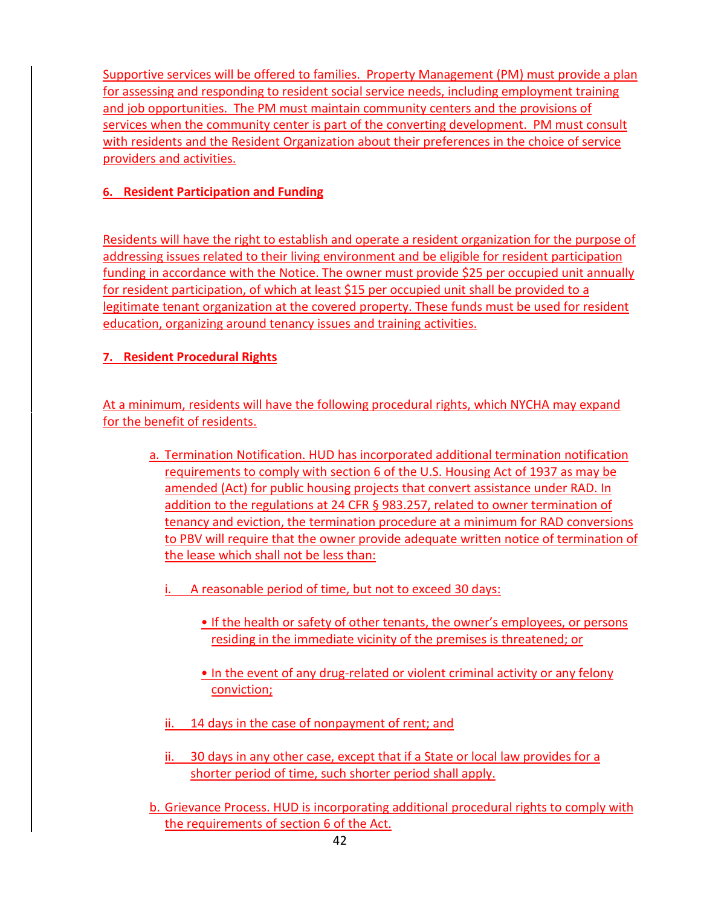Supportive services will be offered to families. Property Management (PM) must provide a plan for assessing and responding to resident social service needs, including employment training and job opportunities. The PM must maintain community centers and the provisions of services when the community center is part of the converting development. PM must consult with residents and the Resident Organization about their preferences in the choice of service providers and activities.

**6. Resident Participation and Funding**

Residents will have the right to establish and operate a resident organization for the purpose of addressing issues related to their living environment and be eligible for resident participation funding in accordance with the Notice. The owner must provide $25 per occupied unit annually for resident participation, of which at least $15 per occupied unit shall be provided to a legitimate tenant organization at the covered property. These funds must be used for resident education, organizing around tenancy issues and training activities.

**7. Resident Procedural Rights**

At a minimum, residents will have the following procedural rights, which NYCHA may expand for the benefit of residents.

a. Termination Notification. HUD has incorporated additional termination notification requirements to comply with section 6 of the U.S. Housing Act of 1937 as may be amended (Act) for public housing projects that convert assistance under RAD. In addition to the regulations at 24 CFR § 983.257, related to owner termination of tenancy and eviction, the termination procedure at a minimum for RAD conversions to PBV will require that the owner provide adequate written notice of termination of the lease which shall not be less than:

   i. A reasonable period of time, but not to exceed 30 days:

      - If the health or safety of other tenants, the owner's employees, or persons residing in the immediate vicinity of the premises is threatened; or

      - In the event of any drug-related or violent criminal activity or any felony conviction;

   ii. 14 days in the case of nonpayment of rent; and

   ii. 30 days in any other case, except that if a State or local law provides for a shorter period of time, such shorter period shall apply.

b. Grievance Process. HUD is incorporating additional procedural rights to comply with the requirements of section 6 of the Act.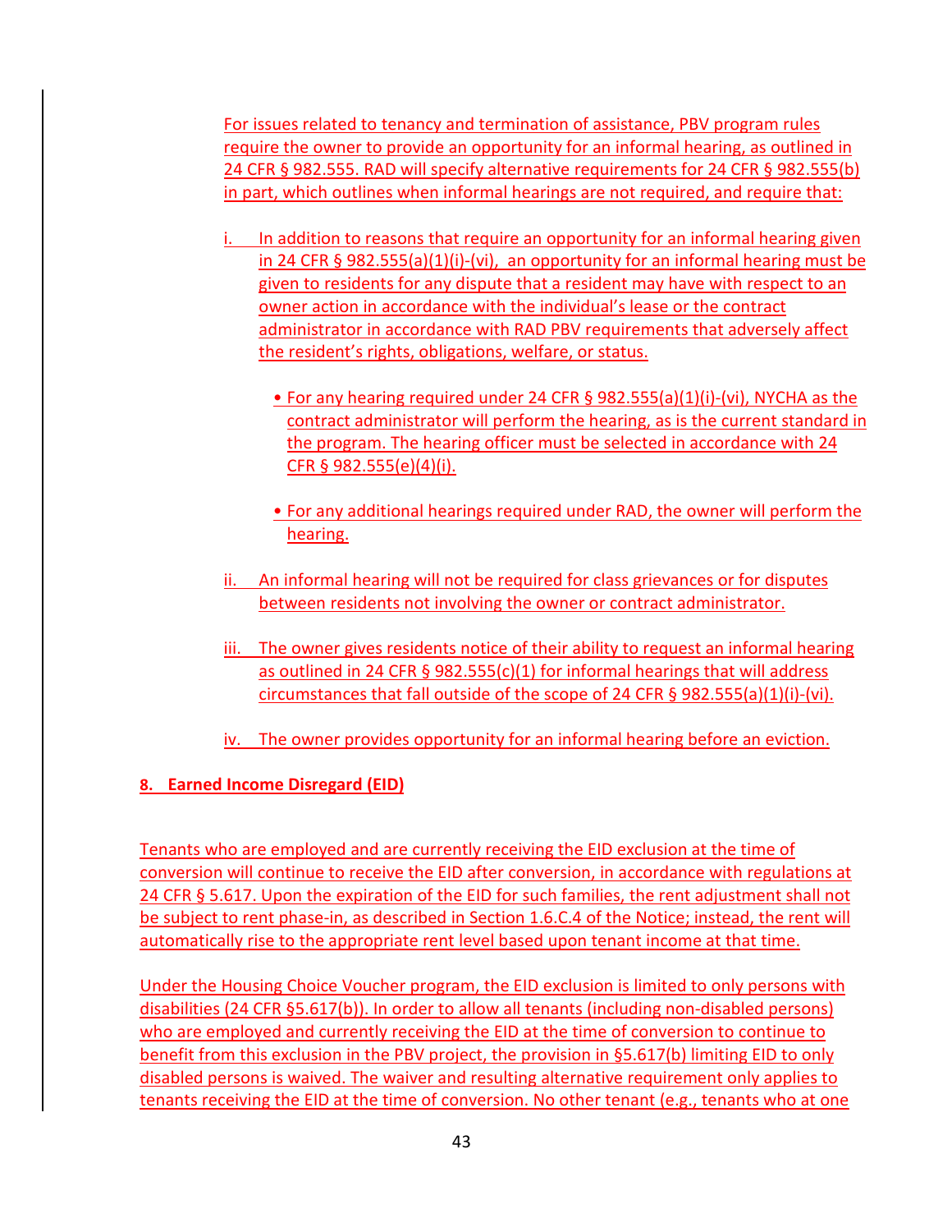For issues related to tenancy and termination of assistance, PBV program rules require the owner to provide an opportunity for an informal hearing, as outlined in 24 CFR § 982.555. RAD will specify alternative requirements for 24 CFR § 982.555(b) in part, which outlines when informal hearings are not required, and require that:

i. In addition to reasons that require an opportunity for an informal hearing given in 24 CFR § 982.555(a)(1)(i)-(vi), an opportunity for an informal hearing must be given to residents for any dispute that a resident may have with respect to an owner action in accordance with the individual's lease or the contract administrator in accordance with RAD PBV requirements that adversely affect the resident's rights, obligations, welfare, or status.

   - For any hearing required under 24 CFR § 982.555(a)(1)(i)-(vi), NYCHA as the contract administrator will perform the hearing, as is the current standard in the program. The hearing officer must be selected in accordance with 24 CFR § 982.555(e)(4)(i).

   - For any additional hearings required under RAD, the owner will perform the hearing.

ii. An informal hearing will not be required for class grievances or for disputes between residents not involving the owner or contract administrator.

iii. The owner gives residents notice of their ability to request an informal hearing as outlined in 24 CFR § 982.555(c)(1) for informal hearings that will address circumstances that fall outside of the scope of 24 CFR § 982.555(a)(1)(i)-(vi).

iv. The owner provides opportunity for an informal hearing before an eviction.

**8. Earned Income Disregard (EID)**

Tenants who are employed and are currently receiving the EID exclusion at the time of conversion will continue to receive the EID after conversion, in accordance with regulations at 24 CFR § 5.617. Upon the expiration of the EID for such families, the rent adjustment shall not be subject to rent phase-in, as described in Section 1.6.C.4 of the Notice; instead, the rent will automatically rise to the appropriate rent level based upon tenant income at that time.

Under the Housing Choice Voucher program, the EID exclusion is limited to only persons with disabilities (24 CFR §5.617(b)). In order to allow all tenants (including non-disabled persons) who are employed and currently receiving the EID at the time of conversion to continue to benefit from this exclusion in the PBV project, the provision in §5.617(b) limiting EID to only disabled persons is waived. The waiver and resulting alternative requirement only applies to tenants receiving the EID at the time of conversion. No other tenant (e.g., tenants who at one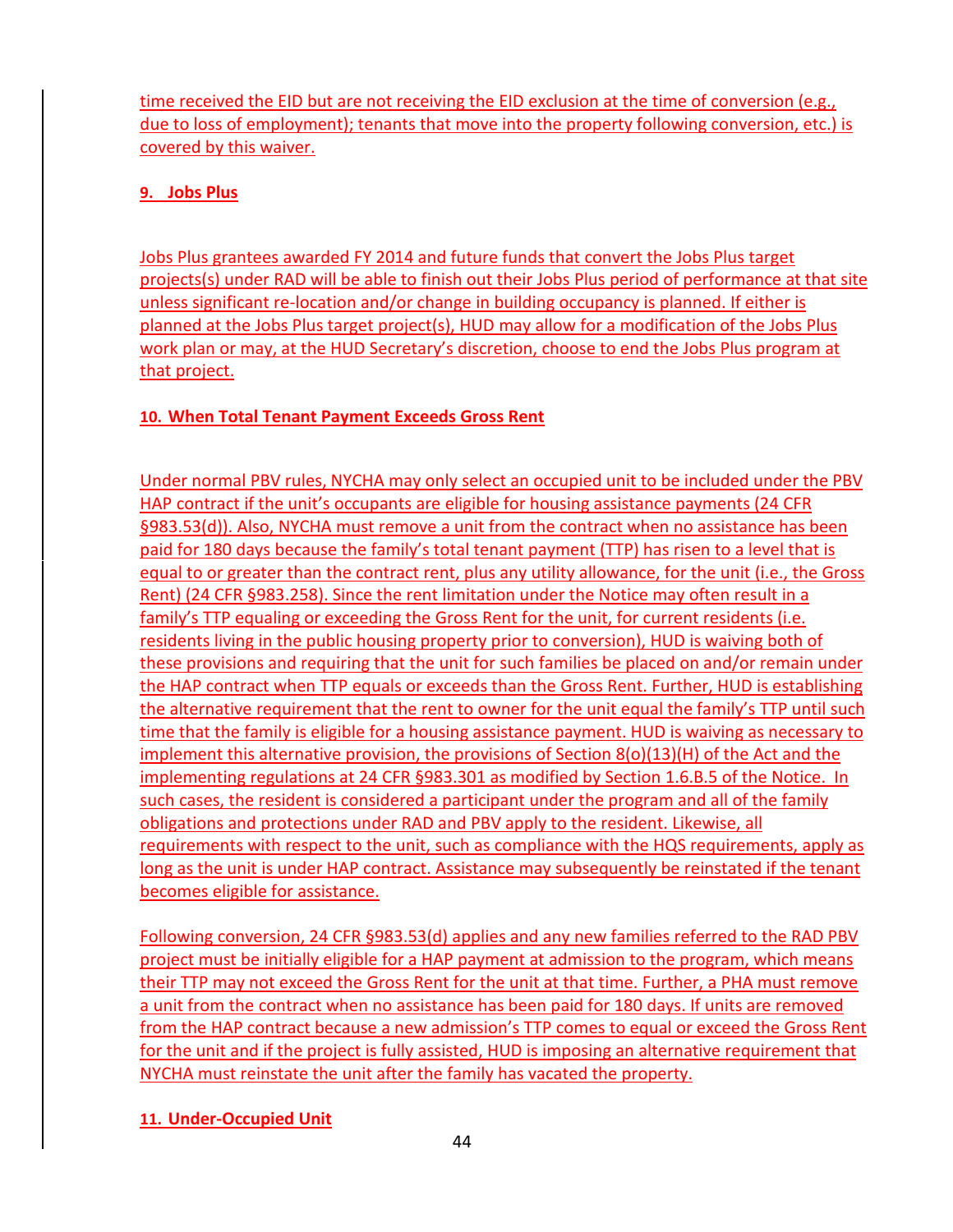time received the EID but are not receiving the EID exclusion at the time of conversion (e.g., due to loss of employment); tenants that move into the property following conversion, etc.) is covered by this waiver.

**9. Jobs Plus**

Jobs Plus grantees awarded FY 2014 and future funds that convert the Jobs Plus target projects(s) under RAD will be able to finish out their Jobs Plus period of performance at that site unless significant re-location and/or change in building occupancy is planned. If either is planned at the Jobs Plus target project(s), HUD may allow for a modification of the Jobs Plus work plan or may, at the HUD Secretary's discretion, choose to end the Jobs Plus program at that project.

**10. When Total Tenant Payment Exceeds Gross Rent**

Under normal PBV rules, NYCHA may only select an occupied unit to be included under the PBV HAP contract if the unit's occupants are eligible for housing assistance payments (24 CFR §983.53(d)). Also, NYCHA must remove a unit from the contract when no assistance has been paid for 180 days because the family's total tenant payment (TTP) has risen to a level that is equal to or greater than the contract rent, plus any utility allowance, for the unit (i.e., the Gross Rent) (24 CFR §983.258). Since the rent limitation under the Notice may often result in a family's TTP equaling or exceeding the Gross Rent for the unit, for current residents (i.e. residents living in the public housing property prior to conversion), HUD is waiving both of these provisions and requiring that the unit for such families be placed on and/or remain under the HAP contract when TTP equals or exceeds than the Gross Rent. Further, HUD is establishing the alternative requirement that the rent to owner for the unit equal the family's TTP until such time that the family is eligible for a housing assistance payment. HUD is waiving as necessary to implement this alternative provision, the provisions of Section 8(o)(13)(H) of the Act and the implementing regulations at 24 CFR §983.301 as modified by Section 1.6.B.5 of the Notice. In such cases, the resident is considered a participant under the program and all of the family obligations and protections under RAD and PBV apply to the resident. Likewise, all requirements with respect to the unit, such as compliance with the HQS requirements, apply as long as the unit is under HAP contract. Assistance may subsequently be reinstated if the tenant becomes eligible for assistance.

Following conversion, 24 CFR §983.53(d) applies and any new families referred to the RAD PBV project must be initially eligible for a HAP payment at admission to the program, which means their TTP may not exceed the Gross Rent for the unit at that time. Further, a PHA must remove a unit from the contract when no assistance has been paid for 180 days. If units are removed from the HAP contract because a new admission's TTP comes to equal or exceed the Gross Rent for the unit and if the project is fully assisted, HUD is imposing an alternative requirement that NYCHA must reinstate the unit after the family has vacated the property.

**11. Under-Occupied Unit**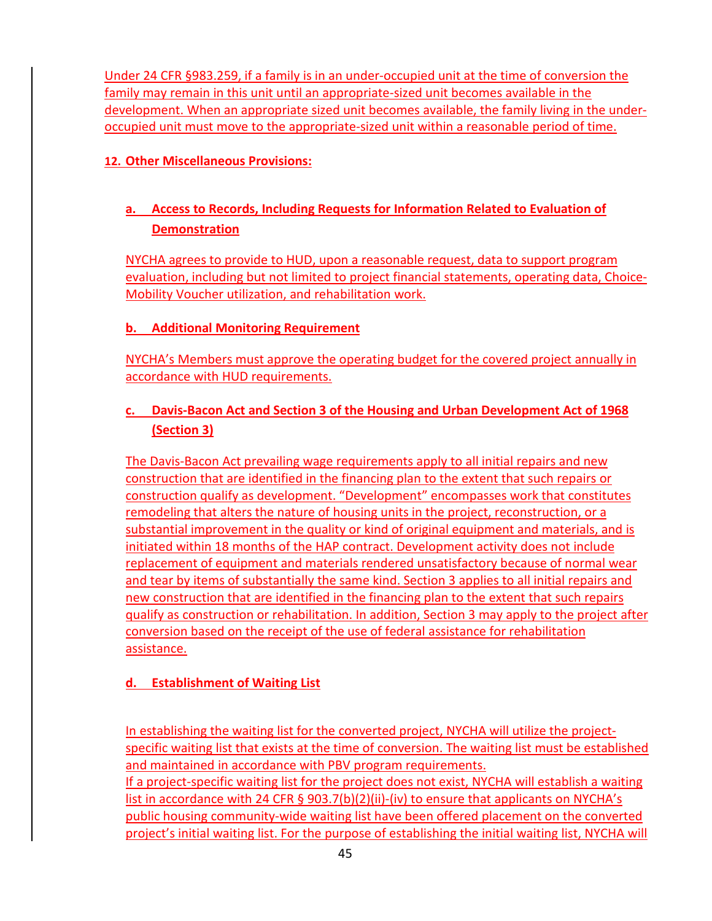Under 24 CFR §983.259, if a family is in an under-occupied unit at the time of conversion the family may remain in this unit until an appropriate-sized unit becomes available in the development. When an appropriate sized unit becomes available, the family living in the under-occupied unit must move to the appropriate-sized unit within a reasonable period of time.

**12. Other Miscellaneous Provisions:**

**a. Access to Records, Including Requests for Information Related to Evaluation of Demonstration**

NYCHA agrees to provide to HUD, upon a reasonable request, data to support program evaluation, including but not limited to project financial statements, operating data, Choice-Mobility Voucher utilization, and rehabilitation work.

**b. Additional Monitoring Requirement**

NYCHA's Members must approve the operating budget for the covered project annually in accordance with HUD requirements.

**c. Davis-Bacon Act and Section 3 of the Housing and Urban Development Act of 1968 (Section 3)**

The Davis-Bacon Act prevailing wage requirements apply to all initial repairs and new construction that are identified in the financing plan to the extent that such repairs or construction qualify as development. "Development" encompasses work that constitutes remodeling that alters the nature of housing units in the project, reconstruction, or a substantial improvement in the quality or kind of original equipment and materials, and is initiated within 18 months of the HAP contract. Development activity does not include replacement of equipment and materials rendered unsatisfactory because of normal wear and tear by items of substantially the same kind. Section 3 applies to all initial repairs and new construction that are identified in the financing plan to the extent that such repairs qualify as construction or rehabilitation. In addition, Section 3 may apply to the project after conversion based on the receipt of the use of federal assistance for rehabilitation assistance.

**d. Establishment of Waiting List**

In establishing the waiting list for the converted project, NYCHA will utilize the project-specific waiting list that exists at the time of conversion. The waiting list must be established and maintained in accordance with PBV program requirements.
If a project-specific waiting list for the project does not exist, NYCHA will establish a waiting list in accordance with 24 CFR § 903.7(b)(2)(ii)-(iv) to ensure that applicants on NYCHA's public housing community-wide waiting list have been offered placement on the converted project's initial waiting list. For the purpose of establishing the initial waiting list, NYCHA will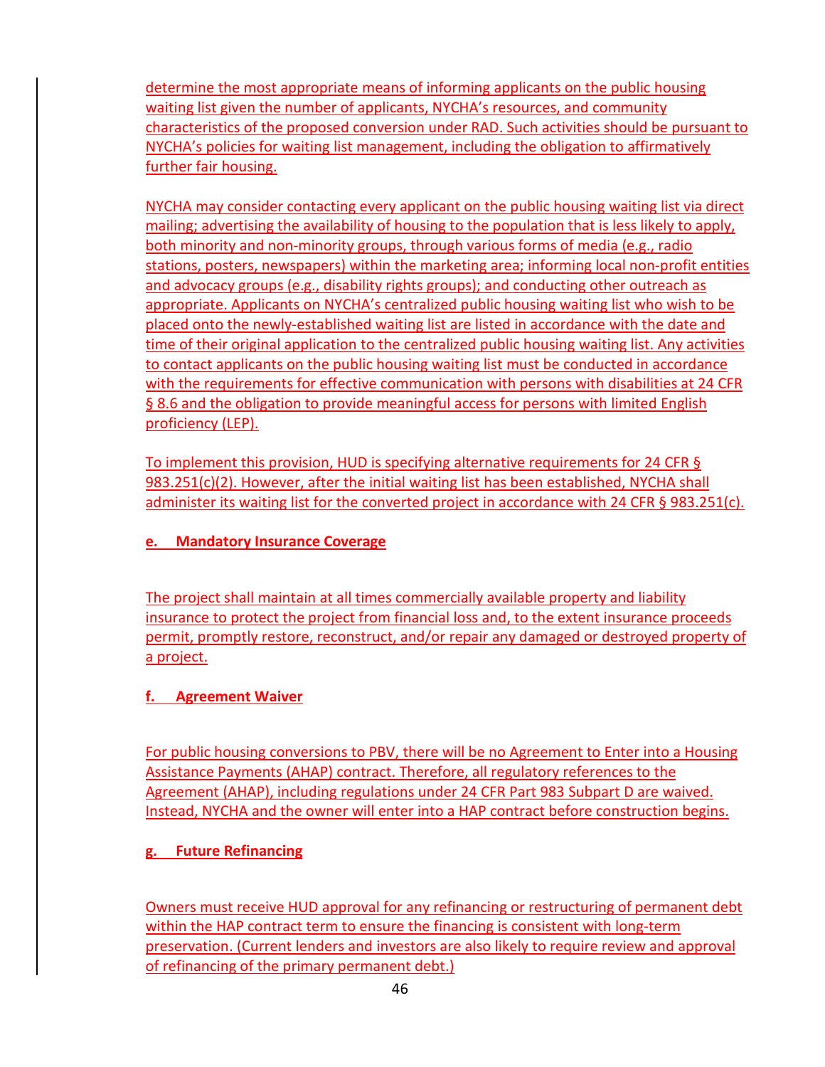determine the most appropriate means of informing applicants on the public housing waiting list given the number of applicants, NYCHA's resources, and community characteristics of the proposed conversion under RAD. Such activities should be pursuant to NYCHA's policies for waiting list management, including the obligation to affirmatively further fair housing.

NYCHA may consider contacting every applicant on the public housing waiting list via direct mailing; advertising the availability of housing to the population that is less likely to apply, both minority and non-minority groups, through various forms of media (e.g., radio stations, posters, newspapers) within the marketing area; informing local non-profit entities and advocacy groups (e.g., disability rights groups); and conducting other outreach as appropriate. Applicants on NYCHA's centralized public housing waiting list who wish to be placed onto the newly-established waiting list are listed in accordance with the date and time of their original application to the centralized public housing waiting list. Any activities to contact applicants on the public housing waiting list must be conducted in accordance with the requirements for effective communication with persons with disabilities at 24 CFR § 8.6 and the obligation to provide meaningful access for persons with limited English proficiency (LEP).

To implement this provision, HUD is specifying alternative requirements for 24 CFR § 983.251(c)(2). However, after the initial waiting list has been established, NYCHA shall administer its waiting list for the converted project in accordance with 24 CFR § 983.251(c).

**e. Mandatory Insurance Coverage**

The project shall maintain at all times commercially available property and liability insurance to protect the project from financial loss and, to the extent insurance proceeds permit, promptly restore, reconstruct, and/or repair any damaged or destroyed property of a project.

**f. Agreement Waiver**

For public housing conversions to PBV, there will be no Agreement to Enter into a Housing Assistance Payments (AHAP) contract. Therefore, all regulatory references to the Agreement (AHAP), including regulations under 24 CFR Part 983 Subpart D are waived. Instead, NYCHA and the owner will enter into a HAP contract before construction begins.

**g. Future Refinancing**

Owners must receive HUD approval for any refinancing or restructuring of permanent debt within the HAP contract term to ensure the financing is consistent with long-term preservation. (Current lenders and investors are also likely to require review and approval of refinancing of the primary permanent debt.)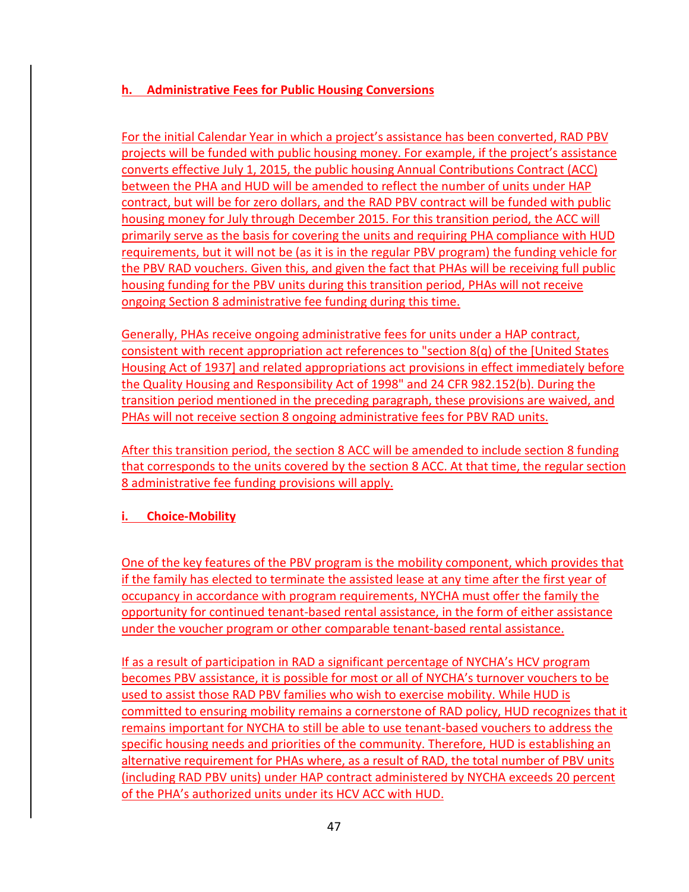### h. Administrative Fees for Public Housing Conversions

For the initial Calendar Year in which a project's assistance has been converted, RAD PBV projects will be funded with public housing money. For example, if the project's assistance converts effective July 1, 2015, the public housing Annual Contributions Contract (ACC) between the PHA and HUD will be amended to reflect the number of units under HAP contract, but will be for zero dollars, and the RAD PBV contract will be funded with public housing money for July through December 2015. For this transition period, the ACC will primarily serve as the basis for covering the units and requiring PHA compliance with HUD requirements, but it will not be (as it is in the regular PBV program) the funding vehicle for the PBV RAD vouchers. Given this, and given the fact that PHAs will be receiving full public housing funding for the PBV units during this transition period, PHAs will not receive ongoing Section 8 administrative fee funding during this time.

Generally, PHAs receive ongoing administrative fees for units under a HAP contract, consistent with recent appropriation act references to "section 8(q) of the [United States Housing Act of 1937] and related appropriations act provisions in effect immediately before the Quality Housing and Responsibility Act of 1998" and 24 CFR 982.152(b). During the transition period mentioned in the preceding paragraph, these provisions are waived, and PHAs will not receive section 8 ongoing administrative fees for PBV RAD units.

After this transition period, the section 8 ACC will be amended to include section 8 funding that corresponds to the units covered by the section 8 ACC. At that time, the regular section 8 administrative fee funding provisions will apply.

### i. Choice-Mobility

One of the key features of the PBV program is the mobility component, which provides that if the family has elected to terminate the assisted lease at any time after the first year of occupancy in accordance with program requirements, NYCHA must offer the family the opportunity for continued tenant-based rental assistance, in the form of either assistance under the voucher program or other comparable tenant-based rental assistance.

If as a result of participation in RAD a significant percentage of NYCHA's HCV program becomes PBV assistance, it is possible for most or all of NYCHA's turnover vouchers to be used to assist those RAD PBV families who wish to exercise mobility. While HUD is committed to ensuring mobility remains a cornerstone of RAD policy, HUD recognizes that it remains important for NYCHA to still be able to use tenant-based vouchers to address the specific housing needs and priorities of the community. Therefore, HUD is establishing an alternative requirement for PHAs where, as a result of RAD, the total number of PBV units (including RAD PBV units) under HAP contract administered by NYCHA exceeds 20 percent of the PHA's authorized units under its HCV ACC with HUD.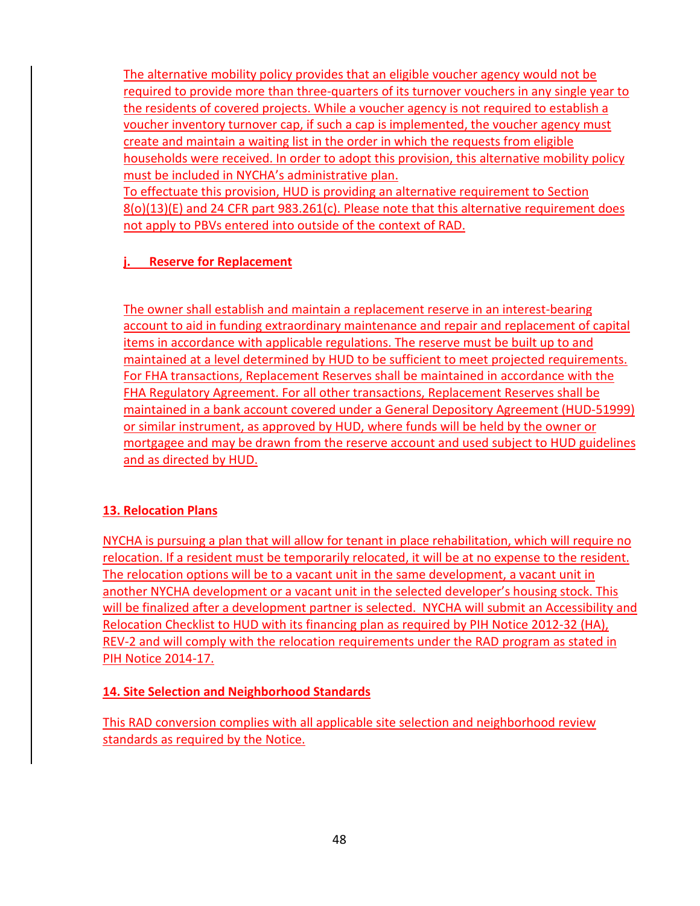The alternative mobility policy provides that an eligible voucher agency would not be required to provide more than three-quarters of its turnover vouchers in any single year to the residents of covered projects. While a voucher agency is not required to establish a voucher inventory turnover cap, if such a cap is implemented, the voucher agency must create and maintain a waiting list in the order in which the requests from eligible households were received. In order to adopt this provision, this alternative mobility policy must be included in NYCHA's administrative plan.

To effectuate this provision, HUD is providing an alternative requirement to Section 8(o)(13)(E) and 24 CFR part 983.261(c). Please note that this alternative requirement does not apply to PBVs entered into outside of the context of RAD.

**j. Reserve for Replacement**

The owner shall establish and maintain a replacement reserve in an interest-bearing account to aid in funding extraordinary maintenance and repair and replacement of capital items in accordance with applicable regulations. The reserve must be built up to and maintained at a level determined by HUD to be sufficient to meet projected requirements. For FHA transactions, Replacement Reserves shall be maintained in accordance with the FHA Regulatory Agreement. For all other transactions, Replacement Reserves shall be maintained in a bank account covered under a General Depository Agreement (HUD-51999) or similar instrument, as approved by HUD, where funds will be held by the owner or mortgagee and may be drawn from the reserve account and used subject to HUD guidelines and as directed by HUD.

**13. Relocation Plans**

NYCHA is pursuing a plan that will allow for tenant in place rehabilitation, which will require no relocation. If a resident must be temporarily relocated, it will be at no expense to the resident. The relocation options will be to a vacant unit in the same development, a vacant unit in another NYCHA development or a vacant unit in the selected developer's housing stock. This will be finalized after a development partner is selected. NYCHA will submit an Accessibility and Relocation Checklist to HUD with its financing plan as required by PIH Notice 2012-32 (HA), REV-2 and will comply with the relocation requirements under the RAD program as stated in PIH Notice 2014-17.

**14. Site Selection and Neighborhood Standards**

This RAD conversion complies with all applicable site selection and neighborhood review standards as required by the Notice.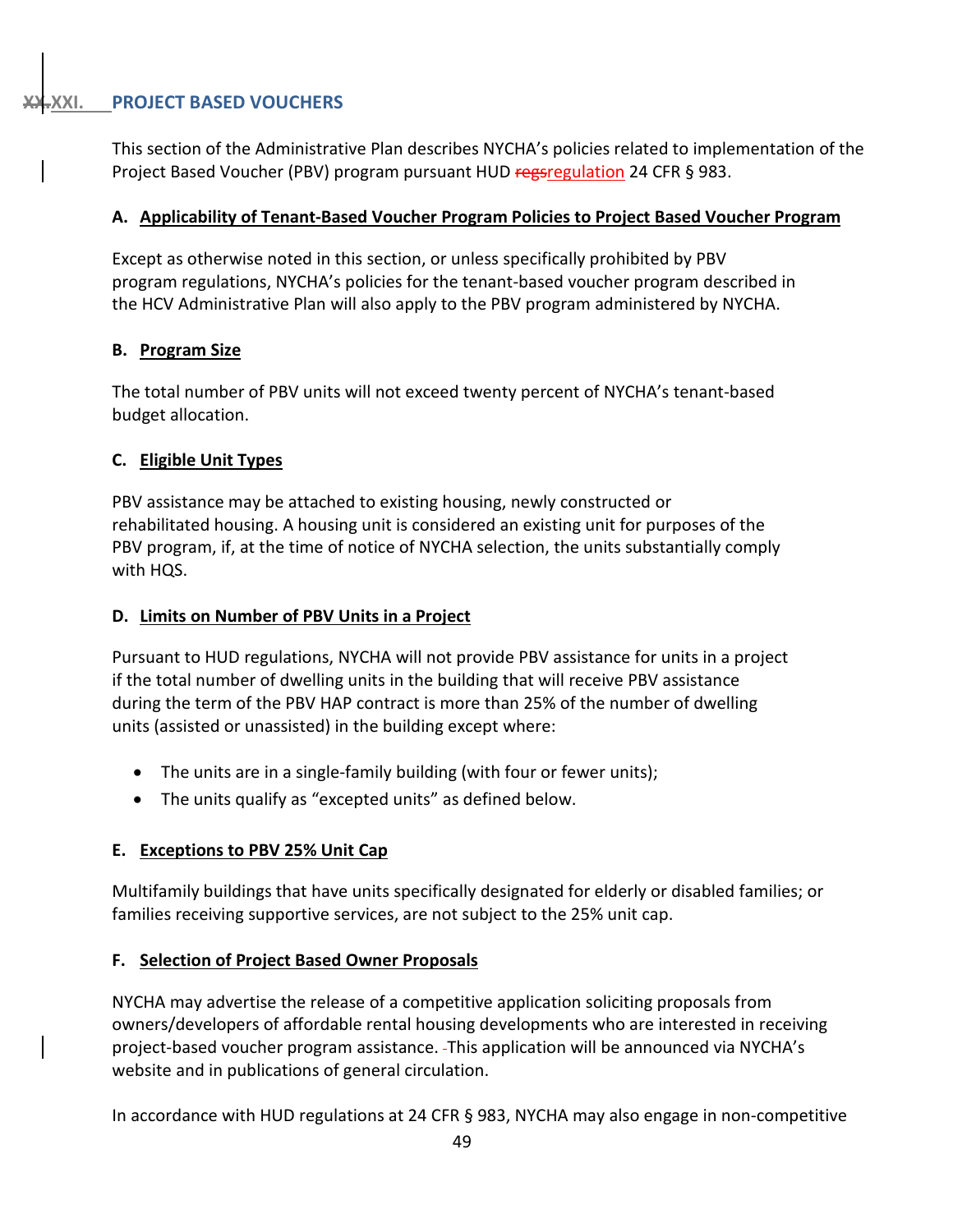## XX.XXI. PROJECT BASED VOUCHERS

This section of the Administrative Plan describes NYCHA's policies related to implementation of the Project Based Voucher (PBV) program pursuant HUD regsregulation 24 CFR § 983.

### A. Applicability of Tenant-Based Voucher Program Policies to Project Based Voucher Program

Except as otherwise noted in this section, or unless specifically prohibited by PBV program regulations, NYCHA's policies for the tenant-based voucher program described in the HCV Administrative Plan will also apply to the PBV program administered by NYCHA.

### B. Program Size

The total number of PBV units will not exceed twenty percent of NYCHA's tenant-based budget allocation.

### C. Eligible Unit Types

PBV assistance may be attached to existing housing, newly constructed or rehabilitated housing. A housing unit is considered an existing unit for purposes of the PBV program, if, at the time of notice of NYCHA selection, the units substantially comply with HQS.

### D. Limits on Number of PBV Units in a Project

Pursuant to HUD regulations, NYCHA will not provide PBV assistance for units in a project if the total number of dwelling units in the building that will receive PBV assistance during the term of the PBV HAP contract is more than 25% of the number of dwelling units (assisted or unassisted) in the building except where:

- The units are in a single-family building (with four or fewer units);
- The units qualify as "excepted units" as defined below.

### E. Exceptions to PBV 25% Unit Cap

Multifamily buildings that have units specifically designated for elderly or disabled families; or families receiving supportive services, are not subject to the 25% unit cap.

### F. Selection of Project Based Owner Proposals

NYCHA may advertise the release of a competitive application soliciting proposals from owners/developers of affordable rental housing developments who are interested in receiving project-based voucher program assistance. This application will be announced via NYCHA's website and in publications of general circulation.

In accordance with HUD regulations at 24 CFR § 983, NYCHA may also engage in non-competitive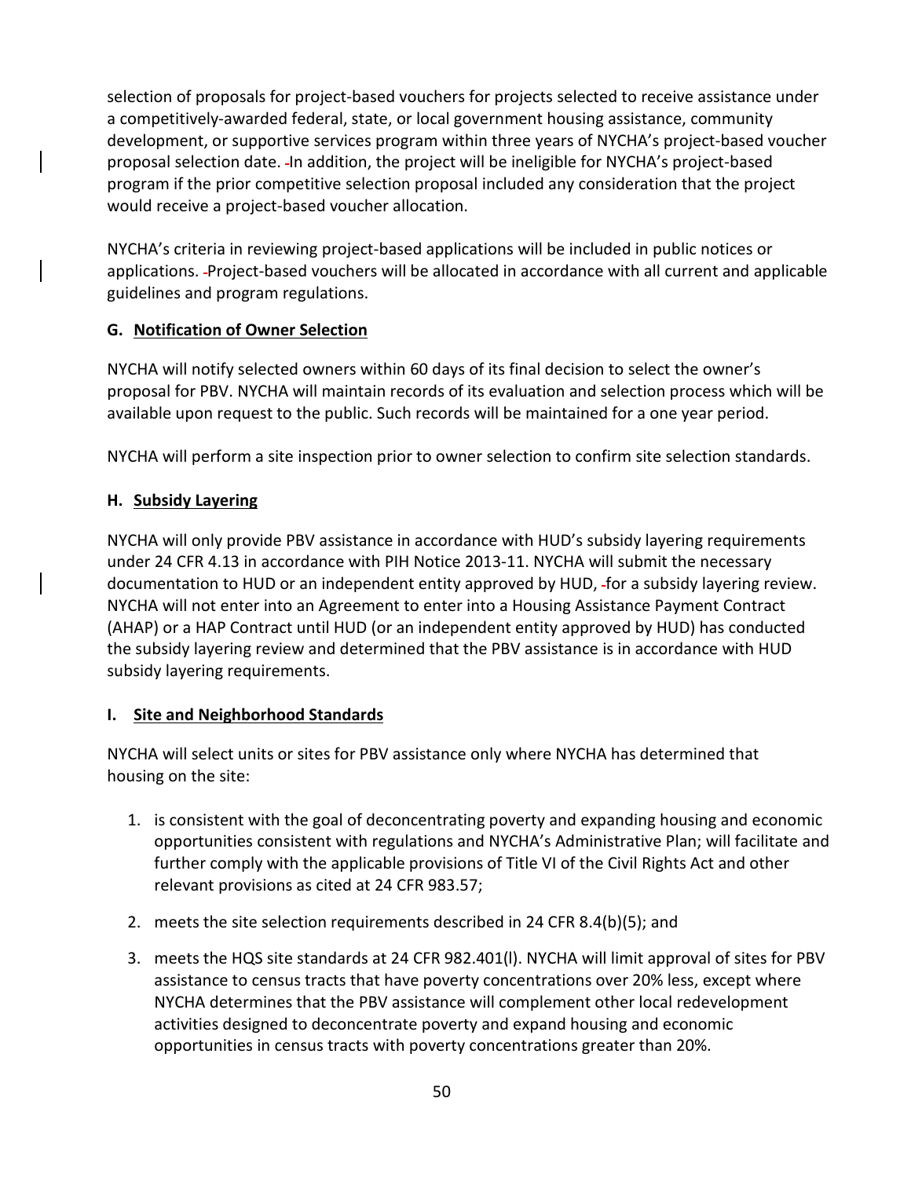selection of proposals for project-based vouchers for projects selected to receive assistance under a competitively-awarded federal, state, or local government housing assistance, community development, or supportive services program within three years of NYCHA's project-based voucher proposal selection date. In addition, the project will be ineligible for NYCHA's project-based program if the prior competitive selection proposal included any consideration that the project would receive a project-based voucher allocation.

NYCHA's criteria in reviewing project-based applications will be included in public notices or applications. Project-based vouchers will be allocated in accordance with all current and applicable guidelines and program regulations.

### G. Notification of Owner Selection

NYCHA will notify selected owners within 60 days of its final decision to select the owner's proposal for PBV. NYCHA will maintain records of its evaluation and selection process which will be available upon request to the public. Such records will be maintained for a one year period.

NYCHA will perform a site inspection prior to owner selection to confirm site selection standards.

### H. Subsidy Layering

NYCHA will only provide PBV assistance in accordance with HUD's subsidy layering requirements under 24 CFR 4.13 in accordance with PIH Notice 2013-11. NYCHA will submit the necessary documentation to HUD or an independent entity approved by HUD, for a subsidy layering review. NYCHA will not enter into an Agreement to enter into a Housing Assistance Payment Contract (AHAP) or a HAP Contract until HUD (or an independent entity approved by HUD) has conducted the subsidy layering review and determined that the PBV assistance is in accordance with HUD subsidy layering requirements.

### I. Site and Neighborhood Standards

NYCHA will select units or sites for PBV assistance only where NYCHA has determined that housing on the site:

1. is consistent with the goal of deconcentrating poverty and expanding housing and economic opportunities consistent with regulations and NYCHA's Administrative Plan; will facilitate and further comply with the applicable provisions of Title VI of the Civil Rights Act and other relevant provisions as cited at 24 CFR 983.57;
2. meets the site selection requirements described in 24 CFR 8.4(b)(5); and
3. meets the HQS site standards at 24 CFR 982.401(l). NYCHA will limit approval of sites for PBV assistance to census tracts that have poverty concentrations over 20% less, except where NYCHA determines that the PBV assistance will complement other local redevelopment activities designed to deconcentrate poverty and expand housing and economic opportunities in census tracts with poverty concentrations greater than 20%.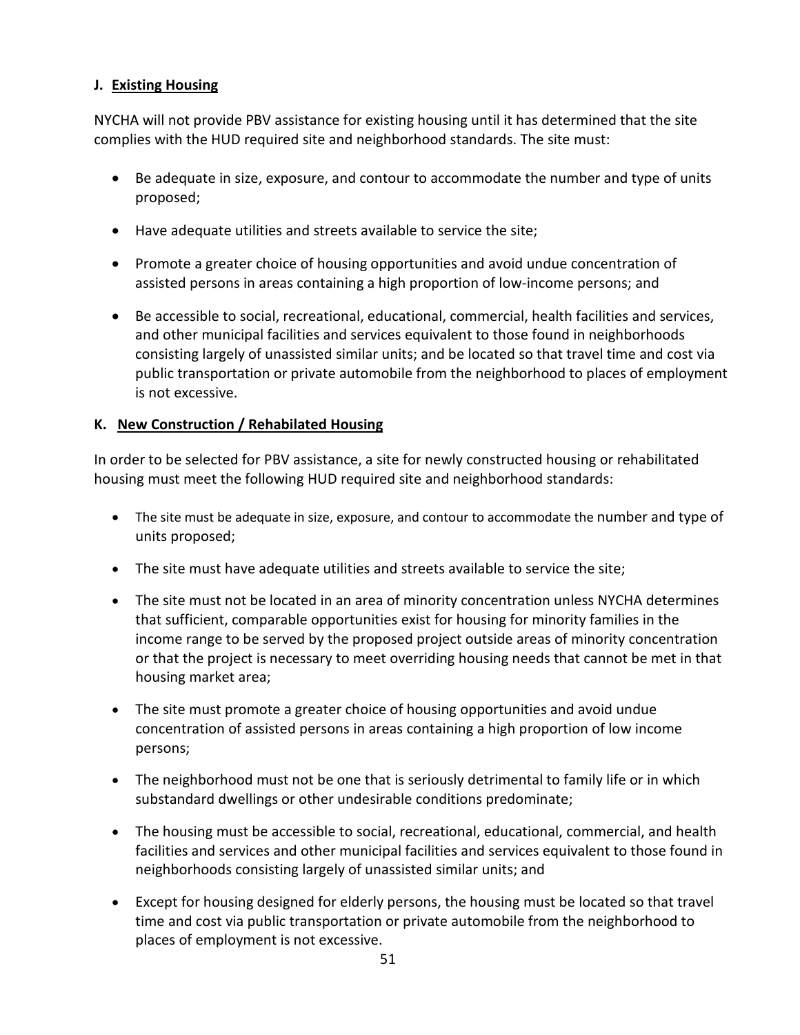### J. Existing Housing

NYCHA will not provide PBV assistance for existing housing until it has determined that the site complies with the HUD required site and neighborhood standards. The site must:

- Be adequate in size, exposure, and contour to accommodate the number and type of units proposed;
- Have adequate utilities and streets available to service the site;
- Promote a greater choice of housing opportunities and avoid undue concentration of assisted persons in areas containing a high proportion of low-income persons; and
- Be accessible to social, recreational, educational, commercial, health facilities and services, and other municipal facilities and services equivalent to those found in neighborhoods consisting largely of unassisted similar units; and be located so that travel time and cost via public transportation or private automobile from the neighborhood to places of employment is not excessive.

### K. New Construction / Rehabilated Housing

In order to be selected for PBV assistance, a site for newly constructed housing or rehabilitated housing must meet the following HUD required site and neighborhood standards:

- The site must be adequate in size, exposure, and contour to accommodate the number and type of units proposed;
- The site must have adequate utilities and streets available to service the site;
- The site must not be located in an area of minority concentration unless NYCHA determines that sufficient, comparable opportunities exist for housing for minority families in the income range to be served by the proposed project outside areas of minority concentration or that the project is necessary to meet overriding housing needs that cannot be met in that housing market area;
- The site must promote a greater choice of housing opportunities and avoid undue concentration of assisted persons in areas containing a high proportion of low income persons;
- The neighborhood must not be one that is seriously detrimental to family life or in which substandard dwellings or other undesirable conditions predominate;
- The housing must be accessible to social, recreational, educational, commercial, and health facilities and services and other municipal facilities and services equivalent to those found in neighborhoods consisting largely of unassisted similar units; and
- Except for housing designed for elderly persons, the housing must be located so that travel time and cost via public transportation or private automobile from the neighborhood to places of employment is not excessive.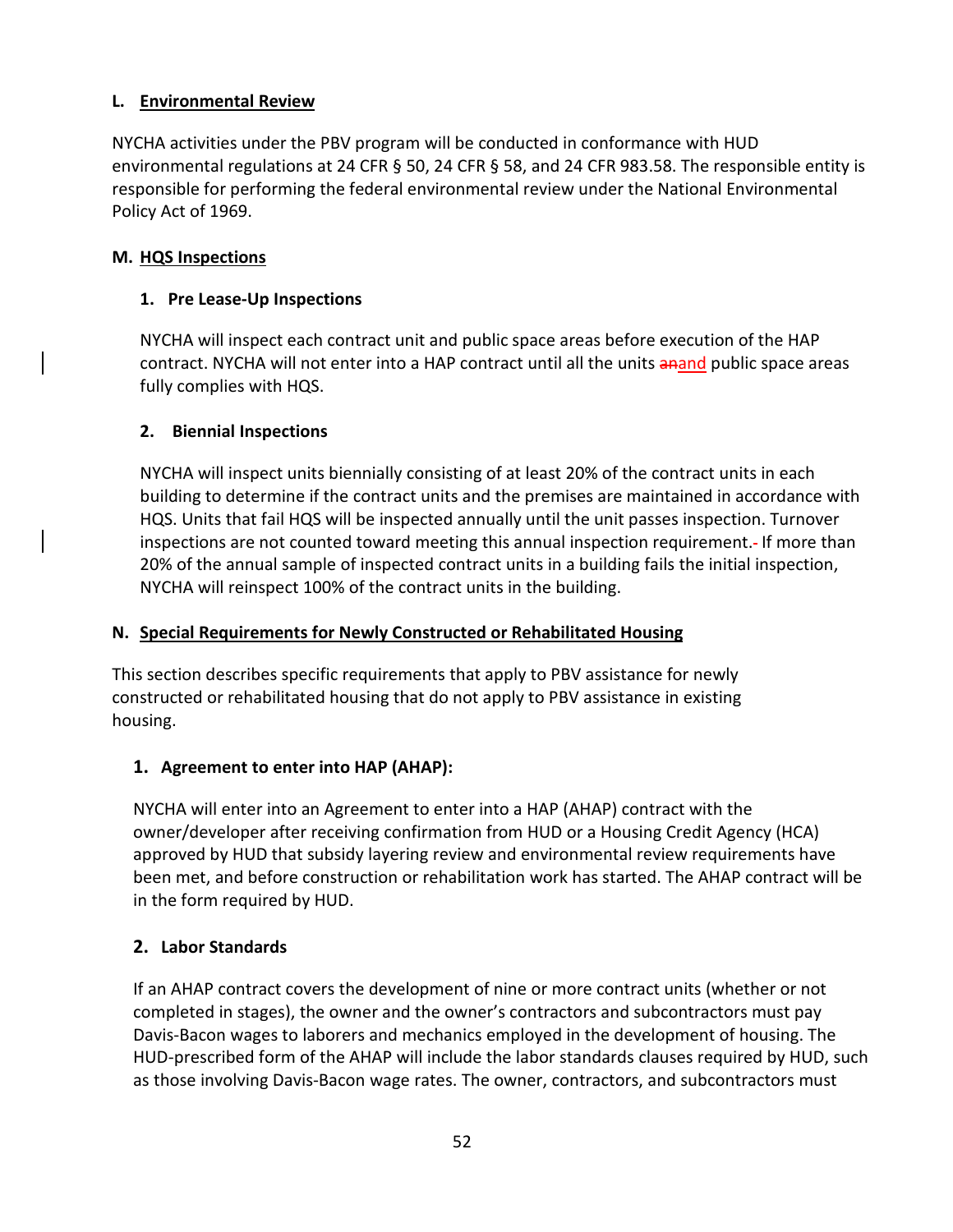### L. Environmental Review

NYCHA activities under the PBV program will be conducted in conformance with HUD environmental regulations at 24 CFR § 50, 24 CFR § 58, and 24 CFR 983.58. The responsible entity is responsible for performing the federal environmental review under the National Environmental Policy Act of 1969.

### M. HQS Inspections

#### 1. Pre Lease-Up Inspections

NYCHA will inspect each contract unit and public space areas before execution of the HAP contract. NYCHA will not enter into a HAP contract until all the units ~~an~~and public space areas fully complies with HQS.

#### 2. Biennial Inspections

NYCHA will inspect units biennially consisting of at least 20% of the contract units in each building to determine if the contract units and the premises are maintained in accordance with HQS. Units that fail HQS will be inspected annually until the unit passes inspection. Turnover inspections are not counted toward meeting this annual inspection requirement.~~-~~ If more than 20% of the annual sample of inspected contract units in a building fails the initial inspection, NYCHA will reinspect 100% of the contract units in the building.

### N. Special Requirements for Newly Constructed or Rehabilitated Housing

This section describes specific requirements that apply to PBV assistance for newly constructed or rehabilitated housing that do not apply to PBV assistance in existing housing.

#### 1. Agreement to enter into HAP (AHAP):

NYCHA will enter into an Agreement to enter into a HAP (AHAP) contract with the owner/developer after receiving confirmation from HUD or a Housing Credit Agency (HCA) approved by HUD that subsidy layering review and environmental review requirements have been met, and before construction or rehabilitation work has started. The AHAP contract will be in the form required by HUD.

#### 2. Labor Standards

If an AHAP contract covers the development of nine or more contract units (whether or not completed in stages), the owner and the owner's contractors and subcontractors must pay Davis-Bacon wages to laborers and mechanics employed in the development of housing. The HUD-prescribed form of the AHAP will include the labor standards clauses required by HUD, such as those involving Davis-Bacon wage rates. The owner, contractors, and subcontractors must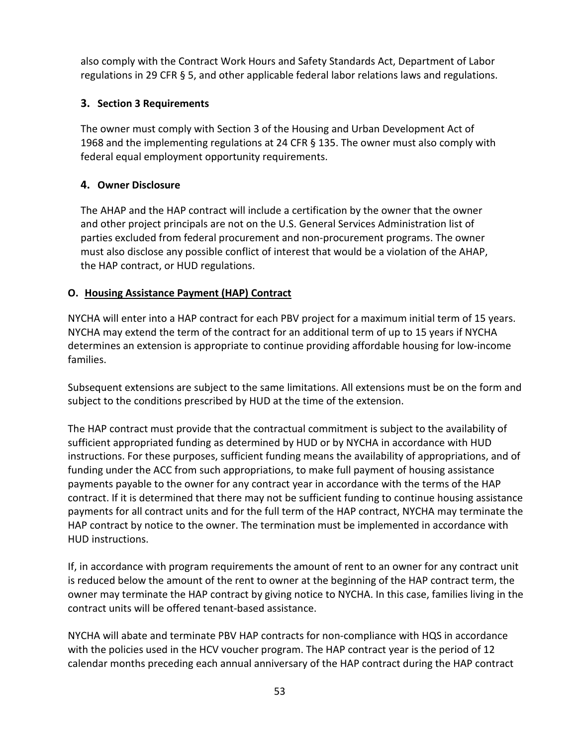also comply with the Contract Work Hours and Safety Standards Act, Department of Labor regulations in 29 CFR § 5, and other applicable federal labor relations laws and regulations.

### 3. Section 3 Requirements

The owner must comply with Section 3 of the Housing and Urban Development Act of 1968 and the implementing regulations at 24 CFR § 135. The owner must also comply with federal equal employment opportunity requirements.

### 4. Owner Disclosure

The AHAP and the HAP contract will include a certification by the owner that the owner and other project principals are not on the U.S. General Services Administration list of parties excluded from federal procurement and non-procurement programs. The owner must also disclose any possible conflict of interest that would be a violation of the AHAP, the HAP contract, or HUD regulations.

## O. Housing Assistance Payment (HAP) Contract

NYCHA will enter into a HAP contract for each PBV project for a maximum initial term of 15 years. NYCHA may extend the term of the contract for an additional term of up to 15 years if NYCHA determines an extension is appropriate to continue providing affordable housing for low-income families.

Subsequent extensions are subject to the same limitations. All extensions must be on the form and subject to the conditions prescribed by HUD at the time of the extension.

The HAP contract must provide that the contractual commitment is subject to the availability of sufficient appropriated funding as determined by HUD or by NYCHA in accordance with HUD instructions. For these purposes, sufficient funding means the availability of appropriations, and of funding under the ACC from such appropriations, to make full payment of housing assistance payments payable to the owner for any contract year in accordance with the terms of the HAP contract. If it is determined that there may not be sufficient funding to continue housing assistance payments for all contract units and for the full term of the HAP contract, NYCHA may terminate the HAP contract by notice to the owner. The termination must be implemented in accordance with HUD instructions.

If, in accordance with program requirements the amount of rent to an owner for any contract unit is reduced below the amount of the rent to owner at the beginning of the HAP contract term, the owner may terminate the HAP contract by giving notice to NYCHA. In this case, families living in the contract units will be offered tenant-based assistance.

NYCHA will abate and terminate PBV HAP contracts for non-compliance with HQS in accordance with the policies used in the HCV voucher program. The HAP contract year is the period of 12 calendar months preceding each annual anniversary of the HAP contract during the HAP contract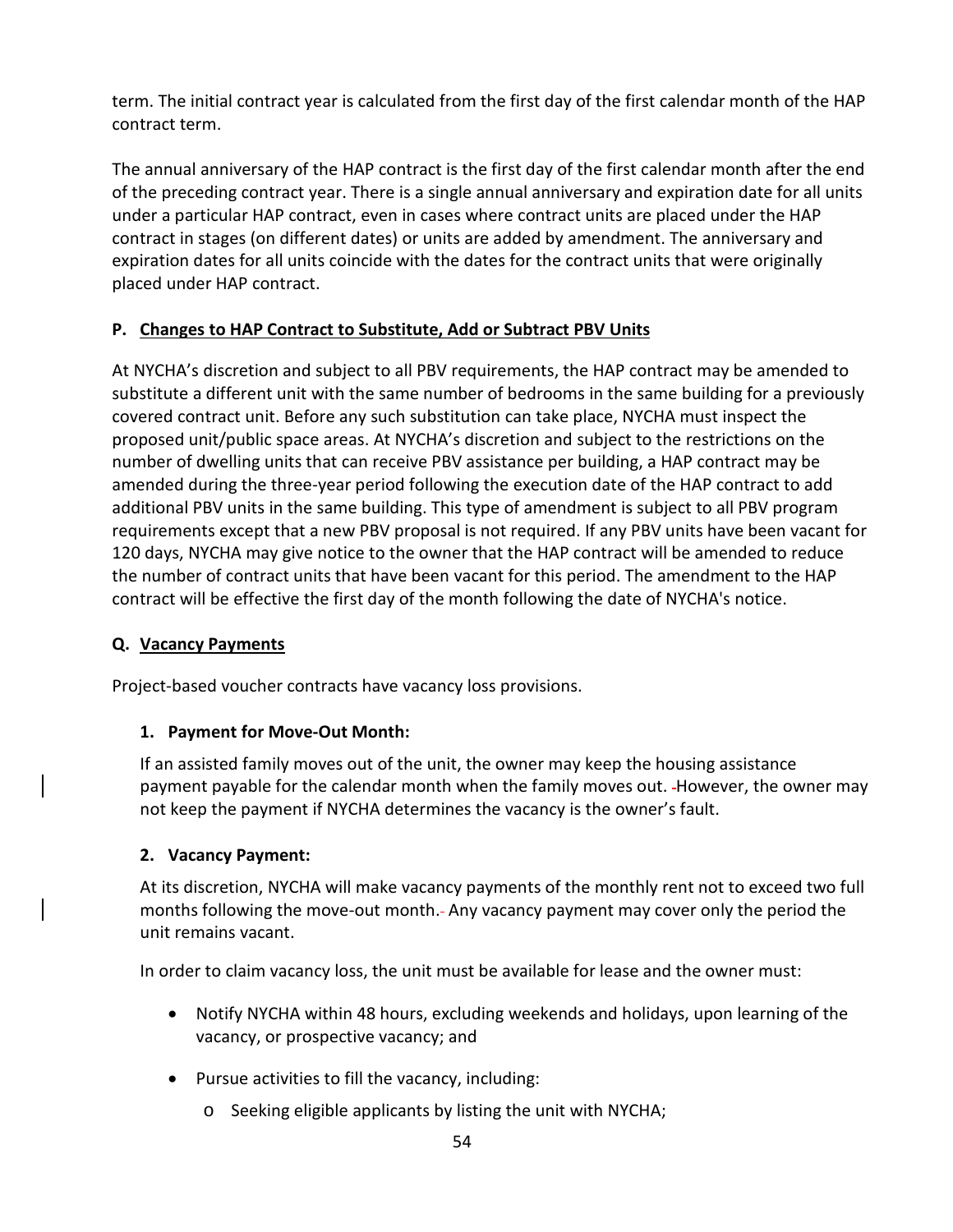term. The initial contract year is calculated from the first day of the first calendar month of the HAP contract term.

The annual anniversary of the HAP contract is the first day of the first calendar month after the end of the preceding contract year. There is a single annual anniversary and expiration date for all units under a particular HAP contract, even in cases where contract units are placed under the HAP contract in stages (on different dates) or units are added by amendment. The anniversary and expiration dates for all units coincide with the dates for the contract units that were originally placed under HAP contract.

### P. Changes to HAP Contract to Substitute, Add or Subtract PBV Units

At NYCHA's discretion and subject to all PBV requirements, the HAP contract may be amended to substitute a different unit with the same number of bedrooms in the same building for a previously covered contract unit. Before any such substitution can take place, NYCHA must inspect the proposed unit/public space areas. At NYCHA's discretion and subject to the restrictions on the number of dwelling units that can receive PBV assistance per building, a HAP contract may be amended during the three-year period following the execution date of the HAP contract to add additional PBV units in the same building. This type of amendment is subject to all PBV program requirements except that a new PBV proposal is not required. If any PBV units have been vacant for 120 days, NYCHA may give notice to the owner that the HAP contract will be amended to reduce the number of contract units that have been vacant for this period. The amendment to the HAP contract will be effective the first day of the month following the date of NYCHA's notice.

### Q. Vacancy Payments

Project-based voucher contracts have vacancy loss provisions.

#### 1. Payment for Move-Out Month:

If an assisted family moves out of the unit, the owner may keep the housing assistance payment payable for the calendar month when the family moves out. However, the owner may not keep the payment if NYCHA determines the vacancy is the owner's fault.

#### 2. Vacancy Payment:

At its discretion, NYCHA will make vacancy payments of the monthly rent not to exceed two full months following the move-out month. Any vacancy payment may cover only the period the unit remains vacant.

In order to claim vacancy loss, the unit must be available for lease and the owner must:

- Notify NYCHA within 48 hours, excluding weekends and holidays, upon learning of the vacancy, or prospective vacancy; and
- Pursue activities to fill the vacancy, including:
  - Seeking eligible applicants by listing the unit with NYCHA;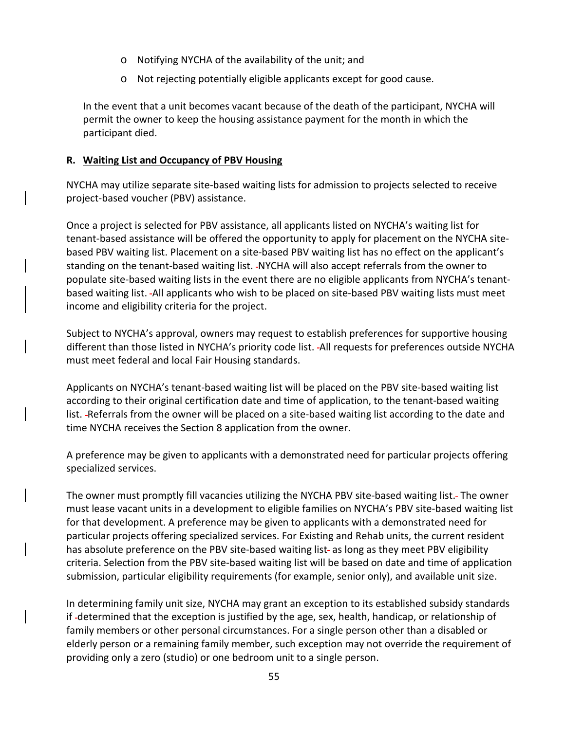- Notifying NYCHA of the availability of the unit; and
- Not rejecting potentially eligible applicants except for good cause.

In the event that a unit becomes vacant because of the death of the participant, NYCHA will permit the owner to keep the housing assistance payment for the month in which the participant died.

### R. Waiting List and Occupancy of PBV Housing

NYCHA may utilize separate site-based waiting lists for admission to projects selected to receive project-based voucher (PBV) assistance.

Once a project is selected for PBV assistance, all applicants listed on NYCHA's waiting list for tenant-based assistance will be offered the opportunity to apply for placement on the NYCHA site-based PBV waiting list. Placement on a site-based PBV waiting list has no effect on the applicant's standing on the tenant-based waiting list. NYCHA will also accept referrals from the owner to populate site-based waiting lists in the event there are no eligible applicants from NYCHA's tenant-based waiting list. All applicants who wish to be placed on site-based PBV waiting lists must meet income and eligibility criteria for the project.

Subject to NYCHA's approval, owners may request to establish preferences for supportive housing different than those listed in NYCHA's priority code list. All requests for preferences outside NYCHA must meet federal and local Fair Housing standards.

Applicants on NYCHA's tenant-based waiting list will be placed on the PBV site-based waiting list according to their original certification date and time of application, to the tenant-based waiting list. Referrals from the owner will be placed on a site-based waiting list according to the date and time NYCHA receives the Section 8 application from the owner.

A preference may be given to applicants with a demonstrated need for particular projects offering specialized services.

The owner must promptly fill vacancies utilizing the NYCHA PBV site-based waiting list. The owner must lease vacant units in a development to eligible families on NYCHA's PBV site-based waiting list for that development. A preference may be given to applicants with a demonstrated need for particular projects offering specialized services. For Existing and Rehab units, the current resident has absolute preference on the PBV site-based waiting list as long as they meet PBV eligibility criteria. Selection from the PBV site-based waiting list will be based on date and time of application submission, particular eligibility requirements (for example, senior only), and available unit size.

In determining family unit size, NYCHA may grant an exception to its established subsidy standards if determined that the exception is justified by the age, sex, health, handicap, or relationship of family members or other personal circumstances. For a single person other than a disabled or elderly person or a remaining family member, such exception may not override the requirement of providing only a zero (studio) or one bedroom unit to a single person.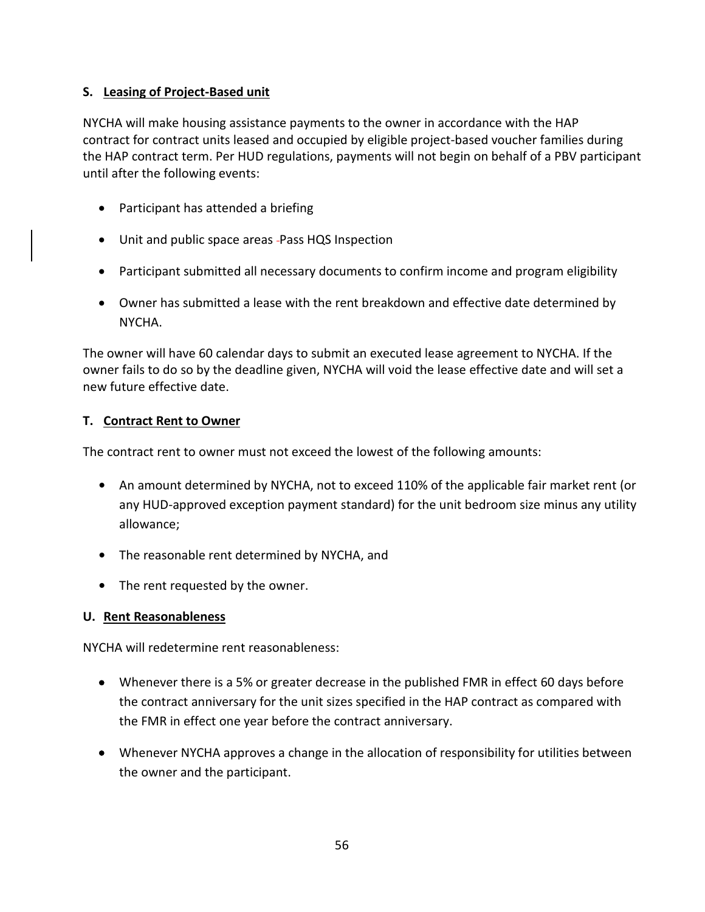### S. Leasing of Project-Based unit

NYCHA will make housing assistance payments to the owner in accordance with the HAP contract for contract units leased and occupied by eligible project-based voucher families during the HAP contract term. Per HUD regulations, payments will not begin on behalf of a PBV participant until after the following events:

- Participant has attended a briefing
- Unit and public space areas Pass HQS Inspection
- Participant submitted all necessary documents to confirm income and program eligibility
- Owner has submitted a lease with the rent breakdown and effective date determined by NYCHA.

The owner will have 60 calendar days to submit an executed lease agreement to NYCHA. If the owner fails to do so by the deadline given, NYCHA will void the lease effective date and will set a new future effective date.

### T. Contract Rent to Owner

The contract rent to owner must not exceed the lowest of the following amounts:

- An amount determined by NYCHA, not to exceed 110% of the applicable fair market rent (or any HUD-approved exception payment standard) for the unit bedroom size minus any utility allowance;
- The reasonable rent determined by NYCHA, and
- The rent requested by the owner.

### U. Rent Reasonableness

NYCHA will redetermine rent reasonableness:

- Whenever there is a 5% or greater decrease in the published FMR in effect 60 days before the contract anniversary for the unit sizes specified in the HAP contract as compared with the FMR in effect one year before the contract anniversary.
- Whenever NYCHA approves a change in the allocation of responsibility for utilities between the owner and the participant.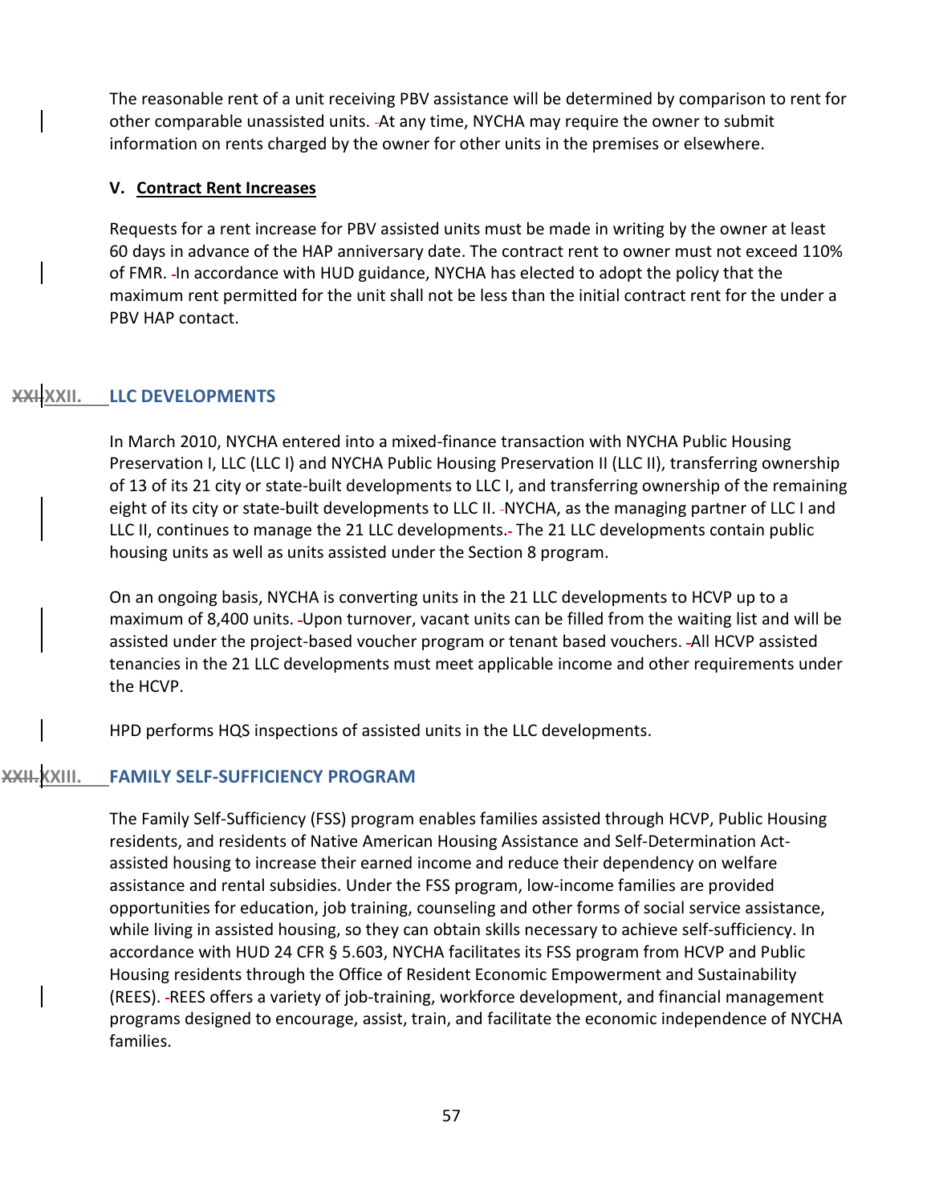The reasonable rent of a unit receiving PBV assistance will be determined by comparison to rent for other comparable unassisted units. At any time, NYCHA may require the owner to submit information on rents charged by the owner for other units in the premises or elsewhere.

### V. Contract Rent Increases

Requests for a rent increase for PBV assisted units must be made in writing by the owner at least 60 days in advance of the HAP anniversary date. The contract rent to owner must not exceed 110% of FMR. In accordance with HUD guidance, NYCHA has elected to adopt the policy that the maximum rent permitted for the unit shall not be less than the initial contract rent for the under a PBV HAP contact.

## ~~XXI.~~ XXII. LLC DEVELOPMENTS

In March 2010, NYCHA entered into a mixed-finance transaction with NYCHA Public Housing Preservation I, LLC (LLC I) and NYCHA Public Housing Preservation II (LLC II), transferring ownership of 13 of its 21 city or state-built developments to LLC I, and transferring ownership of the remaining eight of its city or state-built developments to LLC II. NYCHA, as the managing partner of LLC I and LLC II, continues to manage the 21 LLC developments. The 21 LLC developments contain public housing units as well as units assisted under the Section 8 program.

On an ongoing basis, NYCHA is converting units in the 21 LLC developments to HCVP up to a maximum of 8,400 units. Upon turnover, vacant units can be filled from the waiting list and will be assisted under the project-based voucher program or tenant based vouchers. All HCVP assisted tenancies in the 21 LLC developments must meet applicable income and other requirements under the HCVP.

HPD performs HQS inspections of assisted units in the LLC developments.

## ~~XXII.~~ XXIII. FAMILY SELF-SUFFICIENCY PROGRAM

The Family Self-Sufficiency (FSS) program enables families assisted through HCVP, Public Housing residents, and residents of Native American Housing Assistance and Self-Determination Act-assisted housing to increase their earned income and reduce their dependency on welfare assistance and rental subsidies. Under the FSS program, low-income families are provided opportunities for education, job training, counseling and other forms of social service assistance, while living in assisted housing, so they can obtain skills necessary to achieve self-sufficiency. In accordance with HUD 24 CFR § 5.603, NYCHA facilitates its FSS program from HCVP and Public Housing residents through the Office of Resident Economic Empowerment and Sustainability (REES). REES offers a variety of job-training, workforce development, and financial management programs designed to encourage, assist, train, and facilitate the economic independence of NYCHA families.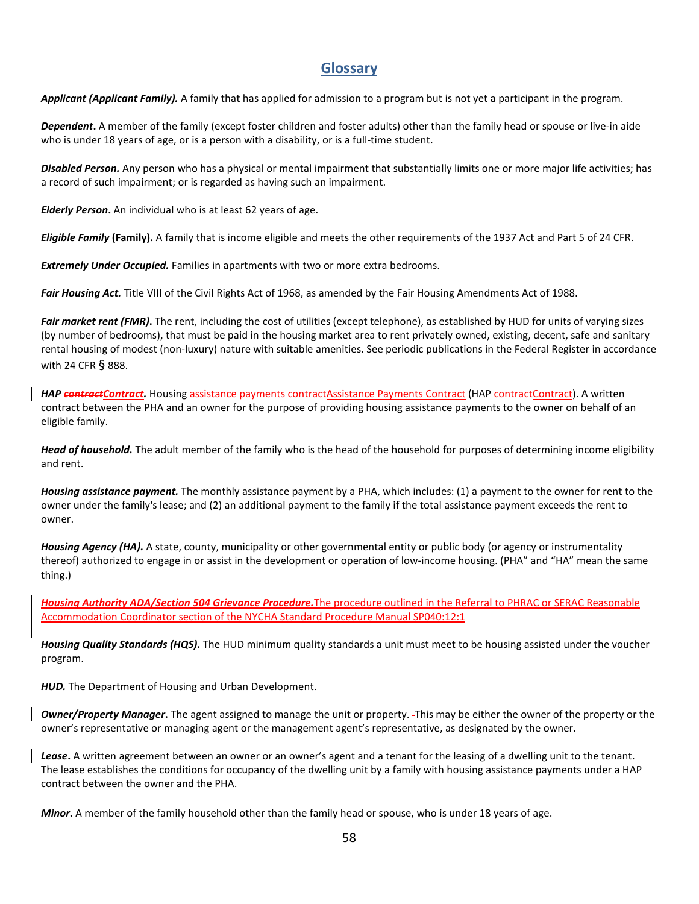## Glossary

***Applicant (Applicant Family).*** A family that has applied for admission to a program but is not yet a participant in the program.

***Dependent*****.** A member of the family (except foster children and foster adults) other than the family head or spouse or live-in aide who is under 18 years of age, or is a person with a disability, or is a full-time student.

***Disabled Person.*** Any person who has a physical or mental impairment that substantially limits one or more major life activities; has a record of such impairment; or is regarded as having such an impairment.

***Elderly Person*****.** An individual who is at least 62 years of age.

***Eligible Family*** **(Family).** A family that is income eligible and meets the other requirements of the 1937 Act and Part 5 of 24 CFR.

***Extremely Under Occupied.*** Families in apartments with two or more extra bedrooms.

***Fair Housing Act.*** Title VIII of the Civil Rights Act of 1968, as amended by the Fair Housing Amendments Act of 1988.

***Fair market rent (FMR)*****.** The rent, including the cost of utilities (except telephone), as established by HUD for units of varying sizes (by number of bedrooms), that must be paid in the housing market area to rent privately owned, existing, decent, safe and sanitary rental housing of modest (non-luxury) nature with suitable amenities. See periodic publications in the Federal Register in accordance with 24 CFR § 888.

***HAP ~~contract~~Contract.*** Housing ~~assistance payments contract~~Assistance Payments Contract (HAP ~~contract~~Contract). A written contract between the PHA and an owner for the purpose of providing housing assistance payments to the owner on behalf of an eligible family.

***Head of household.*** The adult member of the family who is the head of the household for purposes of determining income eligibility and rent.

***Housing assistance payment.*** The monthly assistance payment by a PHA, which includes: (1) a payment to the owner for rent to the owner under the family's lease; and (2) an additional payment to the family if the total assistance payment exceeds the rent to owner.

***Housing Agency (HA).*** A state, county, municipality or other governmental entity or public body (or agency or instrumentality thereof) authorized to engage in or assist in the development or operation of low-income housing. (PHA" and "HA" mean the same thing.)

***Housing Authority ADA/Section 504 Grievance Procedure.*** The procedure outlined in the Referral to PHRAC or SERAC Reasonable Accommodation Coordinator section of the NYCHA Standard Procedure Manual SP040:12:1

***Housing Quality Standards (HQS).*** The HUD minimum quality standards a unit must meet to be housing assisted under the voucher program.

***HUD.*** The Department of Housing and Urban Development.

***Owner/Property Manager*****.** The agent assigned to manage the unit or property. ~~-~~This may be either the owner of the property or the owner's representative or managing agent or the management agent's representative, as designated by the owner.

***Lease*****.** A written agreement between an owner or an owner's agent and a tenant for the leasing of a dwelling unit to the tenant. The lease establishes the conditions for occupancy of the dwelling unit by a family with housing assistance payments under a HAP contract between the owner and the PHA.

***Minor*****.** A member of the family household other than the family head or spouse, who is under 18 years of age.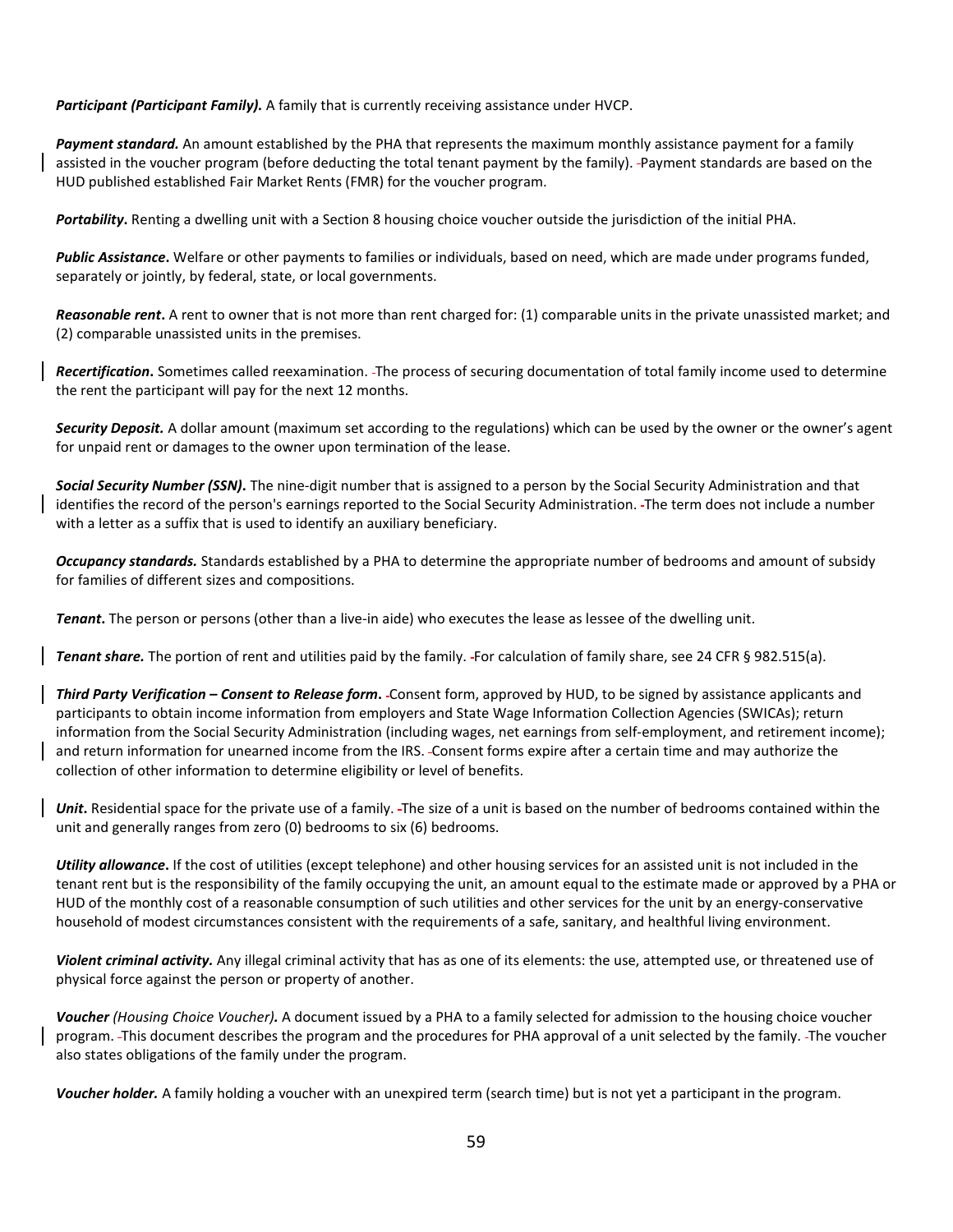***Participant (Participant Family).*** A family that is currently receiving assistance under HVCP.

***Payment standard.*** An amount established by the PHA that represents the maximum monthly assistance payment for a family assisted in the voucher program (before deducting the total tenant payment by the family). Payment standards are based on the HUD published established Fair Market Rents (FMR) for the voucher program.

***Portability*.** Renting a dwelling unit with a Section 8 housing choice voucher outside the jurisdiction of the initial PHA.

***Public Assistance*.** Welfare or other payments to families or individuals, based on need, which are made under programs funded, separately or jointly, by federal, state, or local governments.

***Reasonable rent*.** A rent to owner that is not more than rent charged for: (1) comparable units in the private unassisted market; and (2) comparable unassisted units in the premises.

***Recertification*.** Sometimes called reexamination. The process of securing documentation of total family income used to determine the rent the participant will pay for the next 12 months.

***Security Deposit.*** A dollar amount (maximum set according to the regulations) which can be used by the owner or the owner's agent for unpaid rent or damages to the owner upon termination of the lease.

***Social Security Number (SSN)*.** The nine-digit number that is assigned to a person by the Social Security Administration and that identifies the record of the person's earnings reported to the Social Security Administration. The term does not include a number with a letter as a suffix that is used to identify an auxiliary beneficiary.

***Occupancy standards.*** Standards established by a PHA to determine the appropriate number of bedrooms and amount of subsidy for families of different sizes and compositions.

***Tenant*.** The person or persons (other than a live-in aide) who executes the lease as lessee of the dwelling unit.

***Tenant share.*** The portion of rent and utilities paid by the family. For calculation of family share, see 24 CFR § 982.515(a).

***Third Party Verification – Consent to Release form*.** Consent form, approved by HUD, to be signed by assistance applicants and participants to obtain income information from employers and State Wage Information Collection Agencies (SWICAs); return information from the Social Security Administration (including wages, net earnings from self-employment, and retirement income); and return information for unearned income from the IRS. Consent forms expire after a certain time and may authorize the collection of other information to determine eligibility or level of benefits.

***Unit*.** Residential space for the private use of a family. The size of a unit is based on the number of bedrooms contained within the unit and generally ranges from zero (0) bedrooms to six (6) bedrooms.

***Utility allowance*.** If the cost of utilities (except telephone) and other housing services for an assisted unit is not included in the tenant rent but is the responsibility of the family occupying the unit, an amount equal to the estimate made or approved by a PHA or HUD of the monthly cost of a reasonable consumption of such utilities and other services for the unit by an energy-conservative household of modest circumstances consistent with the requirements of a safe, sanitary, and healthful living environment.

***Violent criminal activity.*** Any illegal criminal activity that has as one of its elements: the use, attempted use, or threatened use of physical force against the person or property of another.

***Voucher** (Housing Choice Voucher)**.*** A document issued by a PHA to a family selected for admission to the housing choice voucher program. This document describes the program and the procedures for PHA approval of a unit selected by the family. The voucher also states obligations of the family under the program.

***Voucher holder.*** A family holding a voucher with an unexpired term (search time) but is not yet a participant in the program.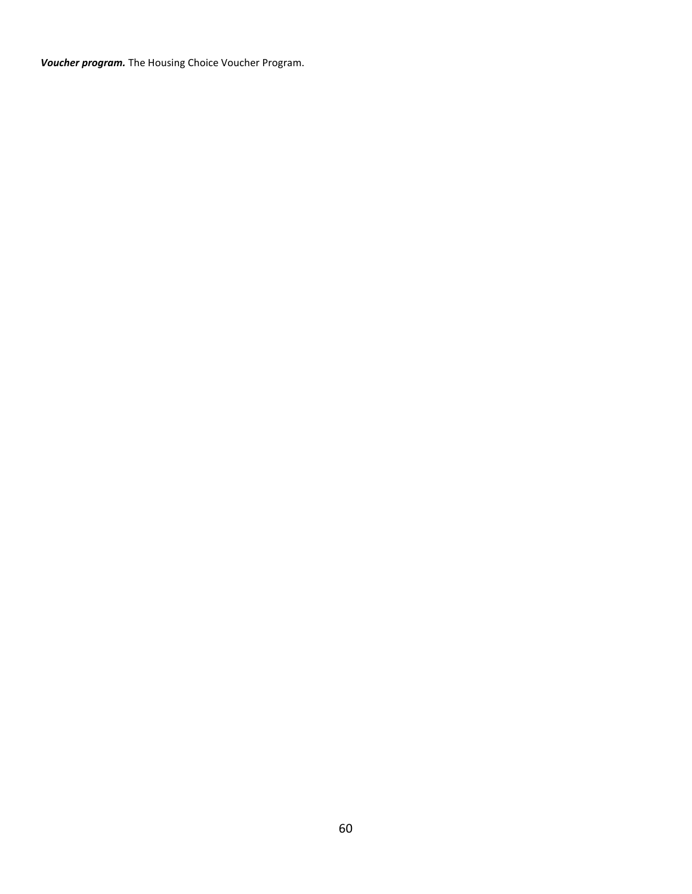***Voucher program.*** The Housing Choice Voucher Program.